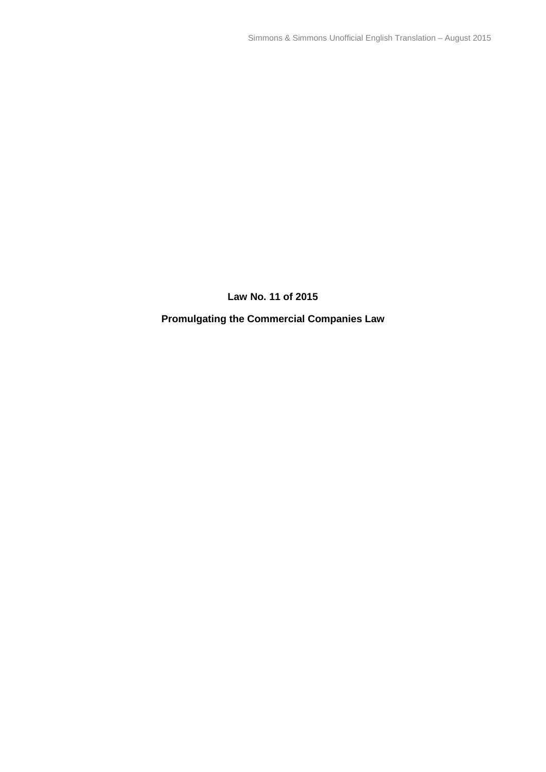# Law No. 11 of 2015

## Promulgating the Commercial Companies Law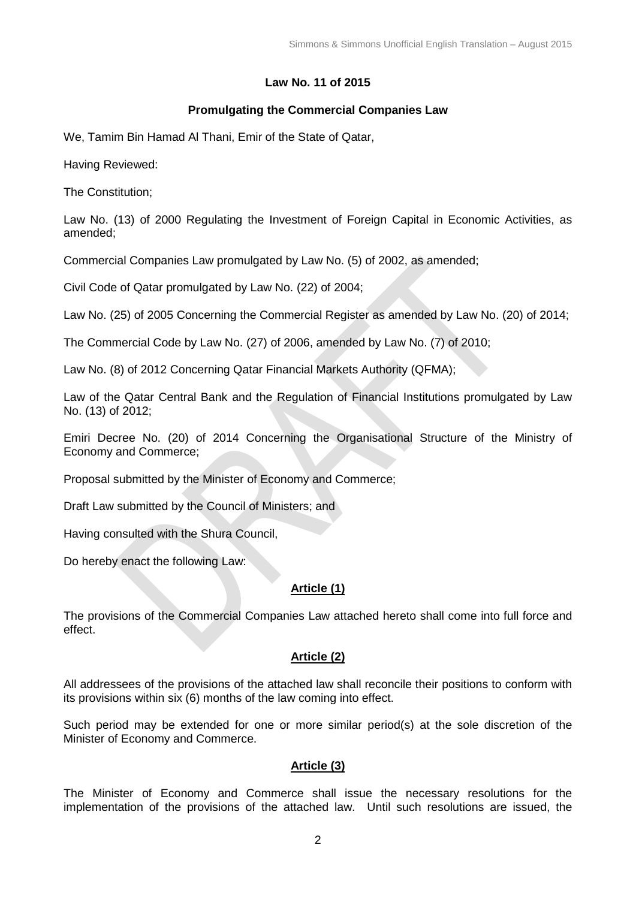**Law No. 11 of 2015**

**Promulgating the Commercial Companies Law**

We, Tamim Bin Hamad Al Thani, Emir of the State of Qatar,

Having Reviewed:

The Constitution;

Law No. (13) of 2000 Regulating the Investment of Foreign Capital in Economic Activities, as amended;

Commercial Companies Law promulgated by Law No. (5) of 2002, as amended;

Civil Code of Qatar promulgated by Law No. (22) of 2004;

Law No. (25) of 2005 Concerning the Commercial Register as amended by Law No. (20) of 2014;

The Commercial Code by Law No. (27) of 2006, amended by Law No. (7) of 2010;

Law No. (8) of 2012 Concerning Qatar Financial Markets Authority (QFMA);

Law of the Qatar Central Bank and the Regulation of Financial Institutions promulgated by Law No. (13) of 2012;

Emiri Decree No. (20) of 2014 Concerning the Organisational Structure of the Ministry of Economy and Commerce;

Proposal submitted by the Minister of Economy and Commerce;

Draft Law submitted by the Council of Ministers; and

Having consulted with the Shura Council,

Do hereby enact the following Law:

**Article (1)**

The provisions of the Commercial Companies Law attached hereto shall come into full force and effect.

**Article (2)**

All addressees of the provisions of the attached law shall reconcile their positions to conform with its provisions within six (6) months of the law coming into effect.

Such period may be extended for one or more similar period(s) at the sole discretion of the Minister of Economy and Commerce.

**Article (3)**

The Minister of Economy and Commerce shall issue the necessary resolutions for the implementation of the provisions of the attached law. Until such resolutions are issued, the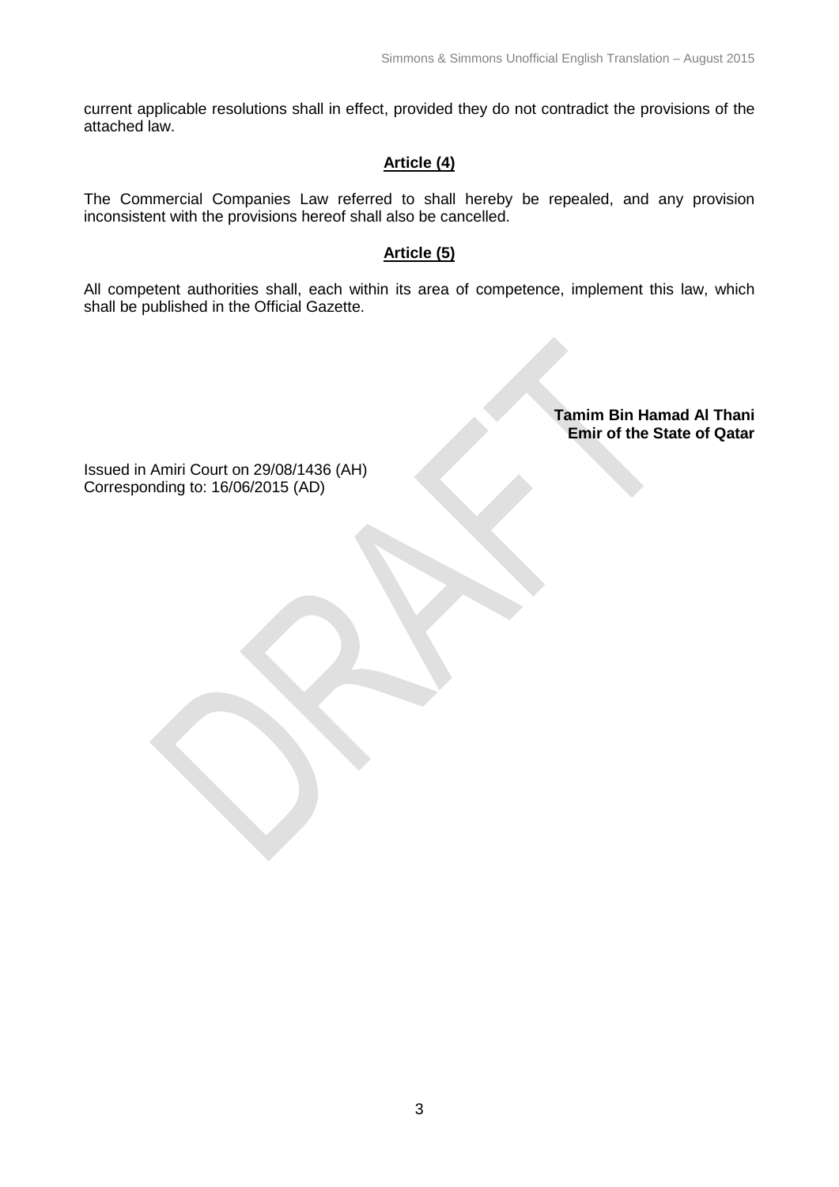current applicable resolutions shall in effect, provided they do not contradict the provisions of the attached law.

## Article (4)

The Commercial Companies Law referred to shall hereby be repealed, and any provision inconsistent with the provisions hereof shall also be cancelled.

## Article (5)

All competent authorities shall, each within its area of competence, implement this law, which shall be published in the Official Gazette.

**Tamim Bin Hamad Al Thani**
**Emir of the State of Qatar**

Issued in Amiri Court on 29/08/1436 (AH)
Corresponding to: 16/06/2015 (AD)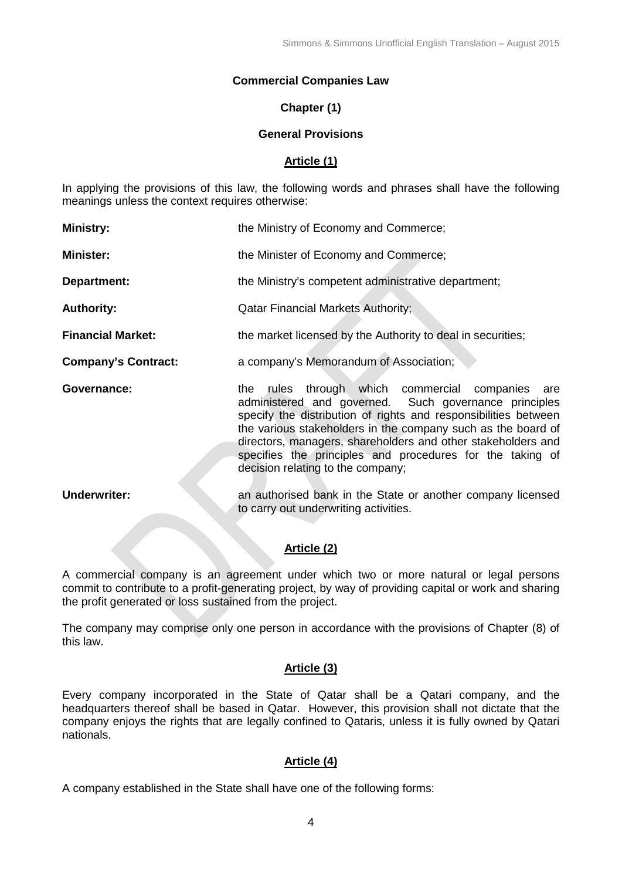# Commercial Companies Law

## Chapter (1)

## General Provisions

### Article (1)

In applying the provisions of this law, the following words and phrases shall have the following meanings unless the context requires otherwise:

**Ministry:** the Ministry of Economy and Commerce;

**Minister:** the Minister of Economy and Commerce;

**Department:** the Ministry's competent administrative department;

**Authority:** Qatar Financial Markets Authority;

**Financial Market:** the market licensed by the Authority to deal in securities;

**Company's Contract:** a company's Memorandum of Association;

**Governance:** the rules through which commercial companies are administered and governed. Such governance principles specify the distribution of rights and responsibilities between the various stakeholders in the company such as the board of directors, managers, shareholders and other stakeholders and specifies the principles and procedures for the taking of decision relating to the company;

**Underwriter:** an authorised bank in the State or another company licensed to carry out underwriting activities.

### Article (2)

A commercial company is an agreement under which two or more natural or legal persons commit to contribute to a profit-generating project, by way of providing capital or work and sharing the profit generated or loss sustained from the project.

The company may comprise only one person in accordance with the provisions of Chapter (8) of this law.

### Article (3)

Every company incorporated in the State of Qatar shall be a Qatari company, and the headquarters thereof shall be based in Qatar. However, this provision shall not dictate that the company enjoys the rights that are legally confined to Qataris, unless it is fully owned by Qatari nationals.

### Article (4)

A company established in the State shall have one of the following forms: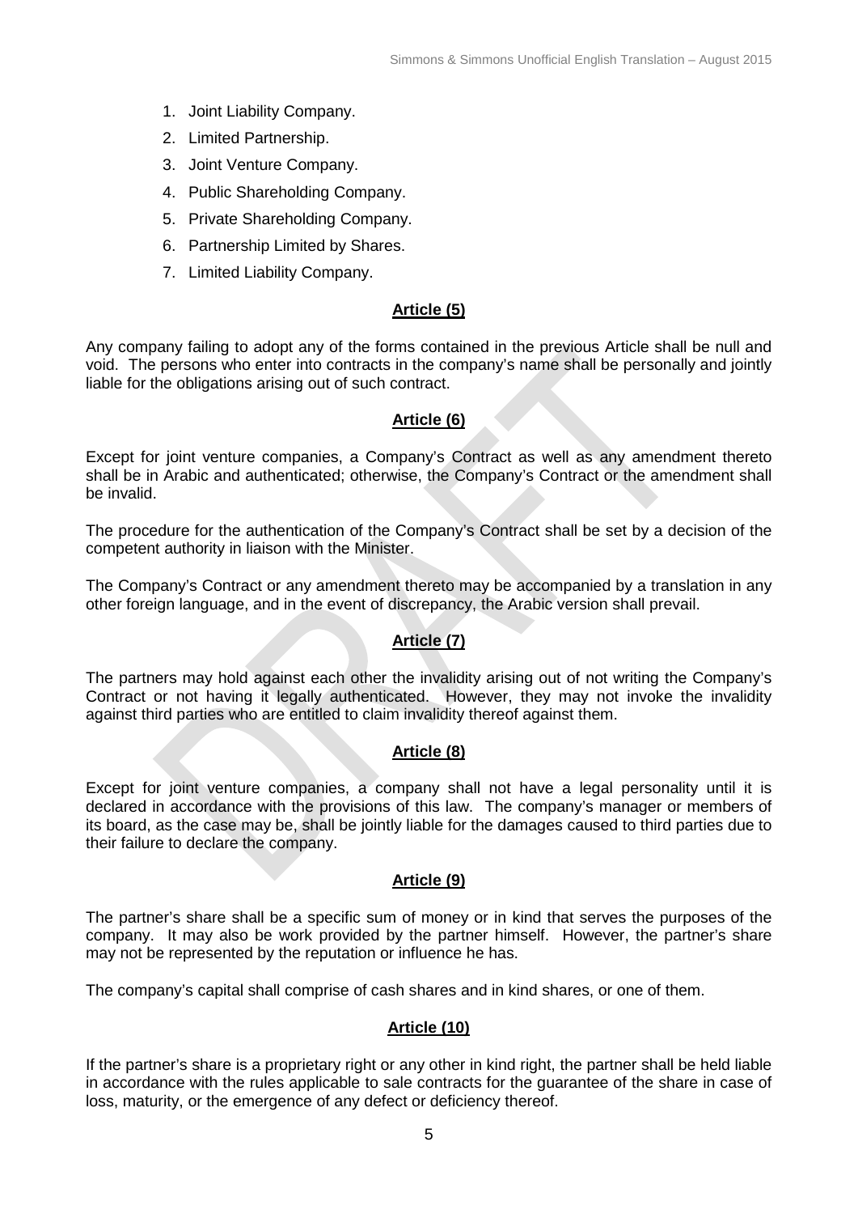1. Joint Liability Company.
2. Limited Partnership.
3. Joint Venture Company.
4. Public Shareholding Company.
5. Private Shareholding Company.
6. Partnership Limited by Shares.
7. Limited Liability Company.

## Article (5)

Any company failing to adopt any of the forms contained in the previous Article shall be null and void. The persons who enter into contracts in the company's name shall be personally and jointly liable for the obligations arising out of such contract.

## Article (6)

Except for joint venture companies, a Company's Contract as well as any amendment thereto shall be in Arabic and authenticated; otherwise, the Company's Contract or the amendment shall be invalid.

The procedure for the authentication of the Company's Contract shall be set by a decision of the competent authority in liaison with the Minister.

The Company's Contract or any amendment thereto may be accompanied by a translation in any other foreign language, and in the event of discrepancy, the Arabic version shall prevail.

## Article (7)

The partners may hold against each other the invalidity arising out of not writing the Company's Contract or not having it legally authenticated. However, they may not invoke the invalidity against third parties who are entitled to claim invalidity thereof against them.

## Article (8)

Except for joint venture companies, a company shall not have a legal personality until it is declared in accordance with the provisions of this law. The company's manager or members of its board, as the case may be, shall be jointly liable for the damages caused to third parties due to their failure to declare the company.

## Article (9)

The partner's share shall be a specific sum of money or in kind that serves the purposes of the company. It may also be work provided by the partner himself. However, the partner's share may not be represented by the reputation or influence he has.

The company's capital shall comprise of cash shares and in kind shares, or one of them.

## Article (10)

If the partner's share is a proprietary right or any other in kind right, the partner shall be held liable in accordance with the rules applicable to sale contracts for the guarantee of the share in case of loss, maturity, or the emergence of any defect or deficiency thereof.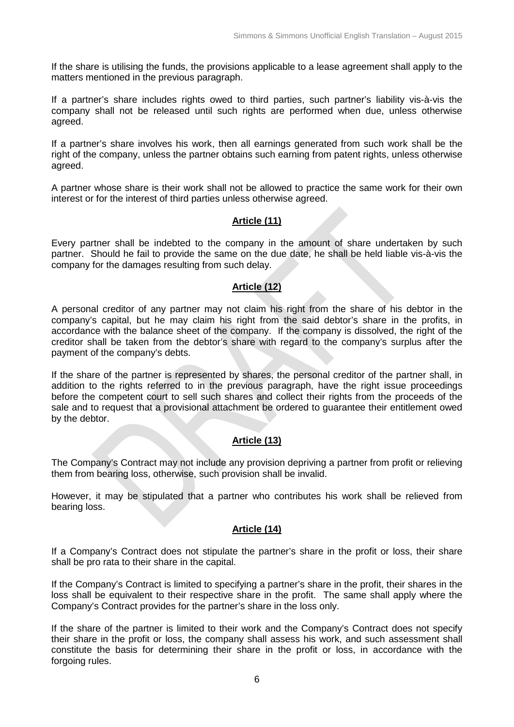If the share is utilising the funds, the provisions applicable to a lease agreement shall apply to the matters mentioned in the previous paragraph.

If a partner's share includes rights owed to third parties, such partner's liability vis-à-vis the company shall not be released until such rights are performed when due, unless otherwise agreed.

If a partner's share involves his work, then all earnings generated from such work shall be the right of the company, unless the partner obtains such earning from patent rights, unless otherwise agreed.

A partner whose share is their work shall not be allowed to practice the same work for their own interest or for the interest of third parties unless otherwise agreed.

## **Article (11)**

Every partner shall be indebted to the company in the amount of share undertaken by such partner. Should he fail to provide the same on the due date, he shall be held liable vis-à-vis the company for the damages resulting from such delay.

## **Article (12)**

A personal creditor of any partner may not claim his right from the share of his debtor in the company's capital, but he may claim his right from the said debtor's share in the profits, in accordance with the balance sheet of the company. If the company is dissolved, the right of the creditor shall be taken from the debtor's share with regard to the company's surplus after the payment of the company's debts.

If the share of the partner is represented by shares, the personal creditor of the partner shall, in addition to the rights referred to in the previous paragraph, have the right issue proceedings before the competent court to sell such shares and collect their rights from the proceeds of the sale and to request that a provisional attachment be ordered to guarantee their entitlement owed by the debtor.

## **Article (13)**

The Company's Contract may not include any provision depriving a partner from profit or relieving them from bearing loss, otherwise, such provision shall be invalid.

However, it may be stipulated that a partner who contributes his work shall be relieved from bearing loss.

## **Article (14)**

If a Company's Contract does not stipulate the partner's share in the profit or loss, their share shall be pro rata to their share in the capital.

If the Company's Contract is limited to specifying a partner's share in the profit, their shares in the loss shall be equivalent to their respective share in the profit. The same shall apply where the Company's Contract provides for the partner's share in the loss only.

If the share of the partner is limited to their work and the Company's Contract does not specify their share in the profit or loss, the company shall assess his work, and such assessment shall constitute the basis for determining their share in the profit or loss, in accordance with the forgoing rules.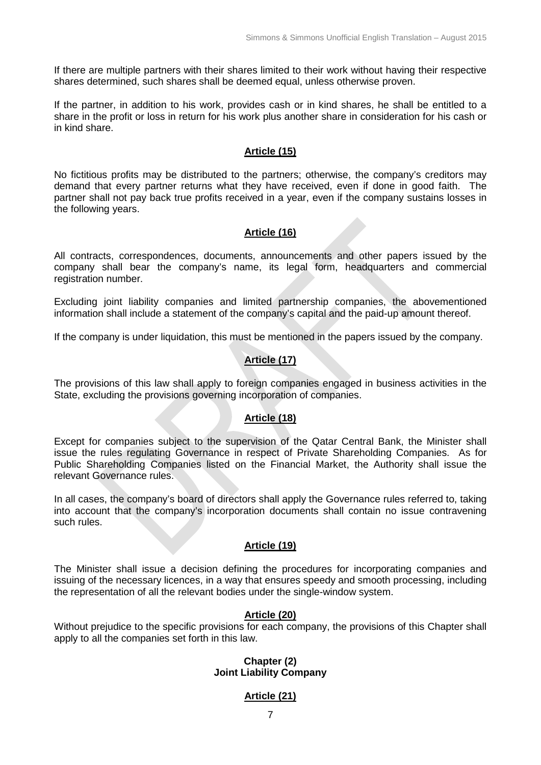If there are multiple partners with their shares limited to their work without having their respective shares determined, such shares shall be deemed equal, unless otherwise proven.

If the partner, in addition to his work, provides cash or in kind shares, he shall be entitled to a share in the profit or loss in return for his work plus another share in consideration for his cash or in kind share.

**Article (15)**

No fictitious profits may be distributed to the partners; otherwise, the company's creditors may demand that every partner returns what they have received, even if done in good faith. The partner shall not pay back true profits received in a year, even if the company sustains losses in the following years.

**Article (16)**

All contracts, correspondences, documents, announcements and other papers issued by the company shall bear the company's name, its legal form, headquarters and commercial registration number.

Excluding joint liability companies and limited partnership companies, the abovementioned information shall include a statement of the company's capital and the paid-up amount thereof.

If the company is under liquidation, this must be mentioned in the papers issued by the company.

**Article (17)**

The provisions of this law shall apply to foreign companies engaged in business activities in the State, excluding the provisions governing incorporation of companies.

**Article (18)**

Except for companies subject to the supervision of the Qatar Central Bank, the Minister shall issue the rules regulating Governance in respect of Private Shareholding Companies. As for Public Shareholding Companies listed on the Financial Market, the Authority shall issue the relevant Governance rules.

In all cases, the company's board of directors shall apply the Governance rules referred to, taking into account that the company's incorporation documents shall contain no issue contravening such rules.

**Article (19)**

The Minister shall issue a decision defining the procedures for incorporating companies and issuing of the necessary licences, in a way that ensures speedy and smooth processing, including the representation of all the relevant bodies under the single-window system.

**Article (20)**

Without prejudice to the specific provisions for each company, the provisions of this Chapter shall apply to all the companies set forth in this law.

## Chapter (2)
## Joint Liability Company

**Article (21)**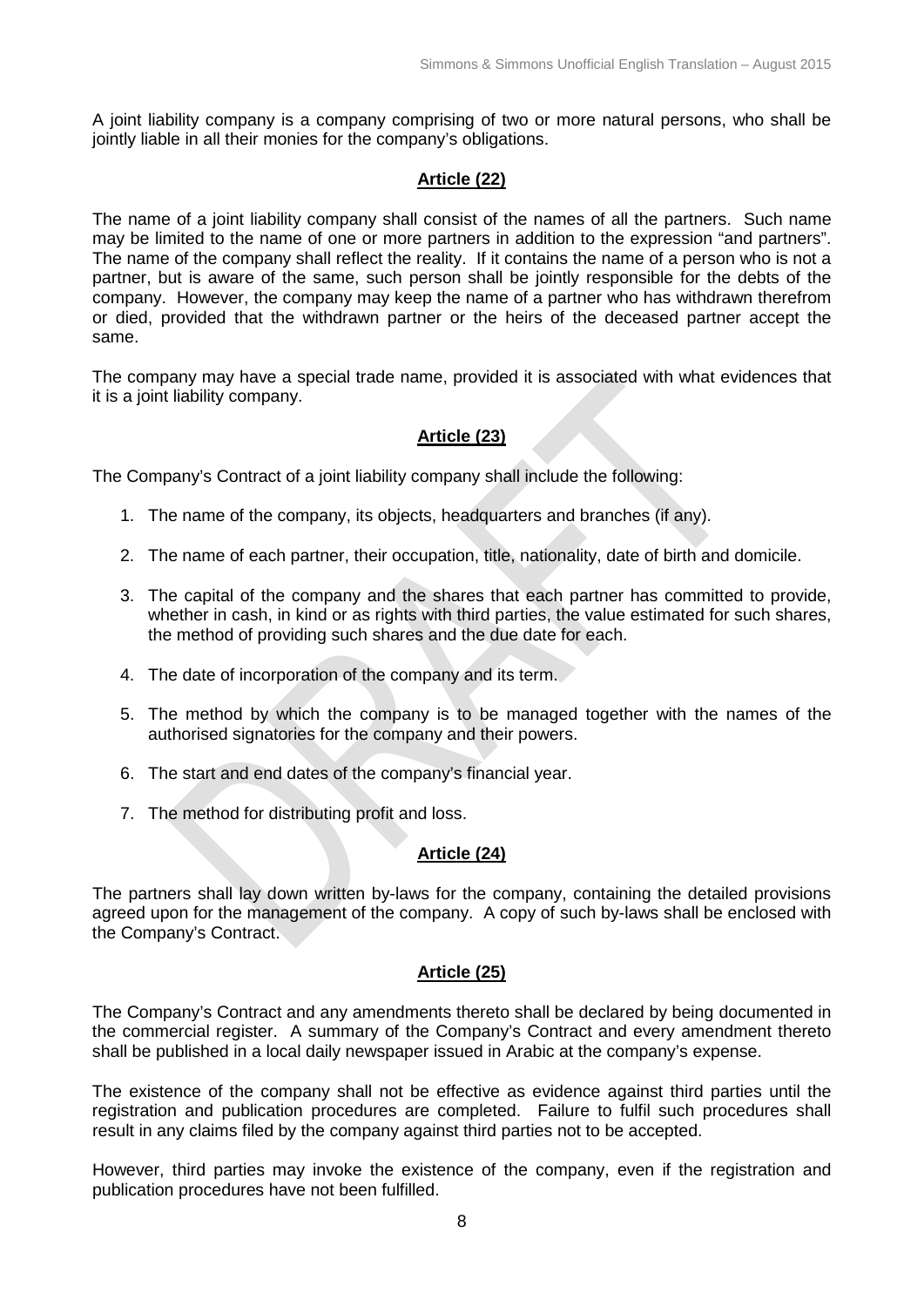A joint liability company is a company comprising of two or more natural persons, who shall be jointly liable in all their monies for the company's obligations.

**Article (22)**

The name of a joint liability company shall consist of the names of all the partners. Such name may be limited to the name of one or more partners in addition to the expression "and partners". The name of the company shall reflect the reality. If it contains the name of a person who is not a partner, but is aware of the same, such person shall be jointly responsible for the debts of the company. However, the company may keep the name of a partner who has withdrawn therefrom or died, provided that the withdrawn partner or the heirs of the deceased partner accept the same.

The company may have a special trade name, provided it is associated with what evidences that it is a joint liability company.

**Article (23)**

The Company's Contract of a joint liability company shall include the following:

1. The name of the company, its objects, headquarters and branches (if any).
2. The name of each partner, their occupation, title, nationality, date of birth and domicile.
3. The capital of the company and the shares that each partner has committed to provide, whether in cash, in kind or as rights with third parties, the value estimated for such shares, the method of providing such shares and the due date for each.
4. The date of incorporation of the company and its term.
5. The method by which the company is to be managed together with the names of the authorised signatories for the company and their powers.
6. The start and end dates of the company's financial year.
7. The method for distributing profit and loss.

**Article (24)**

The partners shall lay down written by-laws for the company, containing the detailed provisions agreed upon for the management of the company. A copy of such by-laws shall be enclosed with the Company's Contract.

**Article (25)**

The Company's Contract and any amendments thereto shall be declared by being documented in the commercial register. A summary of the Company's Contract and every amendment thereto shall be published in a local daily newspaper issued in Arabic at the company's expense.

The existence of the company shall not be effective as evidence against third parties until the registration and publication procedures are completed. Failure to fulfil such procedures shall result in any claims filed by the company against third parties not to be accepted.

However, third parties may invoke the existence of the company, even if the registration and publication procedures have not been fulfilled.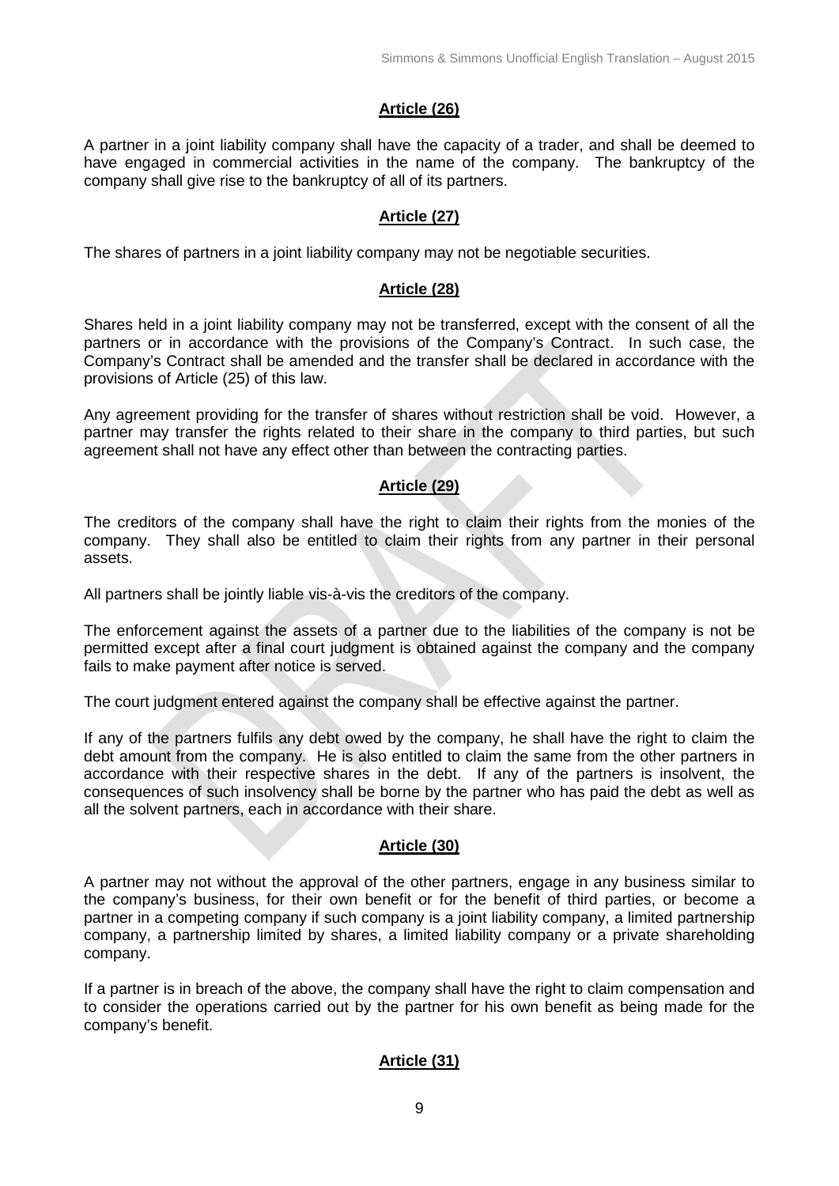## Article (26)

A partner in a joint liability company shall have the capacity of a trader, and shall be deemed to have engaged in commercial activities in the name of the company. The bankruptcy of the company shall give rise to the bankruptcy of all of its partners.

## Article (27)

The shares of partners in a joint liability company may not be negotiable securities.

## Article (28)

Shares held in a joint liability company may not be transferred, except with the consent of all the partners or in accordance with the provisions of the Company's Contract. In such case, the Company's Contract shall be amended and the transfer shall be declared in accordance with the provisions of Article (25) of this law.

Any agreement providing for the transfer of shares without restriction shall be void. However, a partner may transfer the rights related to their share in the company to third parties, but such agreement shall not have any effect other than between the contracting parties.

## Article (29)

The creditors of the company shall have the right to claim their rights from the monies of the company. They shall also be entitled to claim their rights from any partner in their personal assets.

All partners shall be jointly liable vis-à-vis the creditors of the company.

The enforcement against the assets of a partner due to the liabilities of the company is not be permitted except after a final court judgment is obtained against the company and the company fails to make payment after notice is served.

The court judgment entered against the company shall be effective against the partner.

If any of the partners fulfils any debt owed by the company, he shall have the right to claim the debt amount from the company. He is also entitled to claim the same from the other partners in accordance with their respective shares in the debt. If any of the partners is insolvent, the consequences of such insolvency shall be borne by the partner who has paid the debt as well as all the solvent partners, each in accordance with their share.

## Article (30)

A partner may not without the approval of the other partners, engage in any business similar to the company's business, for their own benefit or for the benefit of third parties, or become a partner in a competing company if such company is a joint liability company, a limited partnership company, a partnership limited by shares, a limited liability company or a private shareholding company.

If a partner is in breach of the above, the company shall have the right to claim compensation and to consider the operations carried out by the partner for his own benefit as being made for the company's benefit.

## Article (31)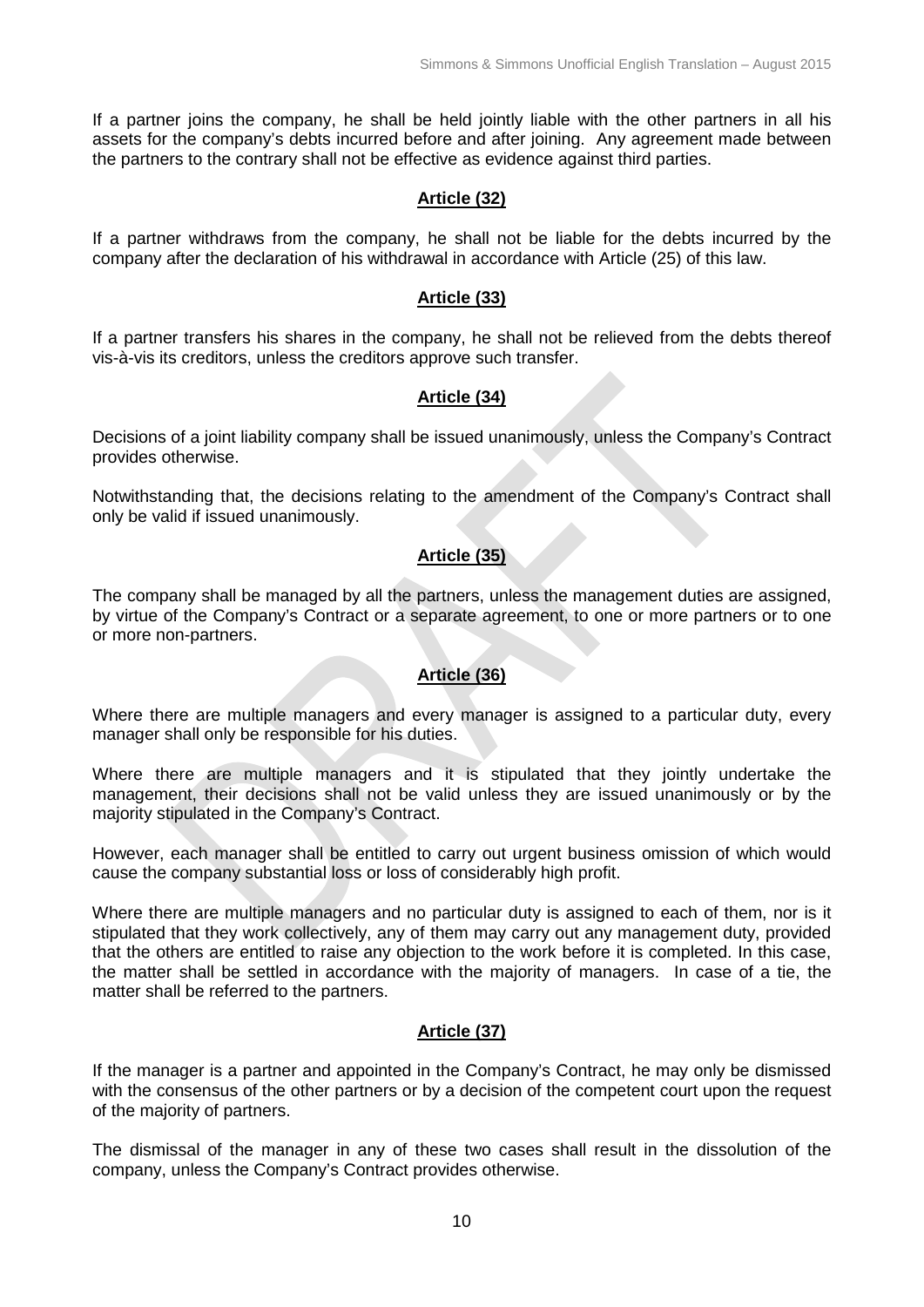If a partner joins the company, he shall be held jointly liable with the other partners in all his assets for the company's debts incurred before and after joining. Any agreement made between the partners to the contrary shall not be effective as evidence against third parties.

## Article (32)

If a partner withdraws from the company, he shall not be liable for the debts incurred by the company after the declaration of his withdrawal in accordance with Article (25) of this law.

## Article (33)

If a partner transfers his shares in the company, he shall not be relieved from the debts thereof vis-à-vis its creditors, unless the creditors approve such transfer.

## Article (34)

Decisions of a joint liability company shall be issued unanimously, unless the Company's Contract provides otherwise.

Notwithstanding that, the decisions relating to the amendment of the Company's Contract shall only be valid if issued unanimously.

## Article (35)

The company shall be managed by all the partners, unless the management duties are assigned, by virtue of the Company's Contract or a separate agreement, to one or more partners or to one or more non-partners.

## Article (36)

Where there are multiple managers and every manager is assigned to a particular duty, every manager shall only be responsible for his duties.

Where there are multiple managers and it is stipulated that they jointly undertake the management, their decisions shall not be valid unless they are issued unanimously or by the majority stipulated in the Company's Contract.

However, each manager shall be entitled to carry out urgent business omission of which would cause the company substantial loss or loss of considerably high profit.

Where there are multiple managers and no particular duty is assigned to each of them, nor is it stipulated that they work collectively, any of them may carry out any management duty, provided that the others are entitled to raise any objection to the work before it is completed. In this case, the matter shall be settled in accordance with the majority of managers. In case of a tie, the matter shall be referred to the partners.

## Article (37)

If the manager is a partner and appointed in the Company's Contract, he may only be dismissed with the consensus of the other partners or by a decision of the competent court upon the request of the majority of partners.

The dismissal of the manager in any of these two cases shall result in the dissolution of the company, unless the Company's Contract provides otherwise.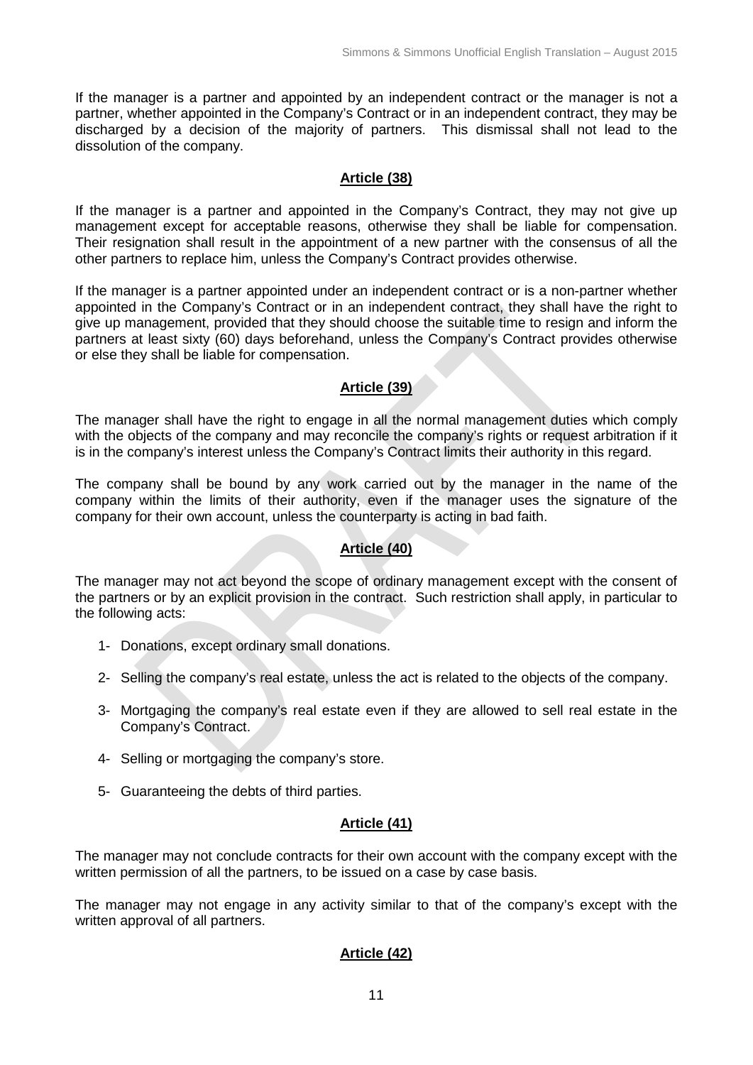If the manager is a partner and appointed by an independent contract or the manager is not a partner, whether appointed in the Company's Contract or in an independent contract, they may be discharged by a decision of the majority of partners. This dismissal shall not lead to the dissolution of the company.

## Article (38)

If the manager is a partner and appointed in the Company's Contract, they may not give up management except for acceptable reasons, otherwise they shall be liable for compensation. Their resignation shall result in the appointment of a new partner with the consensus of all the other partners to replace him, unless the Company's Contract provides otherwise.

If the manager is a partner appointed under an independent contract or is a non-partner whether appointed in the Company's Contract or in an independent contract, they shall have the right to give up management, provided that they should choose the suitable time to resign and inform the partners at least sixty (60) days beforehand, unless the Company's Contract provides otherwise or else they shall be liable for compensation.

## Article (39)

The manager shall have the right to engage in all the normal management duties which comply with the objects of the company and may reconcile the company's rights or request arbitration if it is in the company's interest unless the Company's Contract limits their authority in this regard.

The company shall be bound by any work carried out by the manager in the name of the company within the limits of their authority, even if the manager uses the signature of the company for their own account, unless the counterparty is acting in bad faith.

## Article (40)

The manager may not act beyond the scope of ordinary management except with the consent of the partners or by an explicit provision in the contract. Such restriction shall apply, in particular to the following acts:

1- Donations, except ordinary small donations.

2- Selling the company's real estate, unless the act is related to the objects of the company.

3- Mortgaging the company's real estate even if they are allowed to sell real estate in the Company's Contract.

4- Selling or mortgaging the company's store.

5- Guaranteeing the debts of third parties.

## Article (41)

The manager may not conclude contracts for their own account with the company except with the written permission of all the partners, to be issued on a case by case basis.

The manager may not engage in any activity similar to that of the company's except with the written approval of all partners.

## Article (42)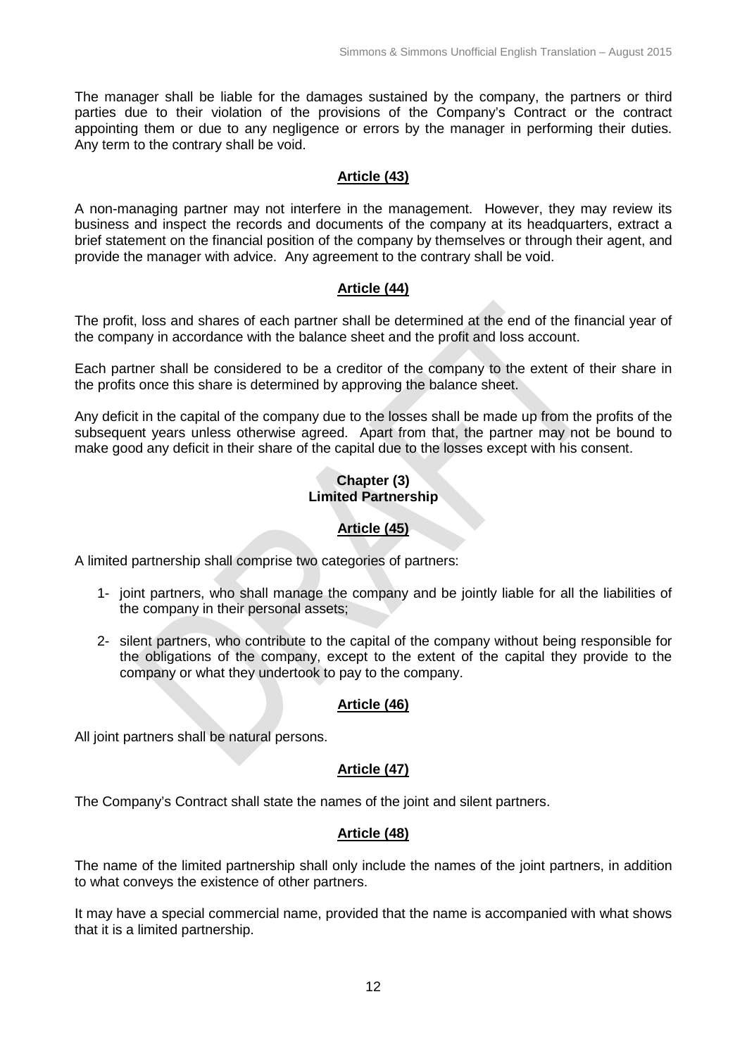The manager shall be liable for the damages sustained by the company, the partners or third parties due to their violation of the provisions of the Company's Contract or the contract appointing them or due to any negligence or errors by the manager in performing their duties. Any term to the contrary shall be void.

**Article (43)**

A non-managing partner may not interfere in the management. However, they may review its business and inspect the records and documents of the company at its headquarters, extract a brief statement on the financial position of the company by themselves or through their agent, and provide the manager with advice. Any agreement to the contrary shall be void.

**Article (44)**

The profit, loss and shares of each partner shall be determined at the end of the financial year of the company in accordance with the balance sheet and the profit and loss account.

Each partner shall be considered to be a creditor of the company to the extent of their share in the profits once this share is determined by approving the balance sheet.

Any deficit in the capital of the company due to the losses shall be made up from the profits of the subsequent years unless otherwise agreed. Apart from that, the partner may not be bound to make good any deficit in their share of the capital due to the losses except with his consent.

## Chapter (3)
## Limited Partnership

**Article (45)**

A limited partnership shall comprise two categories of partners:

1- joint partners, who shall manage the company and be jointly liable for all the liabilities of the company in their personal assets;

2- silent partners, who contribute to the capital of the company without being responsible for the obligations of the company, except to the extent of the capital they provide to the company or what they undertook to pay to the company.

**Article (46)**

All joint partners shall be natural persons.

**Article (47)**

The Company's Contract shall state the names of the joint and silent partners.

**Article (48)**

The name of the limited partnership shall only include the names of the joint partners, in addition to what conveys the existence of other partners.

It may have a special commercial name, provided that the name is accompanied with what shows that it is a limited partnership.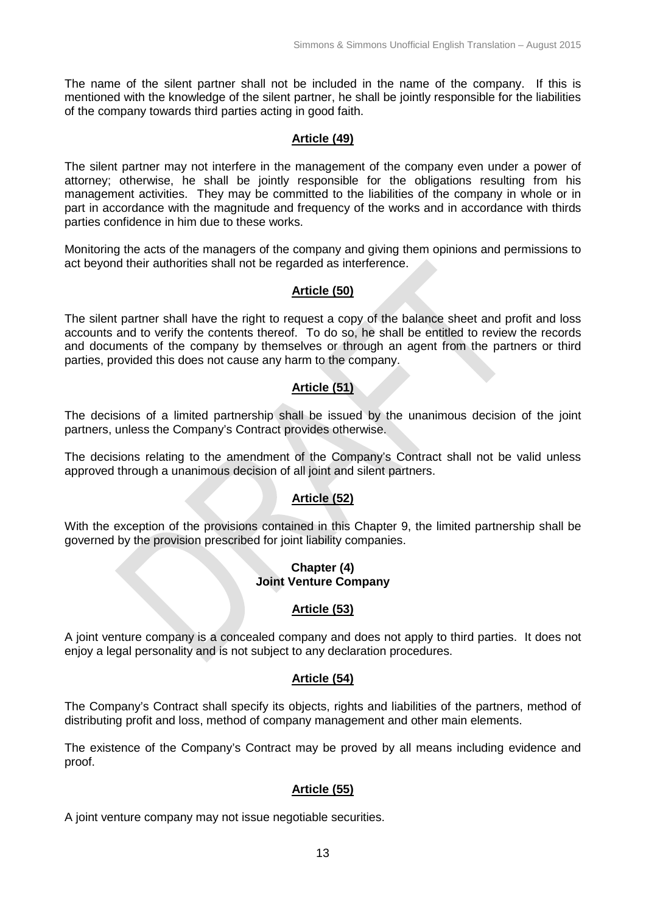The name of the silent partner shall not be included in the name of the company. If this is mentioned with the knowledge of the silent partner, he shall be jointly responsible for the liabilities of the company towards third parties acting in good faith.

### Article (49)

The silent partner may not interfere in the management of the company even under a power of attorney; otherwise, he shall be jointly responsible for the obligations resulting from his management activities. They may be committed to the liabilities of the company in whole or in part in accordance with the magnitude and frequency of the works and in accordance with thirds parties confidence in him due to these works.

Monitoring the acts of the managers of the company and giving them opinions and permissions to act beyond their authorities shall not be regarded as interference.

### Article (50)

The silent partner shall have the right to request a copy of the balance sheet and profit and loss accounts and to verify the contents thereof. To do so, he shall be entitled to review the records and documents of the company by themselves or through an agent from the partners or third parties, provided this does not cause any harm to the company.

### Article (51)

The decisions of a limited partnership shall be issued by the unanimous decision of the joint partners, unless the Company's Contract provides otherwise.

The decisions relating to the amendment of the Company's Contract shall not be valid unless approved through a unanimous decision of all joint and silent partners.

### Article (52)

With the exception of the provisions contained in this Chapter 9, the limited partnership shall be governed by the provision prescribed for joint liability companies.

## Chapter (4)
## Joint Venture Company

### Article (53)

A joint venture company is a concealed company and does not apply to third parties. It does not enjoy a legal personality and is not subject to any declaration procedures.

### Article (54)

The Company's Contract shall specify its objects, rights and liabilities of the partners, method of distributing profit and loss, method of company management and other main elements.

The existence of the Company's Contract may be proved by all means including evidence and proof.

### Article (55)

A joint venture company may not issue negotiable securities.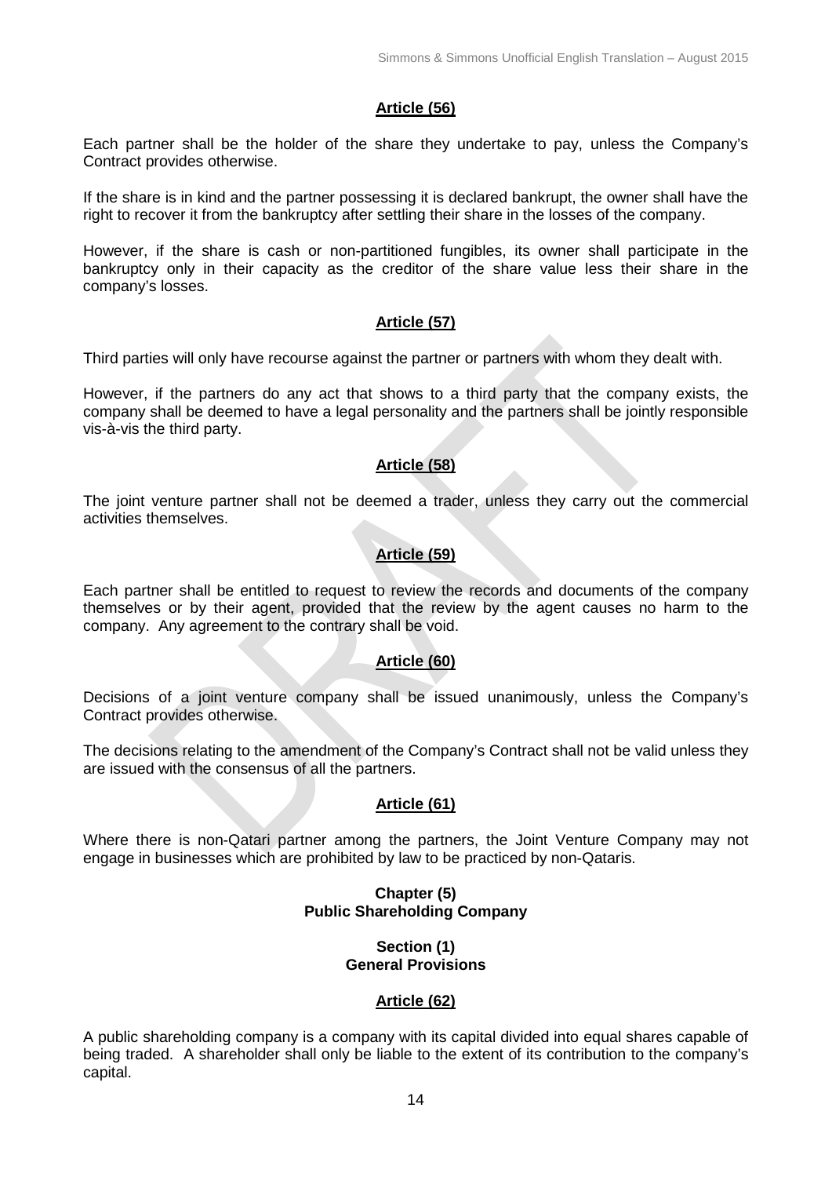## Article (56)

Each partner shall be the holder of the share they undertake to pay, unless the Company's Contract provides otherwise.

If the share is in kind and the partner possessing it is declared bankrupt, the owner shall have the right to recover it from the bankruptcy after settling their share in the losses of the company.

However, if the share is cash or non-partitioned fungibles, its owner shall participate in the bankruptcy only in their capacity as the creditor of the share value less their share in the company's losses.

## Article (57)

Third parties will only have recourse against the partner or partners with whom they dealt with.

However, if the partners do any act that shows to a third party that the company exists, the company shall be deemed to have a legal personality and the partners shall be jointly responsible vis-à-vis the third party.

## Article (58)

The joint venture partner shall not be deemed a trader, unless they carry out the commercial activities themselves.

## Article (59)

Each partner shall be entitled to request to review the records and documents of the company themselves or by their agent, provided that the review by the agent causes no harm to the company. Any agreement to the contrary shall be void.

## Article (60)

Decisions of a joint venture company shall be issued unanimously, unless the Company's Contract provides otherwise.

The decisions relating to the amendment of the Company's Contract shall not be valid unless they are issued with the consensus of all the partners.

## Article (61)

Where there is non-Qatari partner among the partners, the Joint Venture Company may not engage in businesses which are prohibited by law to be practiced by non-Qataris.

# Chapter (5)
# Public Shareholding Company

## Section (1)
## General Provisions

## Article (62)

A public shareholding company is a company with its capital divided into equal shares capable of being traded. A shareholder shall only be liable to the extent of its contribution to the company's capital.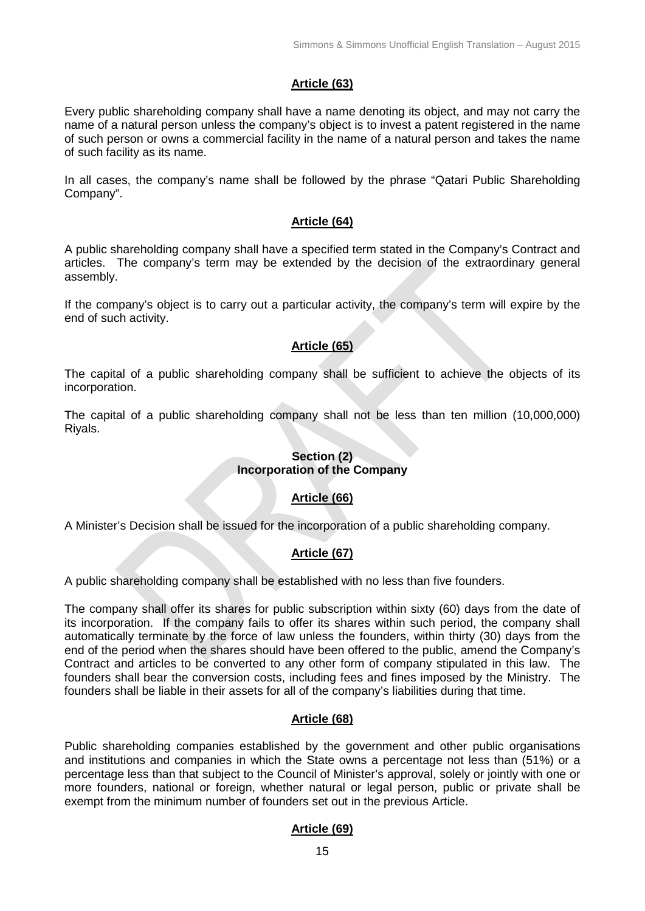## Article (63)

Every public shareholding company shall have a name denoting its object, and may not carry the name of a natural person unless the company's object is to invest a patent registered in the name of such person or owns a commercial facility in the name of a natural person and takes the name of such facility as its name.

In all cases, the company's name shall be followed by the phrase "Qatari Public Shareholding Company".

## Article (64)

A public shareholding company shall have a specified term stated in the Company's Contract and articles. The company's term may be extended by the decision of the extraordinary general assembly.

If the company's object is to carry out a particular activity, the company's term will expire by the end of such activity.

## Article (65)

The capital of a public shareholding company shall be sufficient to achieve the objects of its incorporation.

The capital of a public shareholding company shall not be less than ten million (10,000,000) Riyals.

### Section (2)
### Incorporation of the Company

## Article (66)

A Minister's Decision shall be issued for the incorporation of a public shareholding company.

## Article (67)

A public shareholding company shall be established with no less than five founders.

The company shall offer its shares for public subscription within sixty (60) days from the date of its incorporation. If the company fails to offer its shares within such period, the company shall automatically terminate by the force of law unless the founders, within thirty (30) days from the end of the period when the shares should have been offered to the public, amend the Company's Contract and articles to be converted to any other form of company stipulated in this law. The founders shall bear the conversion costs, including fees and fines imposed by the Ministry. The founders shall be liable in their assets for all of the company's liabilities during that time.

## Article (68)

Public shareholding companies established by the government and other public organisations and institutions and companies in which the State owns a percentage not less than (51%) or a percentage less than that subject to the Council of Minister's approval, solely or jointly with one or more founders, national or foreign, whether natural or legal person, public or private shall be exempt from the minimum number of founders set out in the previous Article.

## Article (69)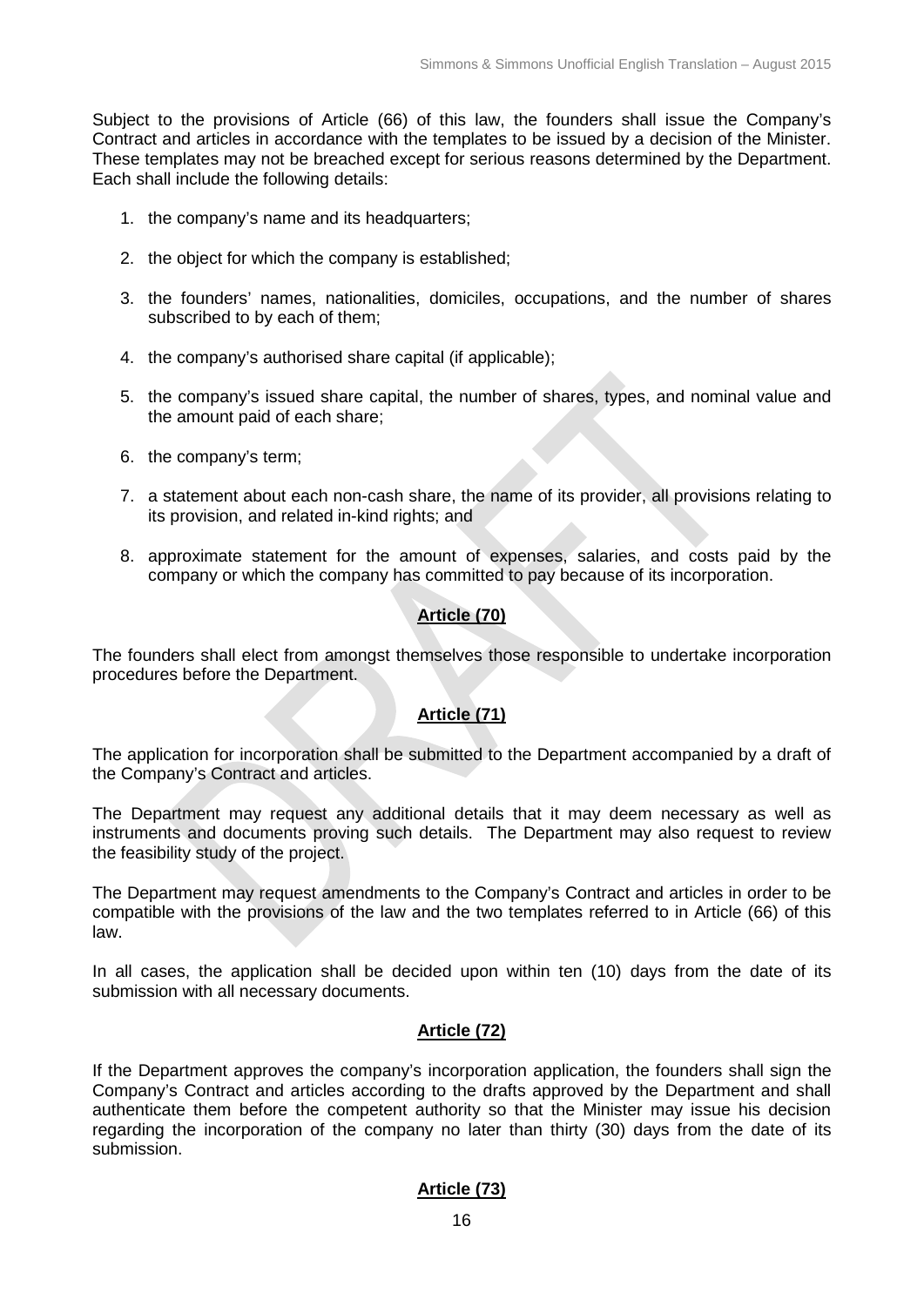Subject to the provisions of Article (66) of this law, the founders shall issue the Company's Contract and articles in accordance with the templates to be issued by a decision of the Minister. These templates may not be breached except for serious reasons determined by the Department. Each shall include the following details:

1. the company's name and its headquarters;
2. the object for which the company is established;
3. the founders' names, nationalities, domiciles, occupations, and the number of shares subscribed to by each of them;
4. the company's authorised share capital (if applicable);
5. the company's issued share capital, the number of shares, types, and nominal value and the amount paid of each share;
6. the company's term;
7. a statement about each non-cash share, the name of its provider, all provisions relating to its provision, and related in-kind rights; and
8. approximate statement for the amount of expenses, salaries, and costs paid by the company or which the company has committed to pay because of its incorporation.

## Article (70)

The founders shall elect from amongst themselves those responsible to undertake incorporation procedures before the Department.

## Article (71)

The application for incorporation shall be submitted to the Department accompanied by a draft of the Company's Contract and articles.

The Department may request any additional details that it may deem necessary as well as instruments and documents proving such details. The Department may also request to review the feasibility study of the project.

The Department may request amendments to the Company's Contract and articles in order to be compatible with the provisions of the law and the two templates referred to in Article (66) of this law.

In all cases, the application shall be decided upon within ten (10) days from the date of its submission with all necessary documents.

## Article (72)

If the Department approves the company's incorporation application, the founders shall sign the Company's Contract and articles according to the drafts approved by the Department and shall authenticate them before the competent authority so that the Minister may issue his decision regarding the incorporation of the company no later than thirty (30) days from the date of its submission.

## Article (73)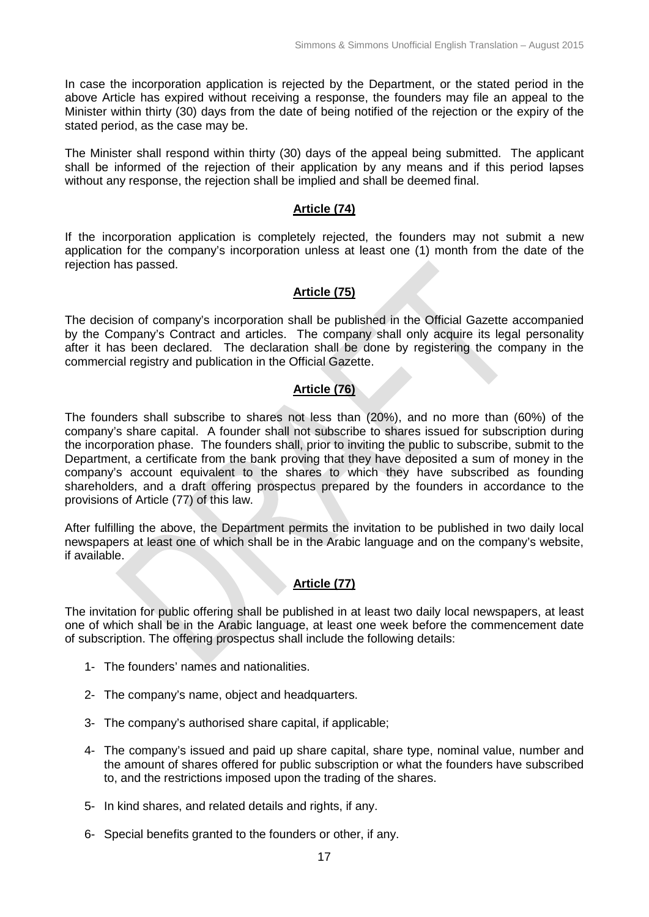In case the incorporation application is rejected by the Department, or the stated period in the above Article has expired without receiving a response, the founders may file an appeal to the Minister within thirty (30) days from the date of being notified of the rejection or the expiry of the stated period, as the case may be.

The Minister shall respond within thirty (30) days of the appeal being submitted. The applicant shall be informed of the rejection of their application by any means and if this period lapses without any response, the rejection shall be implied and shall be deemed final.

## Article (74)

If the incorporation application is completely rejected, the founders may not submit a new application for the company's incorporation unless at least one (1) month from the date of the rejection has passed.

## Article (75)

The decision of company's incorporation shall be published in the Official Gazette accompanied by the Company's Contract and articles. The company shall only acquire its legal personality after it has been declared. The declaration shall be done by registering the company in the commercial registry and publication in the Official Gazette.

## Article (76)

The founders shall subscribe to shares not less than (20%), and no more than (60%) of the company's share capital. A founder shall not subscribe to shares issued for subscription during the incorporation phase. The founders shall, prior to inviting the public to subscribe, submit to the Department, a certificate from the bank proving that they have deposited a sum of money in the company's account equivalent to the shares to which they have subscribed as founding shareholders, and a draft offering prospectus prepared by the founders in accordance to the provisions of Article (77) of this law.

After fulfilling the above, the Department permits the invitation to be published in two daily local newspapers at least one of which shall be in the Arabic language and on the company's website, if available.

## Article (77)

The invitation for public offering shall be published in at least two daily local newspapers, at least one of which shall be in the Arabic language, at least one week before the commencement date of subscription. The offering prospectus shall include the following details:

1- The founders' names and nationalities.

2- The company's name, object and headquarters.

3- The company's authorised share capital, if applicable;

4- The company's issued and paid up share capital, share type, nominal value, number and the amount of shares offered for public subscription or what the founders have subscribed to, and the restrictions imposed upon the trading of the shares.

5- In kind shares, and related details and rights, if any.

6- Special benefits granted to the founders or other, if any.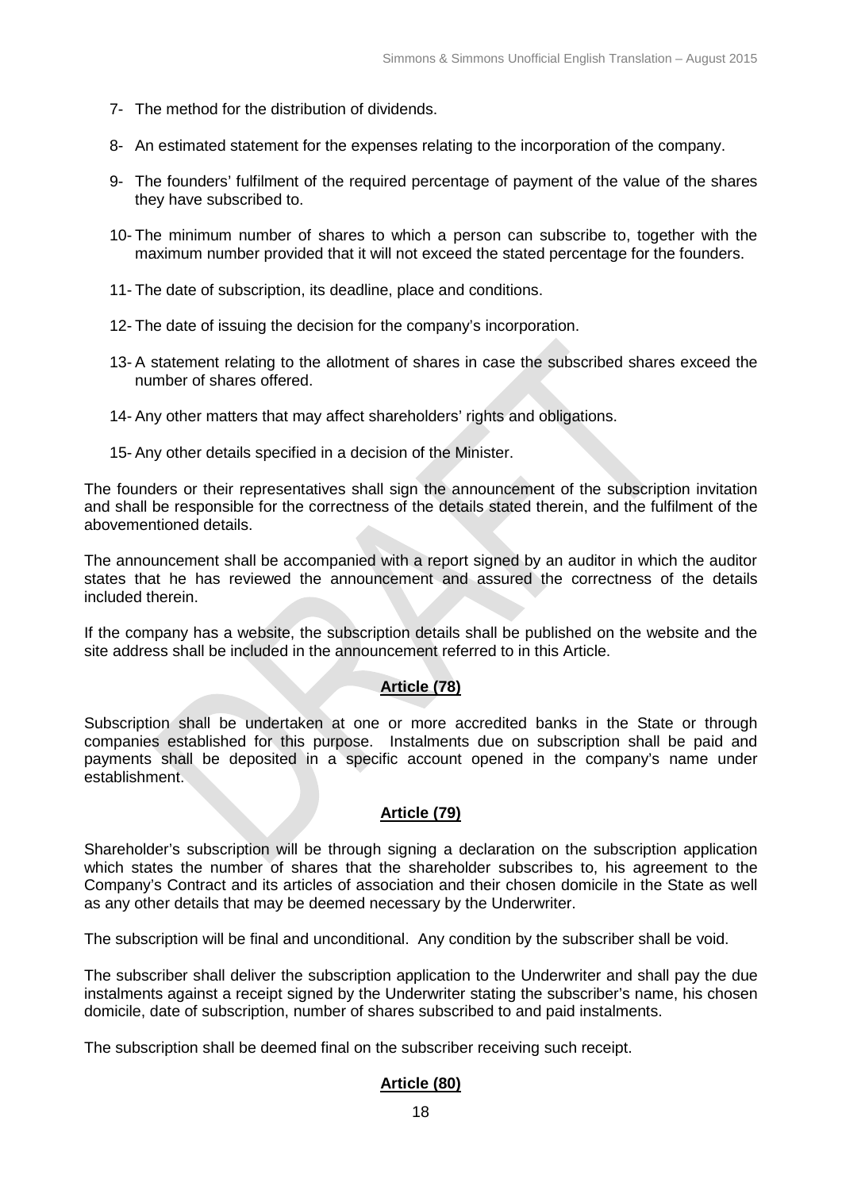7- The method for the distribution of dividends.

8- An estimated statement for the expenses relating to the incorporation of the company.

9- The founders' fulfilment of the required percentage of payment of the value of the shares they have subscribed to.

10- The minimum number of shares to which a person can subscribe to, together with the maximum number provided that it will not exceed the stated percentage for the founders.

11- The date of subscription, its deadline, place and conditions.

12- The date of issuing the decision for the company's incorporation.

13- A statement relating to the allotment of shares in case the subscribed shares exceed the number of shares offered.

14- Any other matters that may affect shareholders' rights and obligations.

15- Any other details specified in a decision of the Minister.

The founders or their representatives shall sign the announcement of the subscription invitation and shall be responsible for the correctness of the details stated therein, and the fulfilment of the abovementioned details.

The announcement shall be accompanied with a report signed by an auditor in which the auditor states that he has reviewed the announcement and assured the correctness of the details included therein.

If the company has a website, the subscription details shall be published on the website and the site address shall be included in the announcement referred to in this Article.

## Article (78)

Subscription shall be undertaken at one or more accredited banks in the State or through companies established for this purpose. Instalments due on subscription shall be paid and payments shall be deposited in a specific account opened in the company's name under establishment.

## Article (79)

Shareholder's subscription will be through signing a declaration on the subscription application which states the number of shares that the shareholder subscribes to, his agreement to the Company's Contract and its articles of association and their chosen domicile in the State as well as any other details that may be deemed necessary by the Underwriter.

The subscription will be final and unconditional. Any condition by the subscriber shall be void.

The subscriber shall deliver the subscription application to the Underwriter and shall pay the due instalments against a receipt signed by the Underwriter stating the subscriber's name, his chosen domicile, date of subscription, number of shares subscribed to and paid instalments.

The subscription shall be deemed final on the subscriber receiving such receipt.

## Article (80)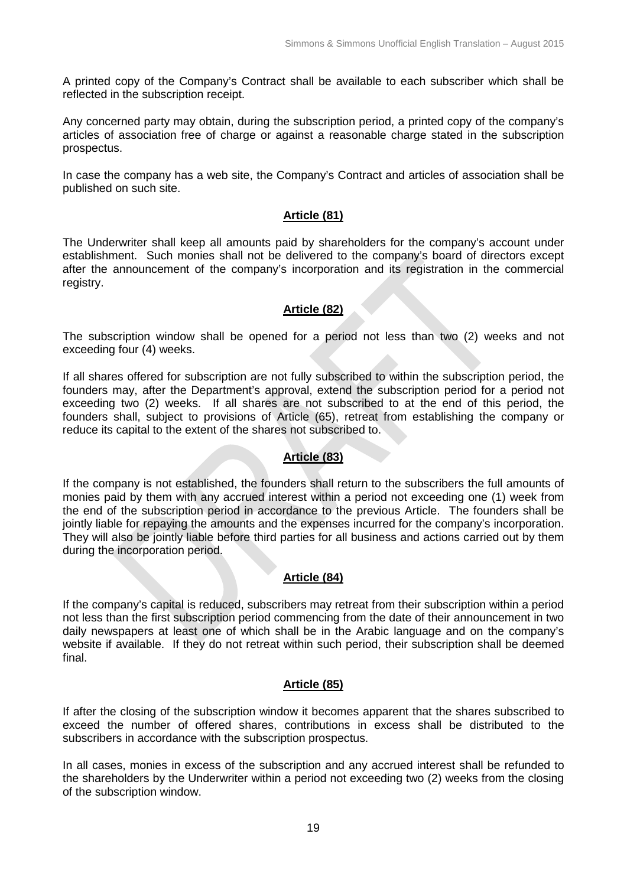A printed copy of the Company's Contract shall be available to each subscriber which shall be reflected in the subscription receipt.

Any concerned party may obtain, during the subscription period, a printed copy of the company's articles of association free of charge or against a reasonable charge stated in the subscription prospectus.

In case the company has a web site, the Company's Contract and articles of association shall be published on such site.

**Article (81)**

The Underwriter shall keep all amounts paid by shareholders for the company's account under establishment. Such monies shall not be delivered to the company's board of directors except after the announcement of the company's incorporation and its registration in the commercial registry.

**Article (82)**

The subscription window shall be opened for a period not less than two (2) weeks and not exceeding four (4) weeks.

If all shares offered for subscription are not fully subscribed to within the subscription period, the founders may, after the Department's approval, extend the subscription period for a period not exceeding two (2) weeks. If all shares are not subscribed to at the end of this period, the founders shall, subject to provisions of Article (65), retreat from establishing the company or reduce its capital to the extent of the shares not subscribed to.

**Article (83)**

If the company is not established, the founders shall return to the subscribers the full amounts of monies paid by them with any accrued interest within a period not exceeding one (1) week from the end of the subscription period in accordance to the previous Article. The founders shall be jointly liable for repaying the amounts and the expenses incurred for the company's incorporation. They will also be jointly liable before third parties for all business and actions carried out by them during the incorporation period.

**Article (84)**

If the company's capital is reduced, subscribers may retreat from their subscription within a period not less than the first subscription period commencing from the date of their announcement in two daily newspapers at least one of which shall be in the Arabic language and on the company's website if available. If they do not retreat within such period, their subscription shall be deemed final.

**Article (85)**

If after the closing of the subscription window it becomes apparent that the shares subscribed to exceed the number of offered shares, contributions in excess shall be distributed to the subscribers in accordance with the subscription prospectus.

In all cases, monies in excess of the subscription and any accrued interest shall be refunded to the shareholders by the Underwriter within a period not exceeding two (2) weeks from the closing of the subscription window.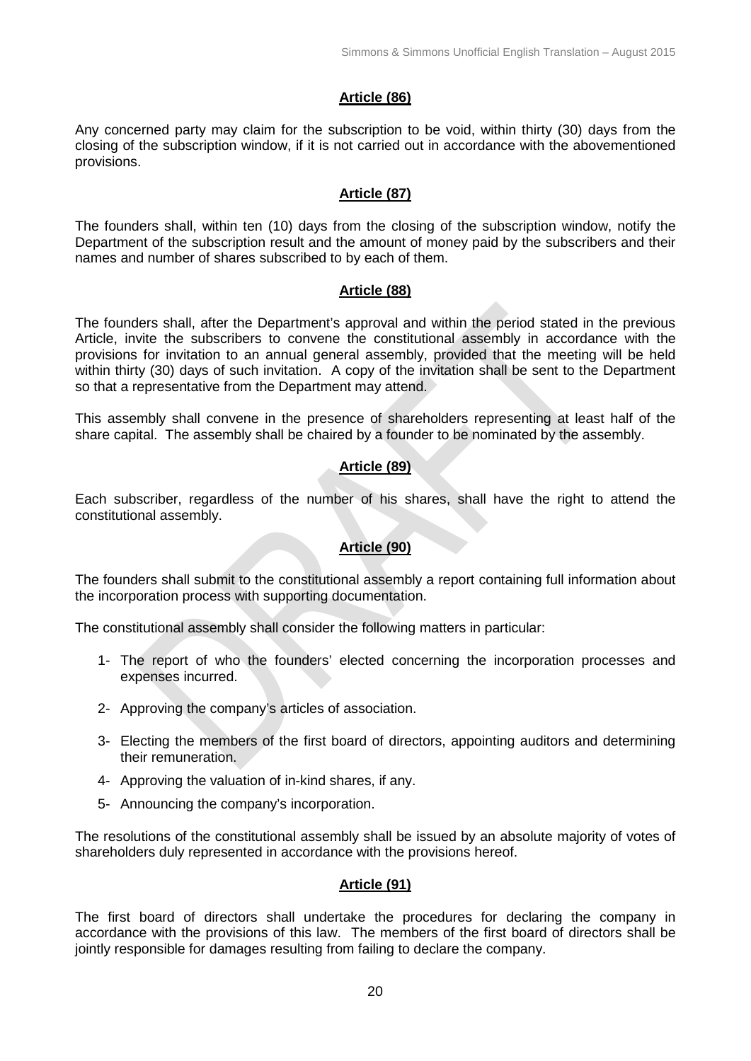### Article (86)

Any concerned party may claim for the subscription to be void, within thirty (30) days from the closing of the subscription window, if it is not carried out in accordance with the abovementioned provisions.

### Article (87)

The founders shall, within ten (10) days from the closing of the subscription window, notify the Department of the subscription result and the amount of money paid by the subscribers and their names and number of shares subscribed to by each of them.

### Article (88)

The founders shall, after the Department's approval and within the period stated in the previous Article, invite the subscribers to convene the constitutional assembly in accordance with the provisions for invitation to an annual general assembly, provided that the meeting will be held within thirty (30) days of such invitation. A copy of the invitation shall be sent to the Department so that a representative from the Department may attend.

This assembly shall convene in the presence of shareholders representing at least half of the share capital. The assembly shall be chaired by a founder to be nominated by the assembly.

### Article (89)

Each subscriber, regardless of the number of his shares, shall have the right to attend the constitutional assembly.

### Article (90)

The founders shall submit to the constitutional assembly a report containing full information about the incorporation process with supporting documentation.

The constitutional assembly shall consider the following matters in particular:

1- The report of who the founders' elected concerning the incorporation processes and expenses incurred.

2- Approving the company's articles of association.

3- Electing the members of the first board of directors, appointing auditors and determining their remuneration.

4- Approving the valuation of in-kind shares, if any.

5- Announcing the company's incorporation.

The resolutions of the constitutional assembly shall be issued by an absolute majority of votes of shareholders duly represented in accordance with the provisions hereof.

### Article (91)

The first board of directors shall undertake the procedures for declaring the company in accordance with the provisions of this law. The members of the first board of directors shall be jointly responsible for damages resulting from failing to declare the company.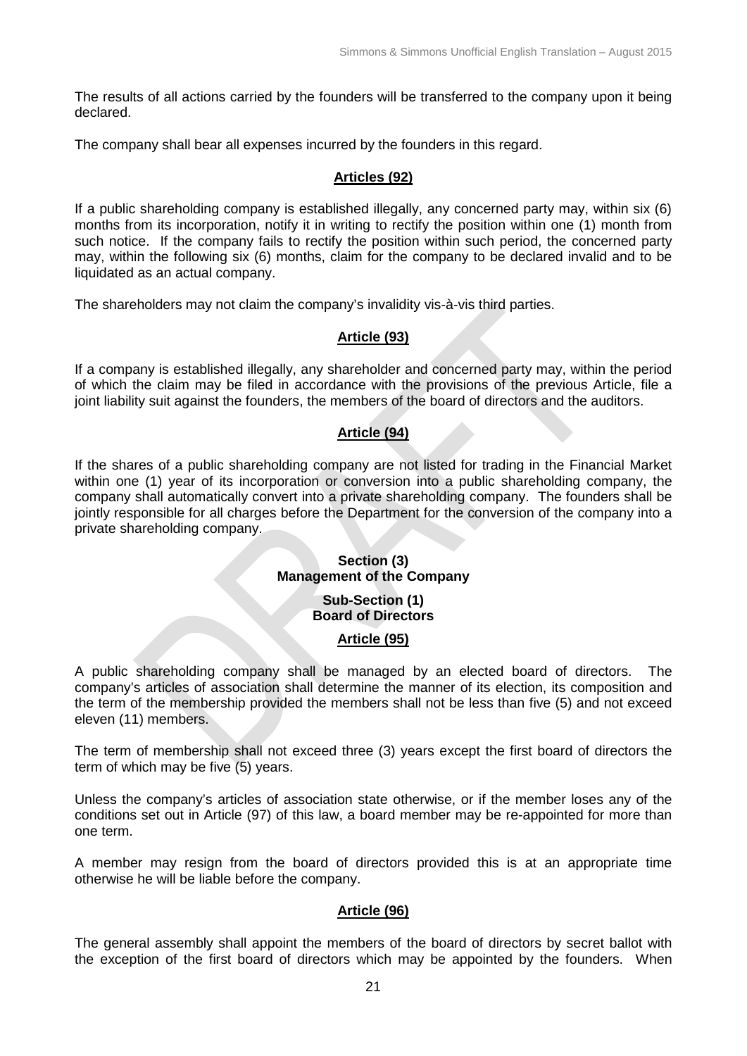The results of all actions carried by the founders will be transferred to the company upon it being declared.

The company shall bear all expenses incurred by the founders in this regard.

### Articles (92)

If a public shareholding company is established illegally, any concerned party may, within six (6) months from its incorporation, notify it in writing to rectify the position within one (1) month from such notice. If the company fails to rectify the position within such period, the concerned party may, within the following six (6) months, claim for the company to be declared invalid and to be liquidated as an actual company.

The shareholders may not claim the company's invalidity vis-à-vis third parties.

### Article (93)

If a company is established illegally, any shareholder and concerned party may, within the period of which the claim may be filed in accordance with the provisions of the previous Article, file a joint liability suit against the founders, the members of the board of directors and the auditors.

### Article (94)

If the shares of a public shareholding company are not listed for trading in the Financial Market within one (1) year of its incorporation or conversion into a public shareholding company, the company shall automatically convert into a private shareholding company. The founders shall be jointly responsible for all charges before the Department for the conversion of the company into a private shareholding company.

## Section (3)
## Management of the Company

## Sub-Section (1)
## Board of Directors

### Article (95)

A public shareholding company shall be managed by an elected board of directors. The company's articles of association shall determine the manner of its election, its composition and the term of the membership provided the members shall not be less than five (5) and not exceed eleven (11) members.

The term of membership shall not exceed three (3) years except the first board of directors the term of which may be five (5) years.

Unless the company's articles of association state otherwise, or if the member loses any of the conditions set out in Article (97) of this law, a board member may be re-appointed for more than one term.

A member may resign from the board of directors provided this is at an appropriate time otherwise he will be liable before the company.

### Article (96)

The general assembly shall appoint the members of the board of directors by secret ballot with the exception of the first board of directors which may be appointed by the founders. When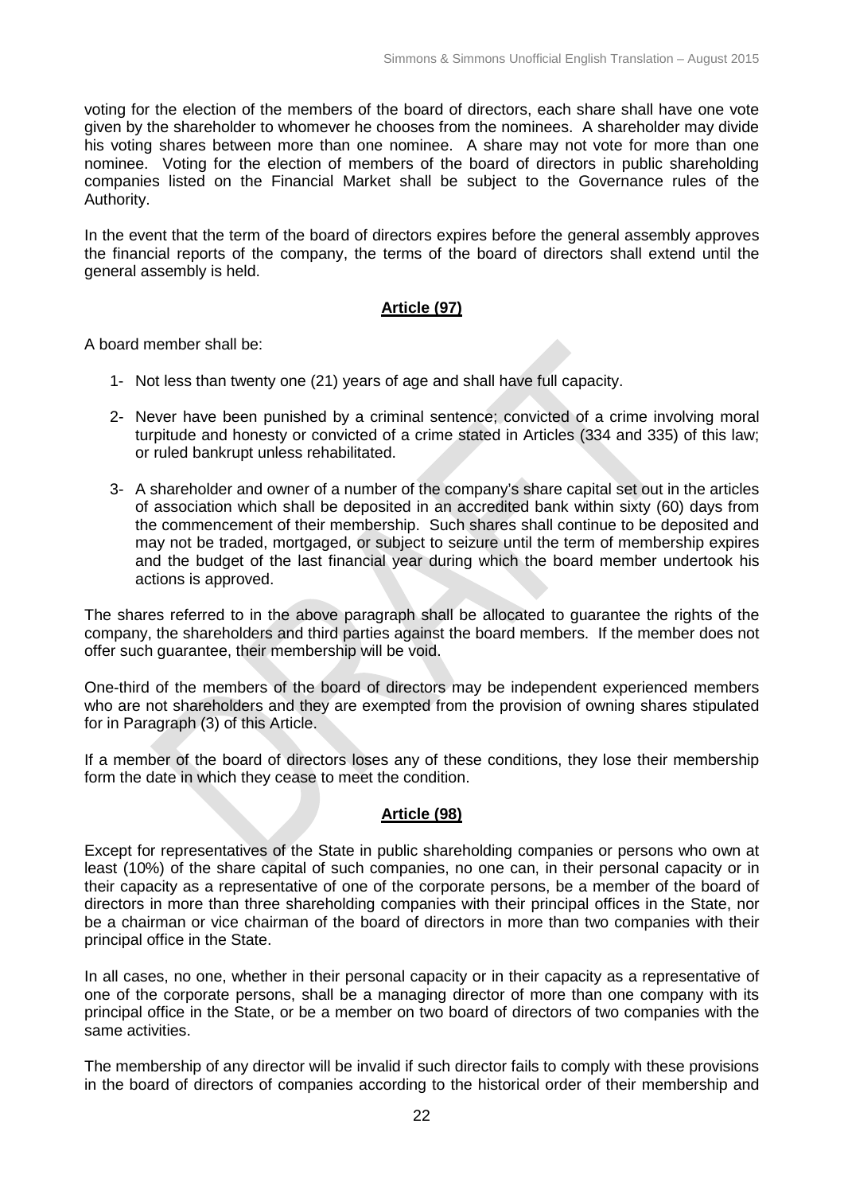voting for the election of the members of the board of directors, each share shall have one vote given by the shareholder to whomever he chooses from the nominees. A shareholder may divide his voting shares between more than one nominee. A share may not vote for more than one nominee. Voting for the election of members of the board of directors in public shareholding companies listed on the Financial Market shall be subject to the Governance rules of the Authority.

In the event that the term of the board of directors expires before the general assembly approves the financial reports of the company, the terms of the board of directors shall extend until the general assembly is held.

## Article (97)

A board member shall be:

1- Not less than twenty one (21) years of age and shall have full capacity.

2- Never have been punished by a criminal sentence; convicted of a crime involving moral turpitude and honesty or convicted of a crime stated in Articles (334 and 335) of this law; or ruled bankrupt unless rehabilitated.

3- A shareholder and owner of a number of the company's share capital set out in the articles of association which shall be deposited in an accredited bank within sixty (60) days from the commencement of their membership. Such shares shall continue to be deposited and may not be traded, mortgaged, or subject to seizure until the term of membership expires and the budget of the last financial year during which the board member undertook his actions is approved.

The shares referred to in the above paragraph shall be allocated to guarantee the rights of the company, the shareholders and third parties against the board members. If the member does not offer such guarantee, their membership will be void.

One-third of the members of the board of directors may be independent experienced members who are not shareholders and they are exempted from the provision of owning shares stipulated for in Paragraph (3) of this Article.

If a member of the board of directors loses any of these conditions, they lose their membership form the date in which they cease to meet the condition.

## Article (98)

Except for representatives of the State in public shareholding companies or persons who own at least (10%) of the share capital of such companies, no one can, in their personal capacity or in their capacity as a representative of one of the corporate persons, be a member of the board of directors in more than three shareholding companies with their principal offices in the State, nor be a chairman or vice chairman of the board of directors in more than two companies with their principal office in the State.

In all cases, no one, whether in their personal capacity or in their capacity as a representative of one of the corporate persons, shall be a managing director of more than one company with its principal office in the State, or be a member on two board of directors of two companies with the same activities.

The membership of any director will be invalid if such director fails to comply with these provisions in the board of directors of companies according to the historical order of their membership and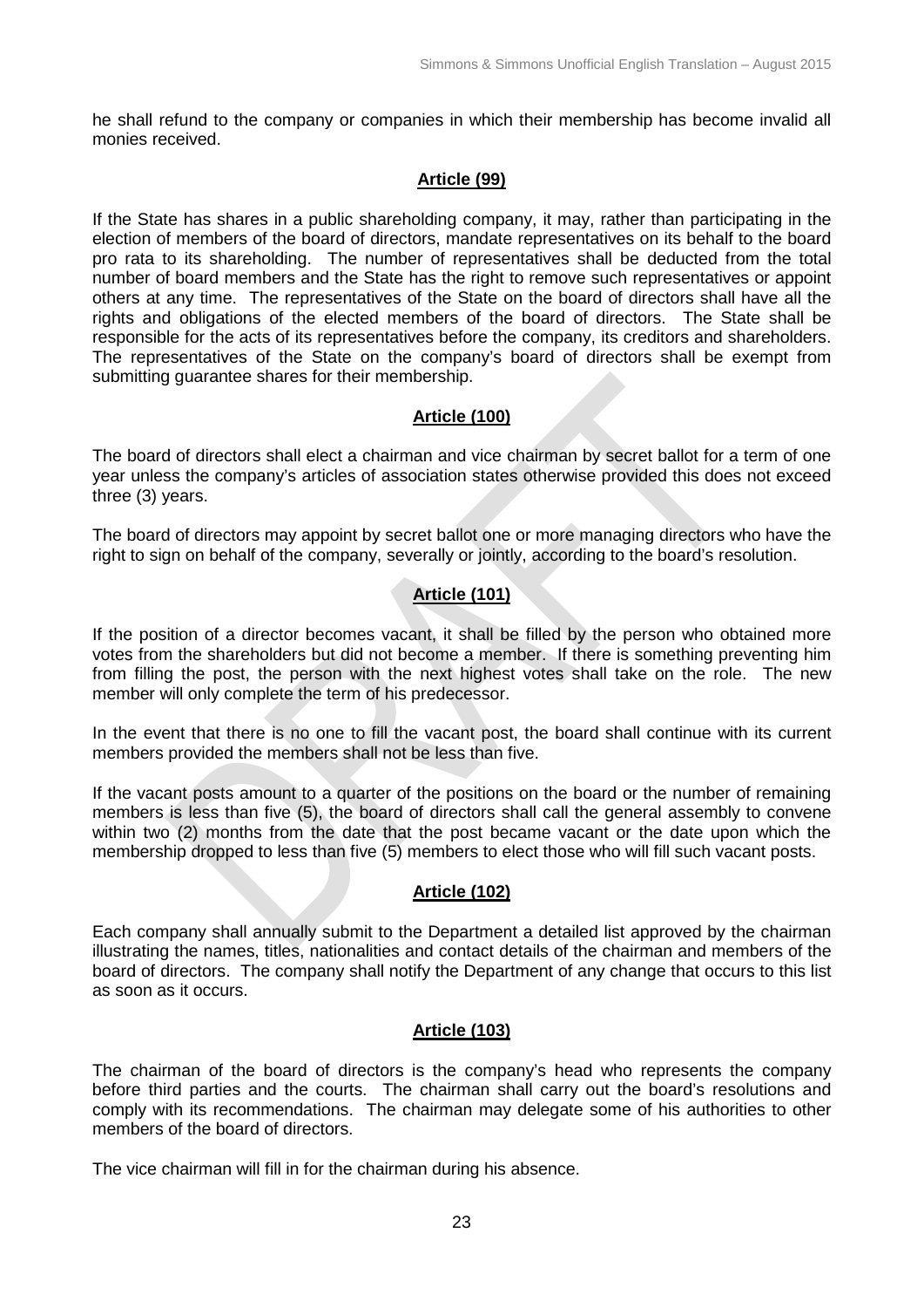he shall refund to the company or companies in which their membership has become invalid all monies received.

## Article (99)

If the State has shares in a public shareholding company, it may, rather than participating in the election of members of the board of directors, mandate representatives on its behalf to the board pro rata to its shareholding. The number of representatives shall be deducted from the total number of board members and the State has the right to remove such representatives or appoint others at any time. The representatives of the State on the board of directors shall have all the rights and obligations of the elected members of the board of directors. The State shall be responsible for the acts of its representatives before the company, its creditors and shareholders. The representatives of the State on the company's board of directors shall be exempt from submitting guarantee shares for their membership.

## Article (100)

The board of directors shall elect a chairman and vice chairman by secret ballot for a term of one year unless the company's articles of association states otherwise provided this does not exceed three (3) years.

The board of directors may appoint by secret ballot one or more managing directors who have the right to sign on behalf of the company, severally or jointly, according to the board's resolution.

## Article (101)

If the position of a director becomes vacant, it shall be filled by the person who obtained more votes from the shareholders but did not become a member. If there is something preventing him from filling the post, the person with the next highest votes shall take on the role. The new member will only complete the term of his predecessor.

In the event that there is no one to fill the vacant post, the board shall continue with its current members provided the members shall not be less than five.

If the vacant posts amount to a quarter of the positions on the board or the number of remaining members is less than five (5), the board of directors shall call the general assembly to convene within two (2) months from the date that the post became vacant or the date upon which the membership dropped to less than five (5) members to elect those who will fill such vacant posts.

## Article (102)

Each company shall annually submit to the Department a detailed list approved by the chairman illustrating the names, titles, nationalities and contact details of the chairman and members of the board of directors. The company shall notify the Department of any change that occurs to this list as soon as it occurs.

## Article (103)

The chairman of the board of directors is the company's head who represents the company before third parties and the courts. The chairman shall carry out the board's resolutions and comply with its recommendations. The chairman may delegate some of his authorities to other members of the board of directors.

The vice chairman will fill in for the chairman during his absence.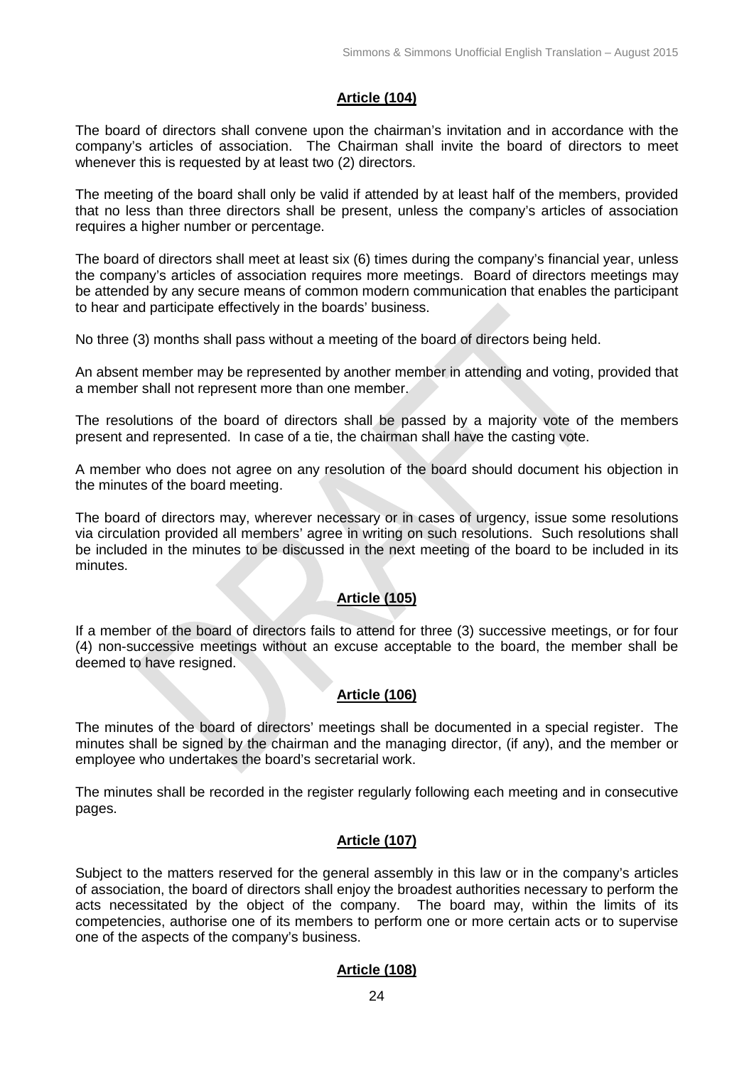## Article (104)

The board of directors shall convene upon the chairman's invitation and in accordance with the company's articles of association. The Chairman shall invite the board of directors to meet whenever this is requested by at least two (2) directors.

The meeting of the board shall only be valid if attended by at least half of the members, provided that no less than three directors shall be present, unless the company's articles of association requires a higher number or percentage.

The board of directors shall meet at least six (6) times during the company's financial year, unless the company's articles of association requires more meetings. Board of directors meetings may be attended by any secure means of common modern communication that enables the participant to hear and participate effectively in the boards' business.

No three (3) months shall pass without a meeting of the board of directors being held.

An absent member may be represented by another member in attending and voting, provided that a member shall not represent more than one member.

The resolutions of the board of directors shall be passed by a majority vote of the members present and represented. In case of a tie, the chairman shall have the casting vote.

A member who does not agree on any resolution of the board should document his objection in the minutes of the board meeting.

The board of directors may, wherever necessary or in cases of urgency, issue some resolutions via circulation provided all members' agree in writing on such resolutions. Such resolutions shall be included in the minutes to be discussed in the next meeting of the board to be included in its minutes.

## Article (105)

If a member of the board of directors fails to attend for three (3) successive meetings, or for four (4) non-successive meetings without an excuse acceptable to the board, the member shall be deemed to have resigned.

## Article (106)

The minutes of the board of directors' meetings shall be documented in a special register. The minutes shall be signed by the chairman and the managing director, (if any), and the member or employee who undertakes the board's secretarial work.

The minutes shall be recorded in the register regularly following each meeting and in consecutive pages.

## Article (107)

Subject to the matters reserved for the general assembly in this law or in the company's articles of association, the board of directors shall enjoy the broadest authorities necessary to perform the acts necessitated by the object of the company. The board may, within the limits of its competencies, authorise one of its members to perform one or more certain acts or to supervise one of the aspects of the company's business.

## Article (108)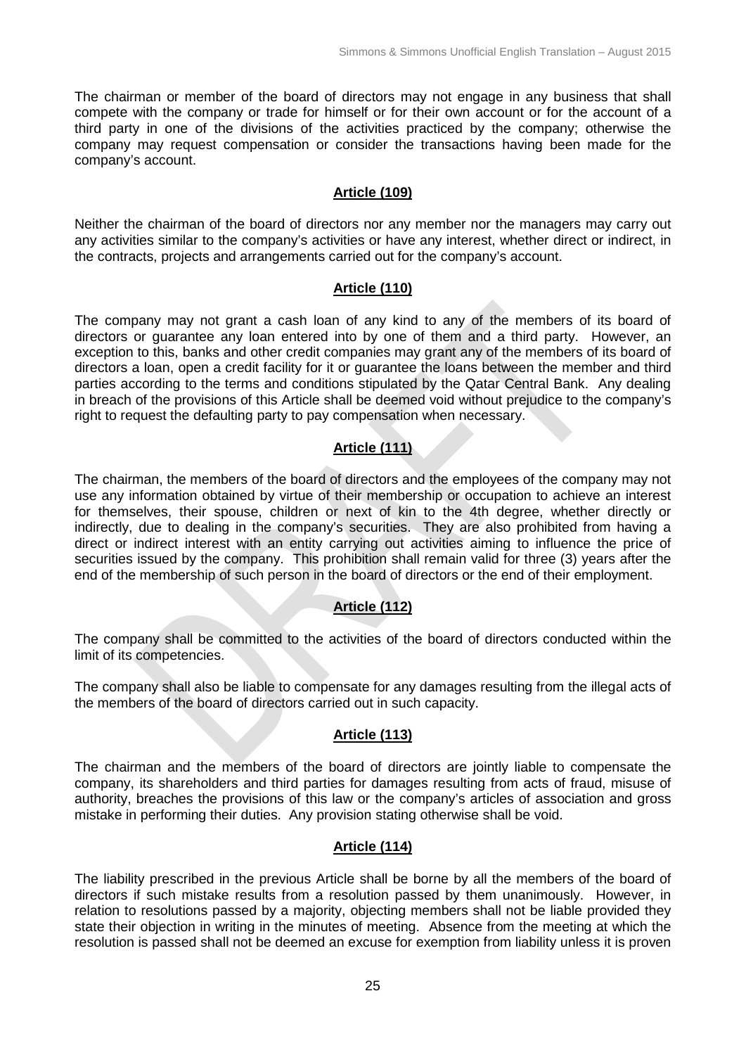The chairman or member of the board of directors may not engage in any business that shall compete with the company or trade for himself or for their own account or for the account of a third party in one of the divisions of the activities practiced by the company; otherwise the company may request compensation or consider the transactions having been made for the company's account.

## Article (109)

Neither the chairman of the board of directors nor any member nor the managers may carry out any activities similar to the company's activities or have any interest, whether direct or indirect, in the contracts, projects and arrangements carried out for the company's account.

## Article (110)

The company may not grant a cash loan of any kind to any of the members of its board of directors or guarantee any loan entered into by one of them and a third party. However, an exception to this, banks and other credit companies may grant any of the members of its board of directors a loan, open a credit facility for it or guarantee the loans between the member and third parties according to the terms and conditions stipulated by the Qatar Central Bank. Any dealing in breach of the provisions of this Article shall be deemed void without prejudice to the company's right to request the defaulting party to pay compensation when necessary.

## Article (111)

The chairman, the members of the board of directors and the employees of the company may not use any information obtained by virtue of their membership or occupation to achieve an interest for themselves, their spouse, children or next of kin to the 4th degree, whether directly or indirectly, due to dealing in the company's securities. They are also prohibited from having a direct or indirect interest with an entity carrying out activities aiming to influence the price of securities issued by the company. This prohibition shall remain valid for three (3) years after the end of the membership of such person in the board of directors or the end of their employment.

## Article (112)

The company shall be committed to the activities of the board of directors conducted within the limit of its competencies.

The company shall also be liable to compensate for any damages resulting from the illegal acts of the members of the board of directors carried out in such capacity.

## Article (113)

The chairman and the members of the board of directors are jointly liable to compensate the company, its shareholders and third parties for damages resulting from acts of fraud, misuse of authority, breaches the provisions of this law or the company's articles of association and gross mistake in performing their duties. Any provision stating otherwise shall be void.

## Article (114)

The liability prescribed in the previous Article shall be borne by all the members of the board of directors if such mistake results from a resolution passed by them unanimously. However, in relation to resolutions passed by a majority, objecting members shall not be liable provided they state their objection in writing in the minutes of meeting. Absence from the meeting at which the resolution is passed shall not be deemed an excuse for exemption from liability unless it is proven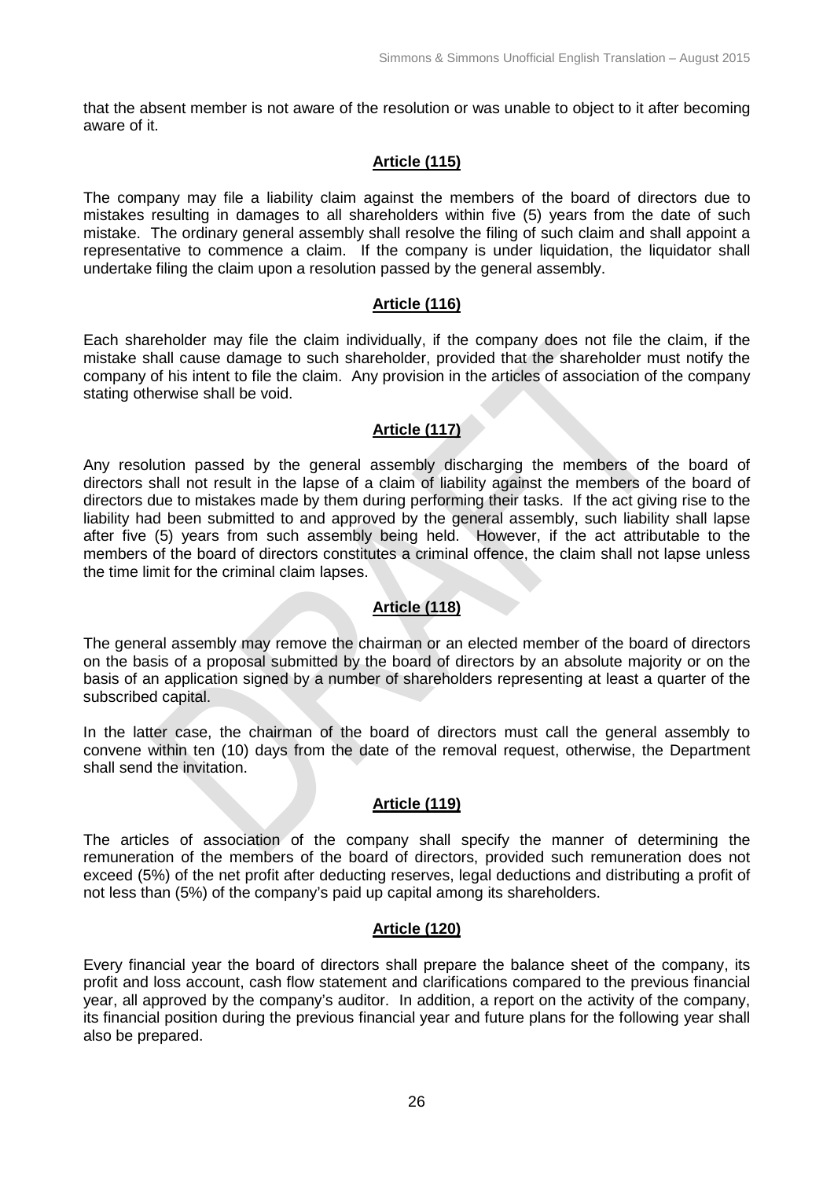that the absent member is not aware of the resolution or was unable to object to it after becoming aware of it.

## Article (115)

The company may file a liability claim against the members of the board of directors due to mistakes resulting in damages to all shareholders within five (5) years from the date of such mistake. The ordinary general assembly shall resolve the filing of such claim and shall appoint a representative to commence a claim. If the company is under liquidation, the liquidator shall undertake filing the claim upon a resolution passed by the general assembly.

## Article (116)

Each shareholder may file the claim individually, if the company does not file the claim, if the mistake shall cause damage to such shareholder, provided that the shareholder must notify the company of his intent to file the claim. Any provision in the articles of association of the company stating otherwise shall be void.

## Article (117)

Any resolution passed by the general assembly discharging the members of the board of directors shall not result in the lapse of a claim of liability against the members of the board of directors due to mistakes made by them during performing their tasks. If the act giving rise to the liability had been submitted to and approved by the general assembly, such liability shall lapse after five (5) years from such assembly being held. However, if the act attributable to the members of the board of directors constitutes a criminal offence, the claim shall not lapse unless the time limit for the criminal claim lapses.

## Article (118)

The general assembly may remove the chairman or an elected member of the board of directors on the basis of a proposal submitted by the board of directors by an absolute majority or on the basis of an application signed by a number of shareholders representing at least a quarter of the subscribed capital.

In the latter case, the chairman of the board of directors must call the general assembly to convene within ten (10) days from the date of the removal request, otherwise, the Department shall send the invitation.

## Article (119)

The articles of association of the company shall specify the manner of determining the remuneration of the members of the board of directors, provided such remuneration does not exceed (5%) of the net profit after deducting reserves, legal deductions and distributing a profit of not less than (5%) of the company's paid up capital among its shareholders.

## Article (120)

Every financial year the board of directors shall prepare the balance sheet of the company, its profit and loss account, cash flow statement and clarifications compared to the previous financial year, all approved by the company's auditor. In addition, a report on the activity of the company, its financial position during the previous financial year and future plans for the following year shall also be prepared.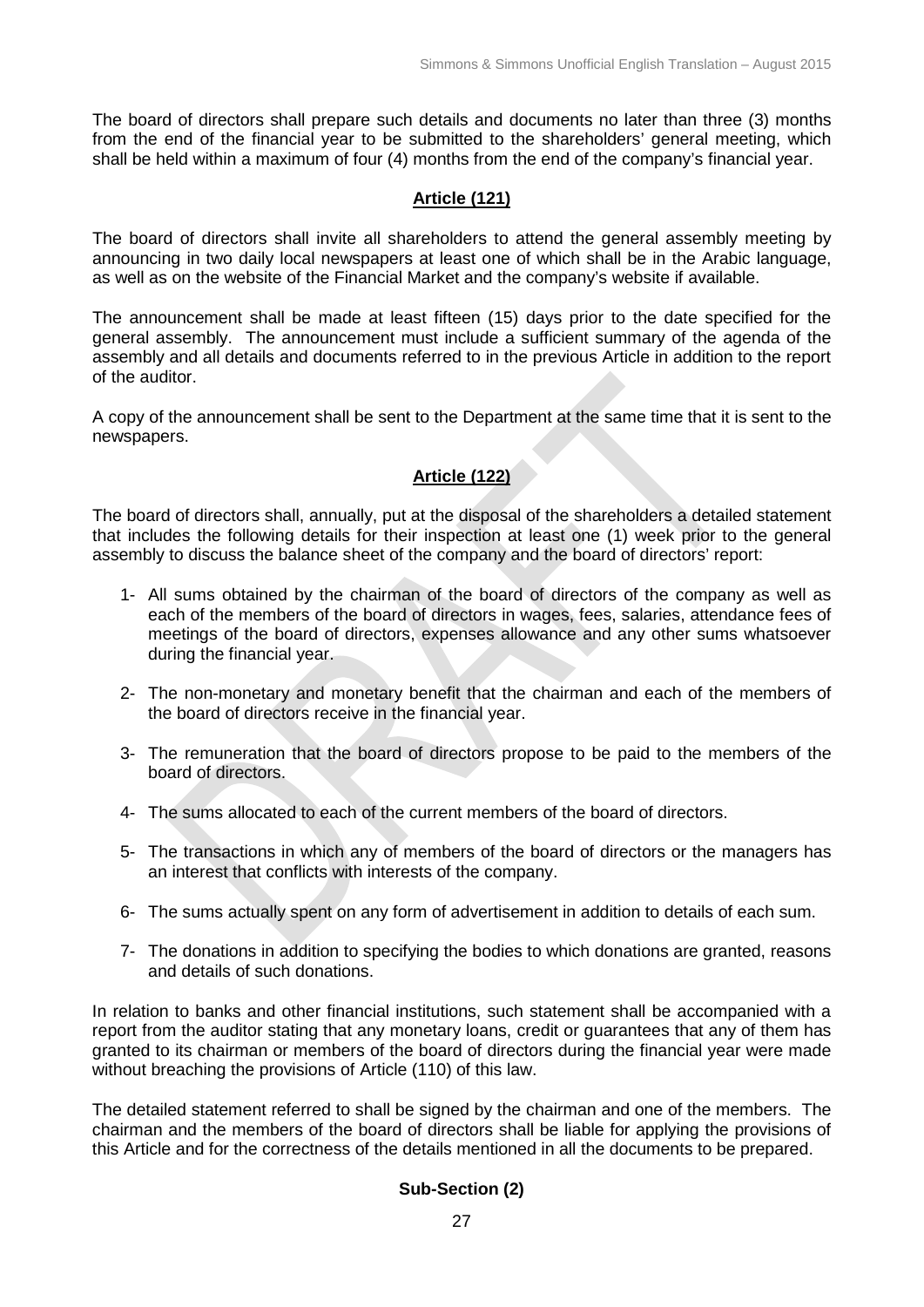The board of directors shall prepare such details and documents no later than three (3) months from the end of the financial year to be submitted to the shareholders' general meeting, which shall be held within a maximum of four (4) months from the end of the company's financial year.

## Article (121)

The board of directors shall invite all shareholders to attend the general assembly meeting by announcing in two daily local newspapers at least one of which shall be in the Arabic language, as well as on the website of the Financial Market and the company's website if available.

The announcement shall be made at least fifteen (15) days prior to the date specified for the general assembly. The announcement must include a sufficient summary of the agenda of the assembly and all details and documents referred to in the previous Article in addition to the report of the auditor.

A copy of the announcement shall be sent to the Department at the same time that it is sent to the newspapers.

## Article (122)

The board of directors shall, annually, put at the disposal of the shareholders a detailed statement that includes the following details for their inspection at least one (1) week prior to the general assembly to discuss the balance sheet of the company and the board of directors' report:

1- All sums obtained by the chairman of the board of directors of the company as well as each of the members of the board of directors in wages, fees, salaries, attendance fees of meetings of the board of directors, expenses allowance and any other sums whatsoever during the financial year.

2- The non-monetary and monetary benefit that the chairman and each of the members of the board of directors receive in the financial year.

3- The remuneration that the board of directors propose to be paid to the members of the board of directors.

4- The sums allocated to each of the current members of the board of directors.

5- The transactions in which any of members of the board of directors or the managers has an interest that conflicts with interests of the company.

6- The sums actually spent on any form of advertisement in addition to details of each sum.

7- The donations in addition to specifying the bodies to which donations are granted, reasons and details of such donations.

In relation to banks and other financial institutions, such statement shall be accompanied with a report from the auditor stating that any monetary loans, credit or guarantees that any of them has granted to its chairman or members of the board of directors during the financial year were made without breaching the provisions of Article (110) of this law.

The detailed statement referred to shall be signed by the chairman and one of the members. The chairman and the members of the board of directors shall be liable for applying the provisions of this Article and for the correctness of the details mentioned in all the documents to be prepared.

## Sub-Section (2)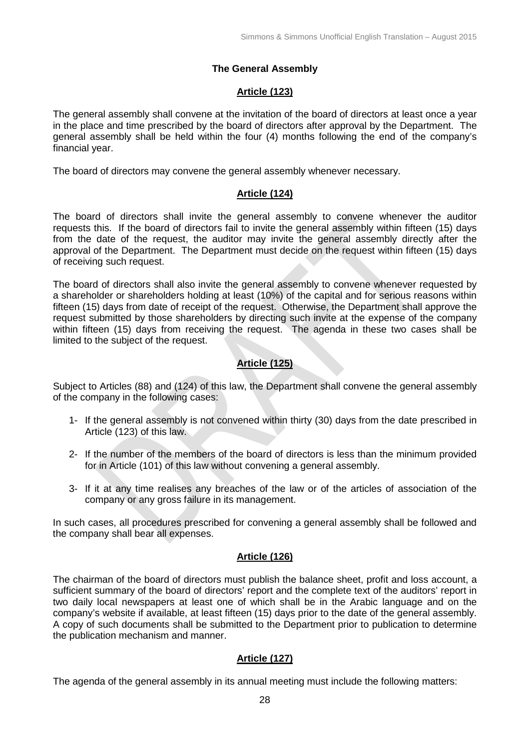## The General Assembly

### Article (123)

The general assembly shall convene at the invitation of the board of directors at least once a year in the place and time prescribed by the board of directors after approval by the Department. The general assembly shall be held within the four (4) months following the end of the company's financial year.

The board of directors may convene the general assembly whenever necessary.

### Article (124)

The board of directors shall invite the general assembly to convene whenever the auditor requests this. If the board of directors fail to invite the general assembly within fifteen (15) days from the date of the request, the auditor may invite the general assembly directly after the approval of the Department. The Department must decide on the request within fifteen (15) days of receiving such request.

The board of directors shall also invite the general assembly to convene whenever requested by a shareholder or shareholders holding at least (10%) of the capital and for serious reasons within fifteen (15) days from date of receipt of the request. Otherwise, the Department shall approve the request submitted by those shareholders by directing such invite at the expense of the company within fifteen (15) days from receiving the request. The agenda in these two cases shall be limited to the subject of the request.

### Article (125)

Subject to Articles (88) and (124) of this law, the Department shall convene the general assembly of the company in the following cases:

1- If the general assembly is not convened within thirty (30) days from the date prescribed in Article (123) of this law.

2- If the number of the members of the board of directors is less than the minimum provided for in Article (101) of this law without convening a general assembly.

3- If it at any time realises any breaches of the law or of the articles of association of the company or any gross failure in its management.

In such cases, all procedures prescribed for convening a general assembly shall be followed and the company shall bear all expenses.

### Article (126)

The chairman of the board of directors must publish the balance sheet, profit and loss account, a sufficient summary of the board of directors' report and the complete text of the auditors' report in two daily local newspapers at least one of which shall be in the Arabic language and on the company's website if available, at least fifteen (15) days prior to the date of the general assembly. A copy of such documents shall be submitted to the Department prior to publication to determine the publication mechanism and manner.

### Article (127)

The agenda of the general assembly in its annual meeting must include the following matters: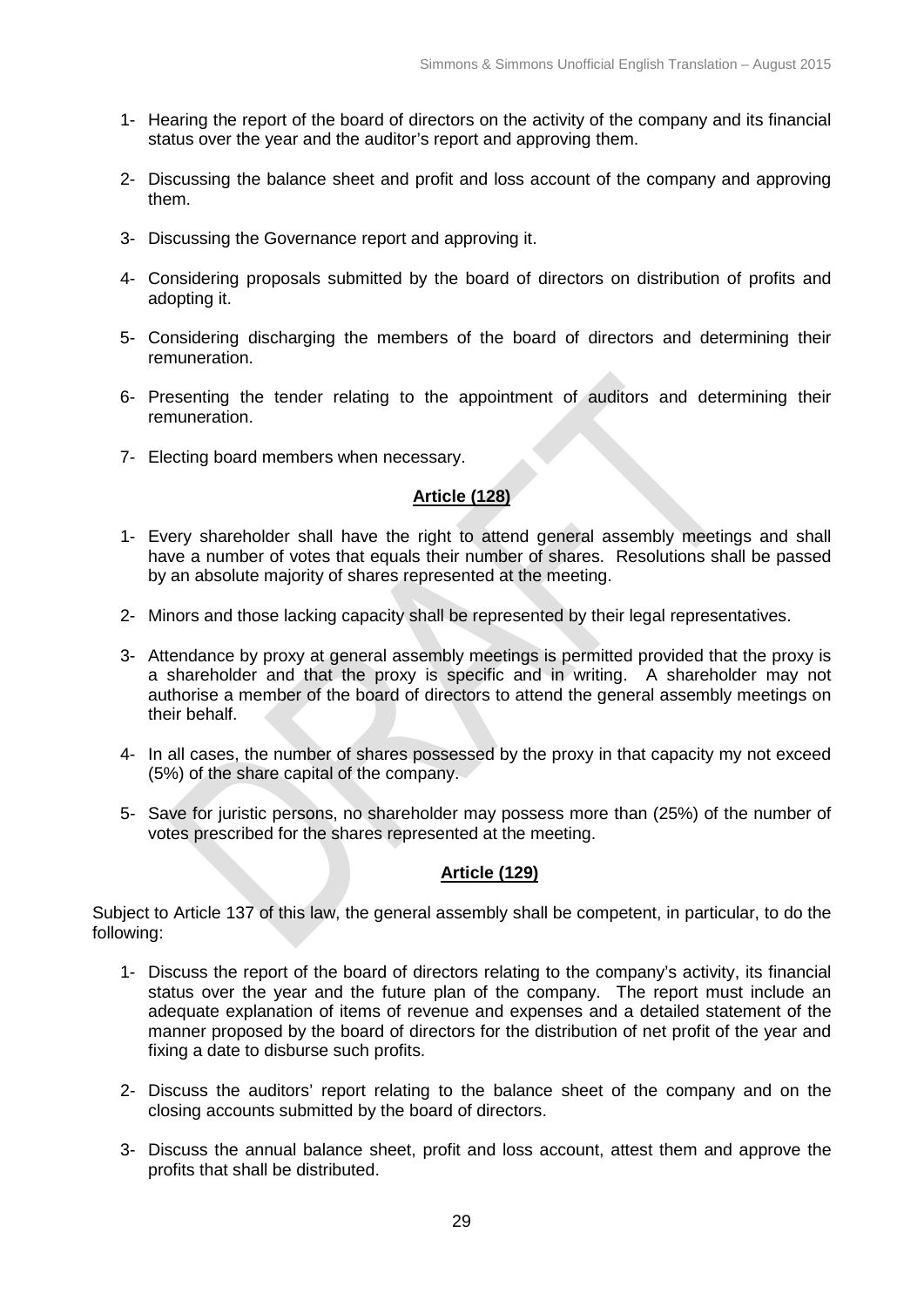1- Hearing the report of the board of directors on the activity of the company and its financial status over the year and the auditor's report and approving them.

2- Discussing the balance sheet and profit and loss account of the company and approving them.

3- Discussing the Governance report and approving it.

4- Considering proposals submitted by the board of directors on distribution of profits and adopting it.

5- Considering discharging the members of the board of directors and determining their remuneration.

6- Presenting the tender relating to the appointment of auditors and determining their remuneration.

7- Electing board members when necessary.

## Article (128)

1- Every shareholder shall have the right to attend general assembly meetings and shall have a number of votes that equals their number of shares. Resolutions shall be passed by an absolute majority of shares represented at the meeting.

2- Minors and those lacking capacity shall be represented by their legal representatives.

3- Attendance by proxy at general assembly meetings is permitted provided that the proxy is a shareholder and that the proxy is specific and in writing. A shareholder may not authorise a member of the board of directors to attend the general assembly meetings on their behalf.

4- In all cases, the number of shares possessed by the proxy in that capacity my not exceed (5%) of the share capital of the company.

5- Save for juristic persons, no shareholder may possess more than (25%) of the number of votes prescribed for the shares represented at the meeting.

## Article (129)

Subject to Article 137 of this law, the general assembly shall be competent, in particular, to do the following:

1- Discuss the report of the board of directors relating to the company's activity, its financial status over the year and the future plan of the company. The report must include an adequate explanation of items of revenue and expenses and a detailed statement of the manner proposed by the board of directors for the distribution of net profit of the year and fixing a date to disburse such profits.

2- Discuss the auditors' report relating to the balance sheet of the company and on the closing accounts submitted by the board of directors.

3- Discuss the annual balance sheet, profit and loss account, attest them and approve the profits that shall be distributed.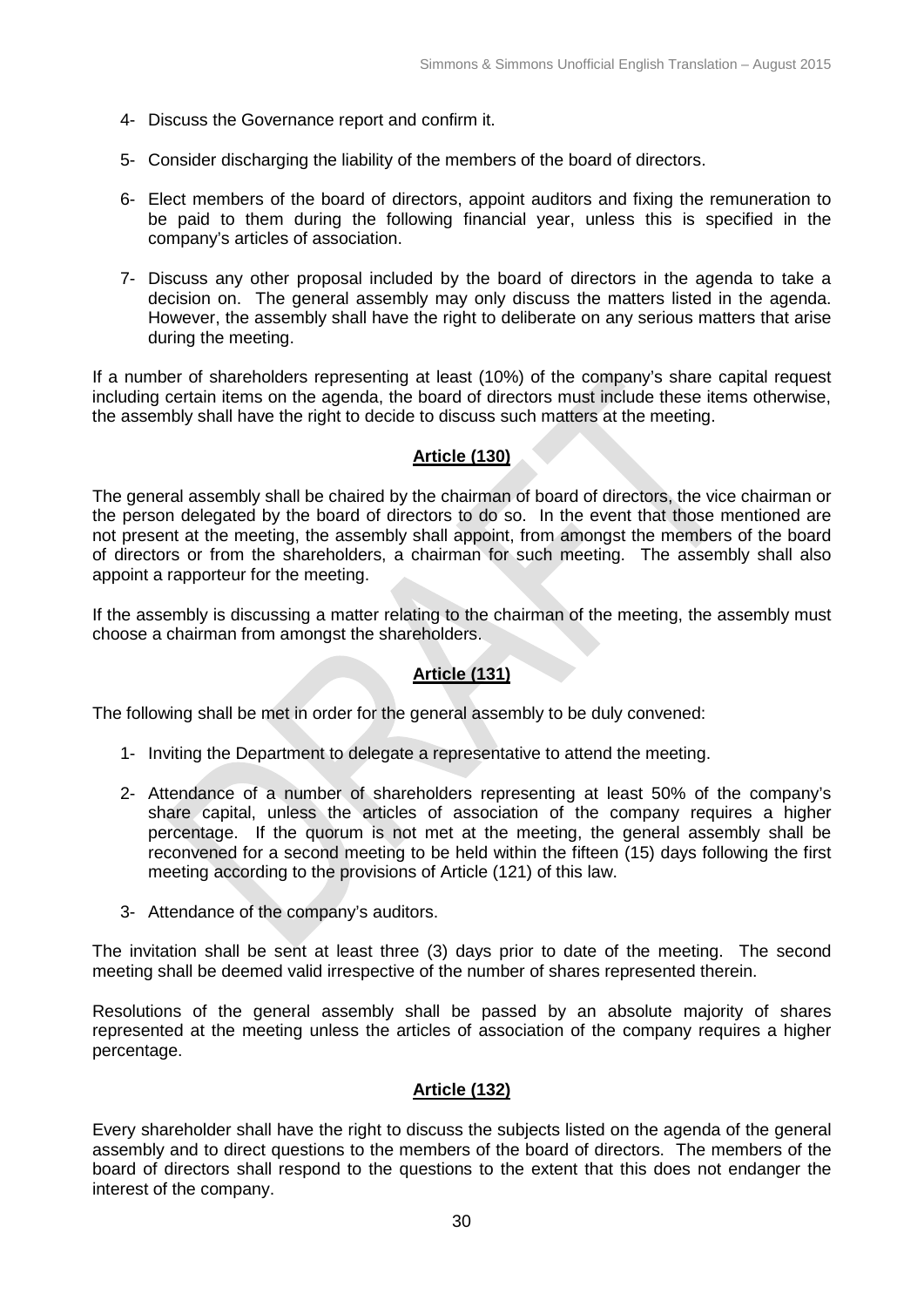4- Discuss the Governance report and confirm it.

5- Consider discharging the liability of the members of the board of directors.

6- Elect members of the board of directors, appoint auditors and fixing the remuneration to be paid to them during the following financial year, unless this is specified in the company's articles of association.

7- Discuss any other proposal included by the board of directors in the agenda to take a decision on. The general assembly may only discuss the matters listed in the agenda. However, the assembly shall have the right to deliberate on any serious matters that arise during the meeting.

If a number of shareholders representing at least (10%) of the company's share capital request including certain items on the agenda, the board of directors must include these items otherwise, the assembly shall have the right to decide to discuss such matters at the meeting.

**Article (130)**

The general assembly shall be chaired by the chairman of board of directors, the vice chairman or the person delegated by the board of directors to do so. In the event that those mentioned are not present at the meeting, the assembly shall appoint, from amongst the members of the board of directors or from the shareholders, a chairman for such meeting. The assembly shall also appoint a rapporteur for the meeting.

If the assembly is discussing a matter relating to the chairman of the meeting, the assembly must choose a chairman from amongst the shareholders.

**Article (131)**

The following shall be met in order for the general assembly to be duly convened:

1- Inviting the Department to delegate a representative to attend the meeting.

2- Attendance of a number of shareholders representing at least 50% of the company's share capital, unless the articles of association of the company requires a higher percentage. If the quorum is not met at the meeting, the general assembly shall be reconvened for a second meeting to be held within the fifteen (15) days following the first meeting according to the provisions of Article (121) of this law.

3- Attendance of the company's auditors.

The invitation shall be sent at least three (3) days prior to date of the meeting. The second meeting shall be deemed valid irrespective of the number of shares represented therein.

Resolutions of the general assembly shall be passed by an absolute majority of shares represented at the meeting unless the articles of association of the company requires a higher percentage.

**Article (132)**

Every shareholder shall have the right to discuss the subjects listed on the agenda of the general assembly and to direct questions to the members of the board of directors. The members of the board of directors shall respond to the questions to the extent that this does not endanger the interest of the company.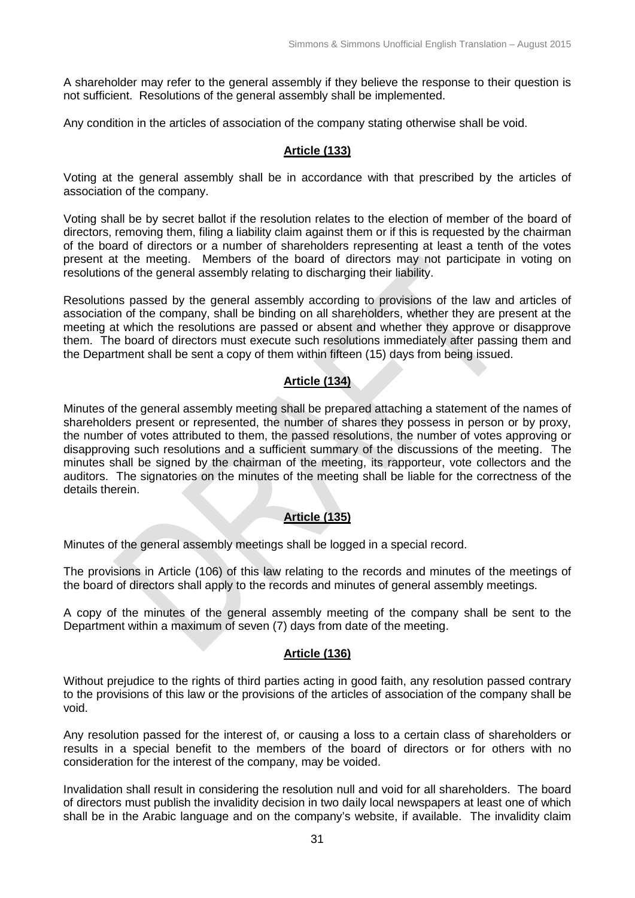A shareholder may refer to the general assembly if they believe the response to their question is not sufficient. Resolutions of the general assembly shall be implemented.

Any condition in the articles of association of the company stating otherwise shall be void.

## Article (133)

Voting at the general assembly shall be in accordance with that prescribed by the articles of association of the company.

Voting shall be by secret ballot if the resolution relates to the election of member of the board of directors, removing them, filing a liability claim against them or if this is requested by the chairman of the board of directors or a number of shareholders representing at least a tenth of the votes present at the meeting. Members of the board of directors may not participate in voting on resolutions of the general assembly relating to discharging their liability.

Resolutions passed by the general assembly according to provisions of the law and articles of association of the company, shall be binding on all shareholders, whether they are present at the meeting at which the resolutions are passed or absent and whether they approve or disapprove them. The board of directors must execute such resolutions immediately after passing them and the Department shall be sent a copy of them within fifteen (15) days from being issued.

## Article (134)

Minutes of the general assembly meeting shall be prepared attaching a statement of the names of shareholders present or represented, the number of shares they possess in person or by proxy, the number of votes attributed to them, the passed resolutions, the number of votes approving or disapproving such resolutions and a sufficient summary of the discussions of the meeting. The minutes shall be signed by the chairman of the meeting, its rapporteur, vote collectors and the auditors. The signatories on the minutes of the meeting shall be liable for the correctness of the details therein.

## Article (135)

Minutes of the general assembly meetings shall be logged in a special record.

The provisions in Article (106) of this law relating to the records and minutes of the meetings of the board of directors shall apply to the records and minutes of general assembly meetings.

A copy of the minutes of the general assembly meeting of the company shall be sent to the Department within a maximum of seven (7) days from date of the meeting.

## Article (136)

Without prejudice to the rights of third parties acting in good faith, any resolution passed contrary to the provisions of this law or the provisions of the articles of association of the company shall be void.

Any resolution passed for the interest of, or causing a loss to a certain class of shareholders or results in a special benefit to the members of the board of directors or for others with no consideration for the interest of the company, may be voided.

Invalidation shall result in considering the resolution null and void for all shareholders. The board of directors must publish the invalidity decision in two daily local newspapers at least one of which shall be in the Arabic language and on the company's website, if available. The invalidity claim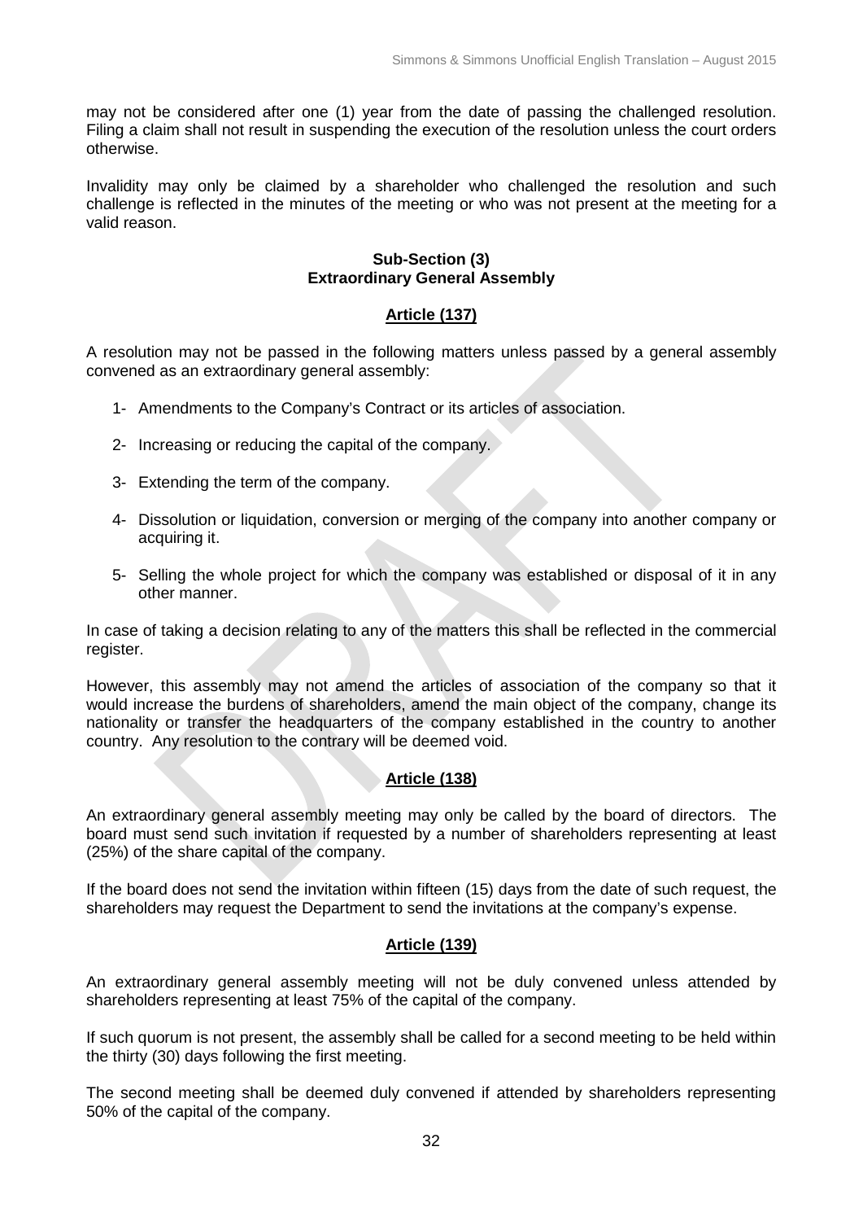may not be considered after one (1) year from the date of passing the challenged resolution. Filing a claim shall not result in suspending the execution of the resolution unless the court orders otherwise.

Invalidity may only be claimed by a shareholder who challenged the resolution and such challenge is reflected in the minutes of the meeting or who was not present at the meeting for a valid reason.

### Sub-Section (3)
### Extraordinary General Assembly

#### Article (137)

A resolution may not be passed in the following matters unless passed by a general assembly convened as an extraordinary general assembly:

1- Amendments to the Company's Contract or its articles of association.

2- Increasing or reducing the capital of the company.

3- Extending the term of the company.

4- Dissolution or liquidation, conversion or merging of the company into another company or acquiring it.

5- Selling the whole project for which the company was established or disposal of it in any other manner.

In case of taking a decision relating to any of the matters this shall be reflected in the commercial register.

However, this assembly may not amend the articles of association of the company so that it would increase the burdens of shareholders, amend the main object of the company, change its nationality or transfer the headquarters of the company established in the country to another country. Any resolution to the contrary will be deemed void.

#### Article (138)

An extraordinary general assembly meeting may only be called by the board of directors. The board must send such invitation if requested by a number of shareholders representing at least (25%) of the share capital of the company.

If the board does not send the invitation within fifteen (15) days from the date of such request, the shareholders may request the Department to send the invitations at the company's expense.

#### Article (139)

An extraordinary general assembly meeting will not be duly convened unless attended by shareholders representing at least 75% of the capital of the company.

If such quorum is not present, the assembly shall be called for a second meeting to be held within the thirty (30) days following the first meeting.

The second meeting shall be deemed duly convened if attended by shareholders representing 50% of the capital of the company.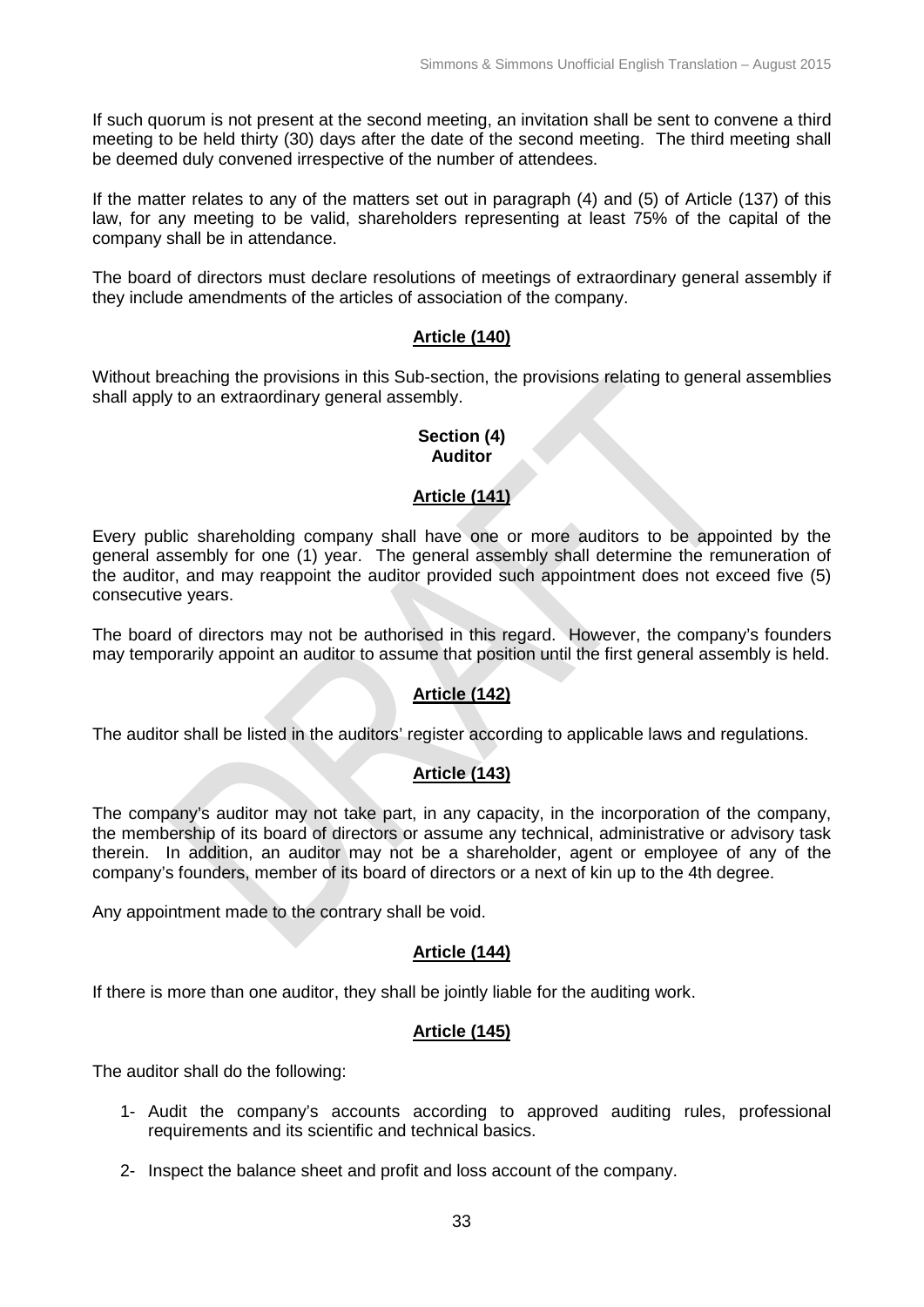If such quorum is not present at the second meeting, an invitation shall be sent to convene a third meeting to be held thirty (30) days after the date of the second meeting. The third meeting shall be deemed duly convened irrespective of the number of attendees.

If the matter relates to any of the matters set out in paragraph (4) and (5) of Article (137) of this law, for any meeting to be valid, shareholders representing at least 75% of the capital of the company shall be in attendance.

The board of directors must declare resolutions of meetings of extraordinary general assembly if they include amendments of the articles of association of the company.

## Article (140)

Without breaching the provisions in this Sub-section, the provisions relating to general assemblies shall apply to an extraordinary general assembly.

## Section (4)
## Auditor

## Article (141)

Every public shareholding company shall have one or more auditors to be appointed by the general assembly for one (1) year. The general assembly shall determine the remuneration of the auditor, and may reappoint the auditor provided such appointment does not exceed five (5) consecutive years.

The board of directors may not be authorised in this regard. However, the company's founders may temporarily appoint an auditor to assume that position until the first general assembly is held.

## Article (142)

The auditor shall be listed in the auditors' register according to applicable laws and regulations.

## Article (143)

The company's auditor may not take part, in any capacity, in the incorporation of the company, the membership of its board of directors or assume any technical, administrative or advisory task therein. In addition, an auditor may not be a shareholder, agent or employee of any of the company's founders, member of its board of directors or a next of kin up to the 4th degree.

Any appointment made to the contrary shall be void.

## Article (144)

If there is more than one auditor, they shall be jointly liable for the auditing work.

## Article (145)

The auditor shall do the following:

1- Audit the company's accounts according to approved auditing rules, professional requirements and its scientific and technical basics.

2- Inspect the balance sheet and profit and loss account of the company.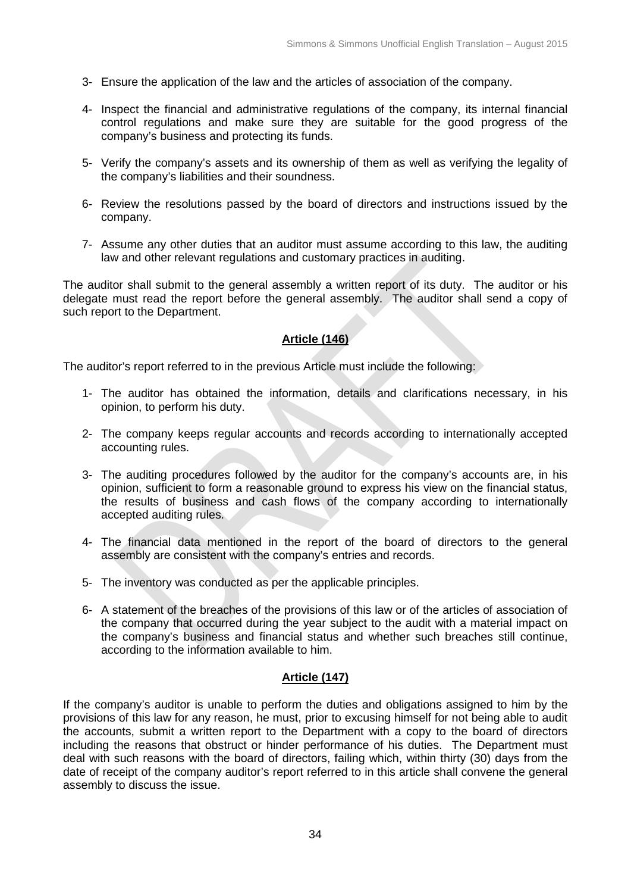3- Ensure the application of the law and the articles of association of the company.

4- Inspect the financial and administrative regulations of the company, its internal financial control regulations and make sure they are suitable for the good progress of the company's business and protecting its funds.

5- Verify the company's assets and its ownership of them as well as verifying the legality of the company's liabilities and their soundness.

6- Review the resolutions passed by the board of directors and instructions issued by the company.

7- Assume any other duties that an auditor must assume according to this law, the auditing law and other relevant regulations and customary practices in auditing.

The auditor shall submit to the general assembly a written report of its duty. The auditor or his delegate must read the report before the general assembly. The auditor shall send a copy of such report to the Department.

## Article (146)

The auditor's report referred to in the previous Article must include the following:

1- The auditor has obtained the information, details and clarifications necessary, in his opinion, to perform his duty.

2- The company keeps regular accounts and records according to internationally accepted accounting rules.

3- The auditing procedures followed by the auditor for the company's accounts are, in his opinion, sufficient to form a reasonable ground to express his view on the financial status, the results of business and cash flows of the company according to internationally accepted auditing rules.

4- The financial data mentioned in the report of the board of directors to the general assembly are consistent with the company's entries and records.

5- The inventory was conducted as per the applicable principles.

6- A statement of the breaches of the provisions of this law or of the articles of association of the company that occurred during the year subject to the audit with a material impact on the company's business and financial status and whether such breaches still continue, according to the information available to him.

## Article (147)

If the company's auditor is unable to perform the duties and obligations assigned to him by the provisions of this law for any reason, he must, prior to excusing himself for not being able to audit the accounts, submit a written report to the Department with a copy to the board of directors including the reasons that obstruct or hinder performance of his duties. The Department must deal with such reasons with the board of directors, failing which, within thirty (30) days from the date of receipt of the company auditor's report referred to in this article shall convene the general assembly to discuss the issue.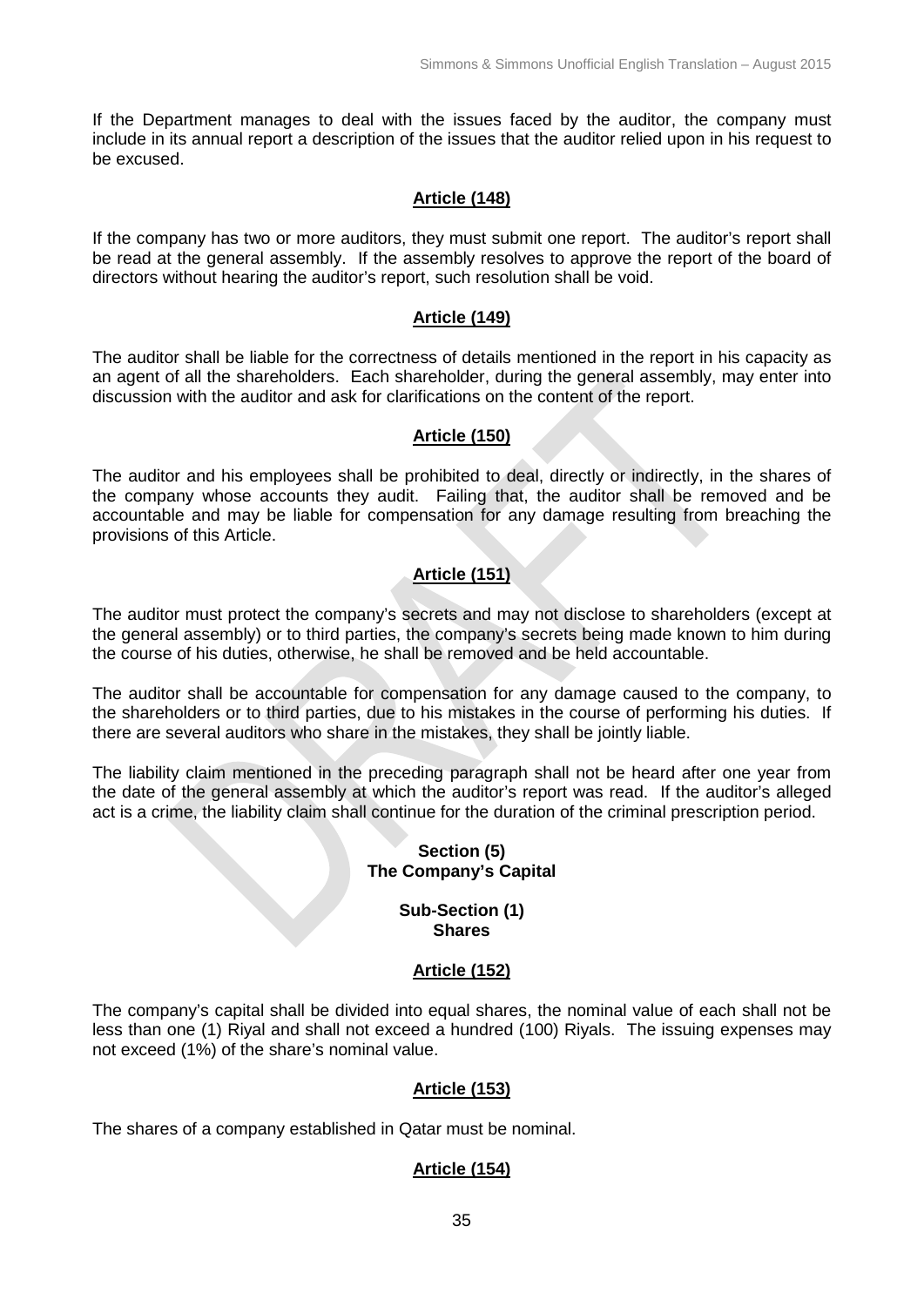If the Department manages to deal with the issues faced by the auditor, the company must include in its annual report a description of the issues that the auditor relied upon in his request to be excused.

### Article (148)

If the company has two or more auditors, they must submit one report. The auditor's report shall be read at the general assembly. If the assembly resolves to approve the report of the board of directors without hearing the auditor's report, such resolution shall be void.

### Article (149)

The auditor shall be liable for the correctness of details mentioned in the report in his capacity as an agent of all the shareholders. Each shareholder, during the general assembly, may enter into discussion with the auditor and ask for clarifications on the content of the report.

### Article (150)

The auditor and his employees shall be prohibited to deal, directly or indirectly, in the shares of the company whose accounts they audit. Failing that, the auditor shall be removed and be accountable and may be liable for compensation for any damage resulting from breaching the provisions of this Article.

### Article (151)

The auditor must protect the company's secrets and may not disclose to shareholders (except at the general assembly) or to third parties, the company's secrets being made known to him during the course of his duties, otherwise, he shall be removed and be held accountable.

The auditor shall be accountable for compensation for any damage caused to the company, to the shareholders or to third parties, due to his mistakes in the course of performing his duties. If there are several auditors who share in the mistakes, they shall be jointly liable.

The liability claim mentioned in the preceding paragraph shall not be heard after one year from the date of the general assembly at which the auditor's report was read. If the auditor's alleged act is a crime, the liability claim shall continue for the duration of the criminal prescription period.

## Section (5)
## The Company's Capital

### Sub-Section (1)
### Shares

### Article (152)

The company's capital shall be divided into equal shares, the nominal value of each shall not be less than one (1) Riyal and shall not exceed a hundred (100) Riyals. The issuing expenses may not exceed (1%) of the share's nominal value.

### Article (153)

The shares of a company established in Qatar must be nominal.

### Article (154)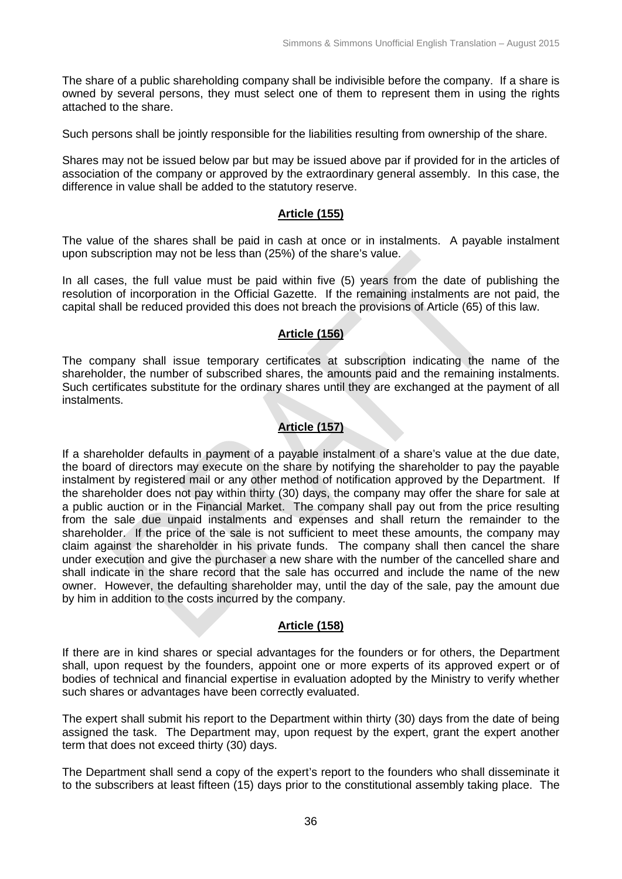The share of a public shareholding company shall be indivisible before the company. If a share is owned by several persons, they must select one of them to represent them in using the rights attached to the share.

Such persons shall be jointly responsible for the liabilities resulting from ownership of the share.

Shares may not be issued below par but may be issued above par if provided for in the articles of association of the company or approved by the extraordinary general assembly. In this case, the difference in value shall be added to the statutory reserve.

## Article (155)

The value of the shares shall be paid in cash at once or in instalments. A payable instalment upon subscription may not be less than (25%) of the share's value.

In all cases, the full value must be paid within five (5) years from the date of publishing the resolution of incorporation in the Official Gazette. If the remaining instalments are not paid, the capital shall be reduced provided this does not breach the provisions of Article (65) of this law.

## Article (156)

The company shall issue temporary certificates at subscription indicating the name of the shareholder, the number of subscribed shares, the amounts paid and the remaining instalments. Such certificates substitute for the ordinary shares until they are exchanged at the payment of all instalments.

## Article (157)

If a shareholder defaults in payment of a payable instalment of a share's value at the due date, the board of directors may execute on the share by notifying the shareholder to pay the payable instalment by registered mail or any other method of notification approved by the Department. If the shareholder does not pay within thirty (30) days, the company may offer the share for sale at a public auction or in the Financial Market. The company shall pay out from the price resulting from the sale due unpaid instalments and expenses and shall return the remainder to the shareholder. If the price of the sale is not sufficient to meet these amounts, the company may claim against the shareholder in his private funds. The company shall then cancel the share under execution and give the purchaser a new share with the number of the cancelled share and shall indicate in the share record that the sale has occurred and include the name of the new owner. However, the defaulting shareholder may, until the day of the sale, pay the amount due by him in addition to the costs incurred by the company.

## Article (158)

If there are in kind shares or special advantages for the founders or for others, the Department shall, upon request by the founders, appoint one or more experts of its approved expert or of bodies of technical and financial expertise in evaluation adopted by the Ministry to verify whether such shares or advantages have been correctly evaluated.

The expert shall submit his report to the Department within thirty (30) days from the date of being assigned the task. The Department may, upon request by the expert, grant the expert another term that does not exceed thirty (30) days.

The Department shall send a copy of the expert's report to the founders who shall disseminate it to the subscribers at least fifteen (15) days prior to the constitutional assembly taking place. The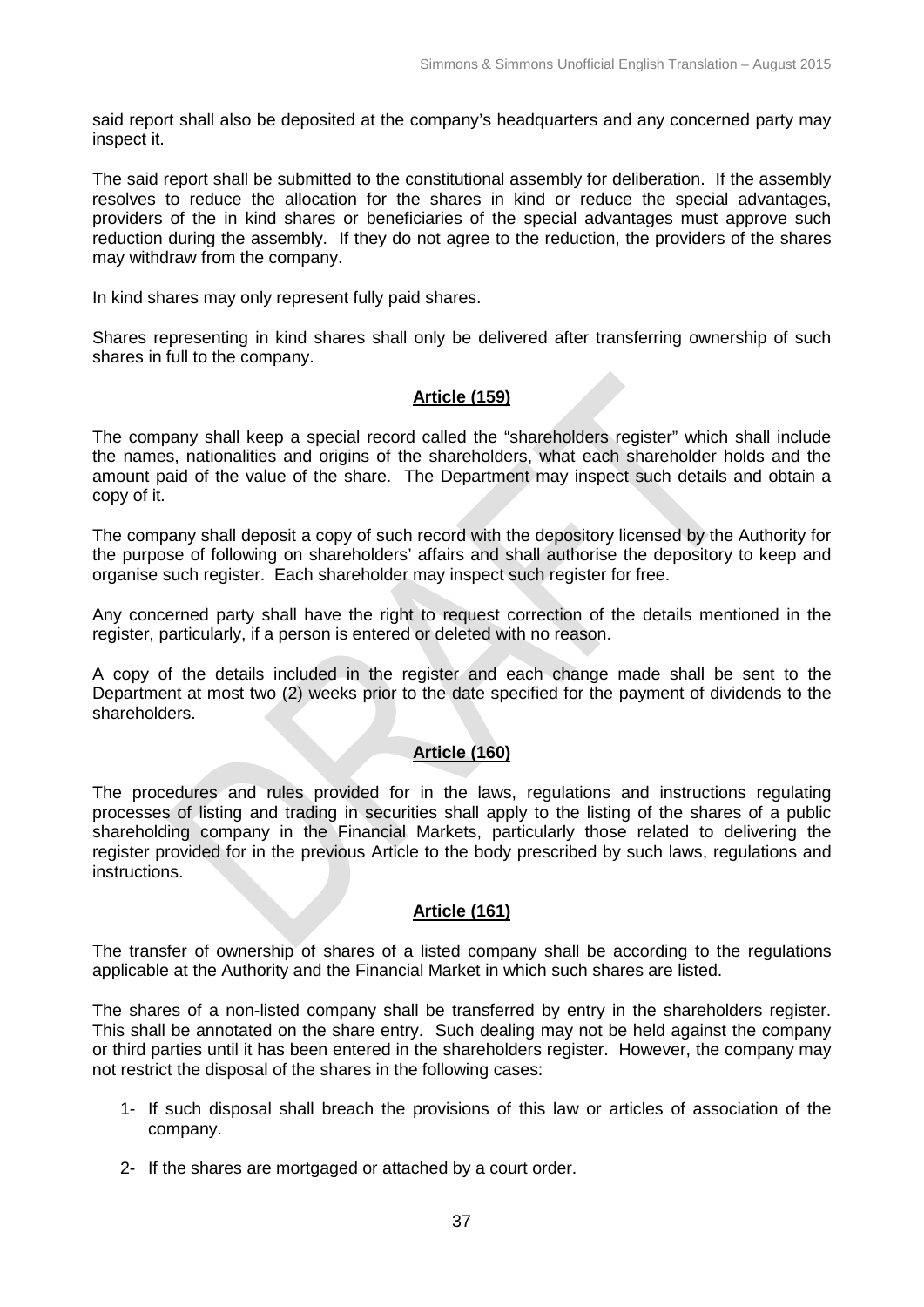said report shall also be deposited at the company's headquarters and any concerned party may inspect it.

The said report shall be submitted to the constitutional assembly for deliberation. If the assembly resolves to reduce the allocation for the shares in kind or reduce the special advantages, providers of the in kind shares or beneficiaries of the special advantages must approve such reduction during the assembly. If they do not agree to the reduction, the providers of the shares may withdraw from the company.

In kind shares may only represent fully paid shares.

Shares representing in kind shares shall only be delivered after transferring ownership of such shares in full to the company.

## Article (159)

The company shall keep a special record called the "shareholders register" which shall include the names, nationalities and origins of the shareholders, what each shareholder holds and the amount paid of the value of the share. The Department may inspect such details and obtain a copy of it.

The company shall deposit a copy of such record with the depository licensed by the Authority for the purpose of following on shareholders' affairs and shall authorise the depository to keep and organise such register. Each shareholder may inspect such register for free.

Any concerned party shall have the right to request correction of the details mentioned in the register, particularly, if a person is entered or deleted with no reason.

A copy of the details included in the register and each change made shall be sent to the Department at most two (2) weeks prior to the date specified for the payment of dividends to the shareholders.

## Article (160)

The procedures and rules provided for in the laws, regulations and instructions regulating processes of listing and trading in securities shall apply to the listing of the shares of a public shareholding company in the Financial Markets, particularly those related to delivering the register provided for in the previous Article to the body prescribed by such laws, regulations and instructions.

## Article (161)

The transfer of ownership of shares of a listed company shall be according to the regulations applicable at the Authority and the Financial Market in which such shares are listed.

The shares of a non-listed company shall be transferred by entry in the shareholders register. This shall be annotated on the share entry. Such dealing may not be held against the company or third parties until it has been entered in the shareholders register. However, the company may not restrict the disposal of the shares in the following cases:

1- If such disposal shall breach the provisions of this law or articles of association of the company.

2- If the shares are mortgaged or attached by a court order.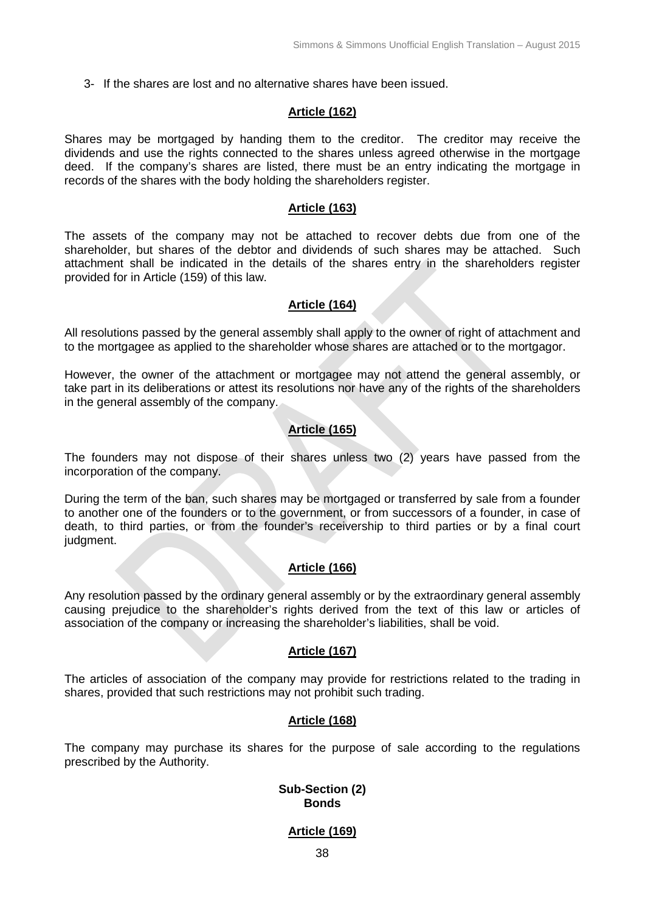3- If the shares are lost and no alternative shares have been issued.

**Article (162)**

Shares may be mortgaged by handing them to the creditor. The creditor may receive the dividends and use the rights connected to the shares unless agreed otherwise in the mortgage deed. If the company's shares are listed, there must be an entry indicating the mortgage in records of the shares with the body holding the shareholders register.

**Article (163)**

The assets of the company may not be attached to recover debts due from one of the shareholder, but shares of the debtor and dividends of such shares may be attached. Such attachment shall be indicated in the details of the shares entry in the shareholders register provided for in Article (159) of this law.

**Article (164)**

All resolutions passed by the general assembly shall apply to the owner of right of attachment and to the mortgagee as applied to the shareholder whose shares are attached or to the mortgagor.

However, the owner of the attachment or mortgagee may not attend the general assembly, or take part in its deliberations or attest its resolutions nor have any of the rights of the shareholders in the general assembly of the company.

**Article (165)**

The founders may not dispose of their shares unless two (2) years have passed from the incorporation of the company.

During the term of the ban, such shares may be mortgaged or transferred by sale from a founder to another one of the founders or to the government, or from successors of a founder, in case of death, to third parties, or from the founder's receivership to third parties or by a final court judgment.

**Article (166)**

Any resolution passed by the ordinary general assembly or by the extraordinary general assembly causing prejudice to the shareholder's rights derived from the text of this law or articles of association of the company or increasing the shareholder's liabilities, shall be void.

**Article (167)**

The articles of association of the company may provide for restrictions related to the trading in shares, provided that such restrictions may not prohibit such trading.

**Article (168)**

The company may purchase its shares for the purpose of sale according to the regulations prescribed by the Authority.

### Sub-Section (2)
### Bonds

**Article (169)**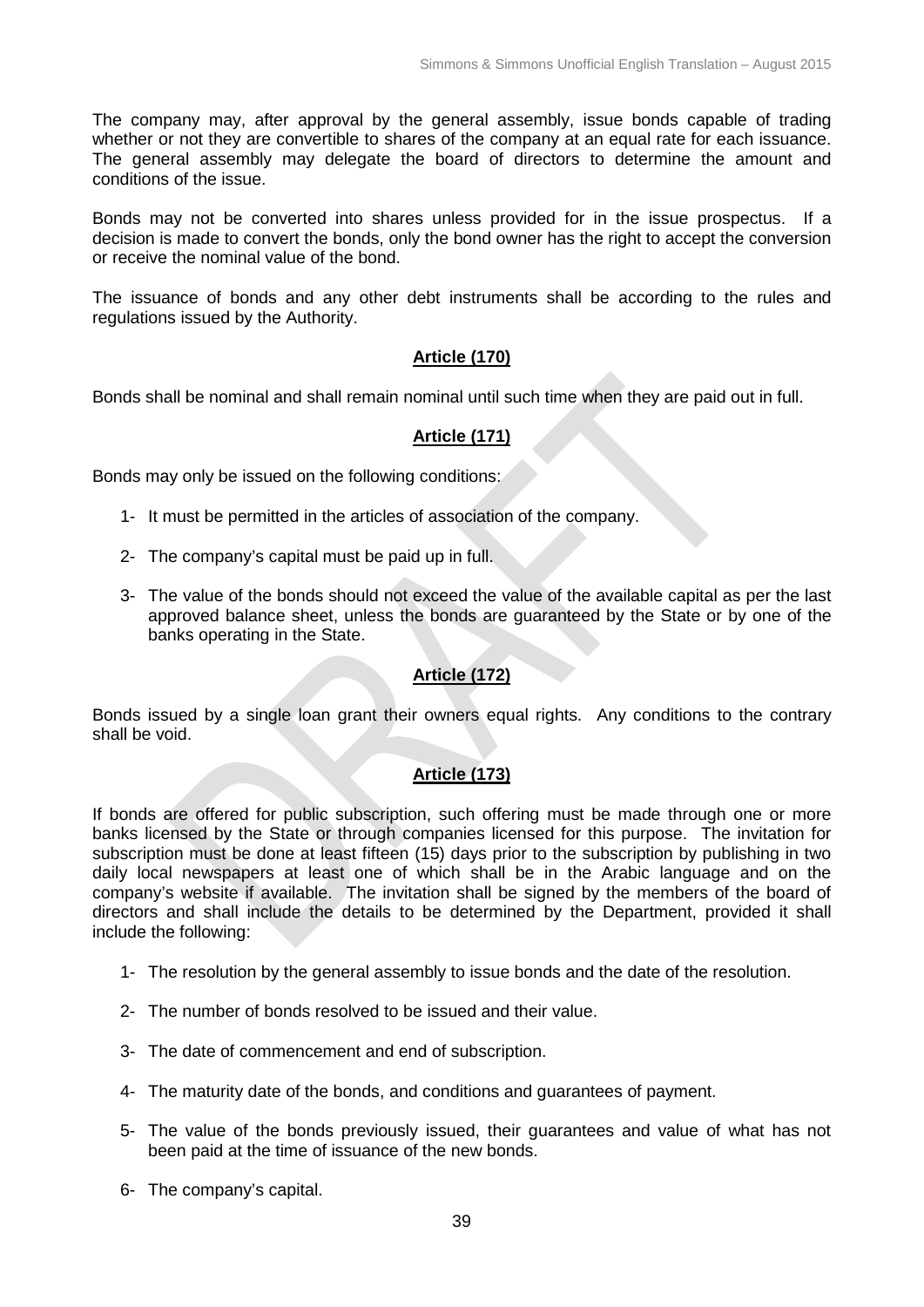The company may, after approval by the general assembly, issue bonds capable of trading whether or not they are convertible to shares of the company at an equal rate for each issuance. The general assembly may delegate the board of directors to determine the amount and conditions of the issue.

Bonds may not be converted into shares unless provided for in the issue prospectus. If a decision is made to convert the bonds, only the bond owner has the right to accept the conversion or receive the nominal value of the bond.

The issuance of bonds and any other debt instruments shall be according to the rules and regulations issued by the Authority.

## Article (170)

Bonds shall be nominal and shall remain nominal until such time when they are paid out in full.

## Article (171)

Bonds may only be issued on the following conditions:

1- It must be permitted in the articles of association of the company.

2- The company's capital must be paid up in full.

3- The value of the bonds should not exceed the value of the available capital as per the last approved balance sheet, unless the bonds are guaranteed by the State or by one of the banks operating in the State.

## Article (172)

Bonds issued by a single loan grant their owners equal rights. Any conditions to the contrary shall be void.

## Article (173)

If bonds are offered for public subscription, such offering must be made through one or more banks licensed by the State or through companies licensed for this purpose. The invitation for subscription must be done at least fifteen (15) days prior to the subscription by publishing in two daily local newspapers at least one of which shall be in the Arabic language and on the company's website if available. The invitation shall be signed by the members of the board of directors and shall include the details to be determined by the Department, provided it shall include the following:

1- The resolution by the general assembly to issue bonds and the date of the resolution.

2- The number of bonds resolved to be issued and their value.

3- The date of commencement and end of subscription.

4- The maturity date of the bonds, and conditions and guarantees of payment.

5- The value of the bonds previously issued, their guarantees and value of what has not been paid at the time of issuance of the new bonds.

6- The company's capital.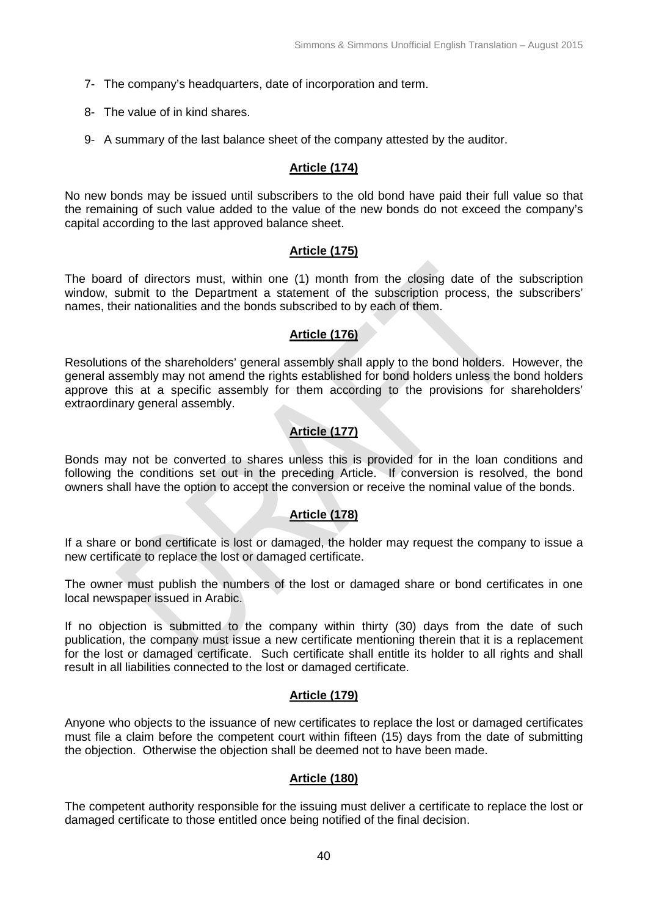7- The company's headquarters, date of incorporation and term.

8- The value of in kind shares.

9- A summary of the last balance sheet of the company attested by the auditor.

### Article (174)

No new bonds may be issued until subscribers to the old bond have paid their full value so that the remaining of such value added to the value of the new bonds do not exceed the company's capital according to the last approved balance sheet.

### Article (175)

The board of directors must, within one (1) month from the closing date of the subscription window, submit to the Department a statement of the subscription process, the subscribers' names, their nationalities and the bonds subscribed to by each of them.

### Article (176)

Resolutions of the shareholders' general assembly shall apply to the bond holders. However, the general assembly may not amend the rights established for bond holders unless the bond holders approve this at a specific assembly for them according to the provisions for shareholders' extraordinary general assembly.

### Article (177)

Bonds may not be converted to shares unless this is provided for in the loan conditions and following the conditions set out in the preceding Article. If conversion is resolved, the bond owners shall have the option to accept the conversion or receive the nominal value of the bonds.

### Article (178)

If a share or bond certificate is lost or damaged, the holder may request the company to issue a new certificate to replace the lost or damaged certificate.

The owner must publish the numbers of the lost or damaged share or bond certificates in one local newspaper issued in Arabic.

If no objection is submitted to the company within thirty (30) days from the date of such publication, the company must issue a new certificate mentioning therein that it is a replacement for the lost or damaged certificate. Such certificate shall entitle its holder to all rights and shall result in all liabilities connected to the lost or damaged certificate.

### Article (179)

Anyone who objects to the issuance of new certificates to replace the lost or damaged certificates must file a claim before the competent court within fifteen (15) days from the date of submitting the objection. Otherwise the objection shall be deemed not to have been made.

### Article (180)

The competent authority responsible for the issuing must deliver a certificate to replace the lost or damaged certificate to those entitled once being notified of the final decision.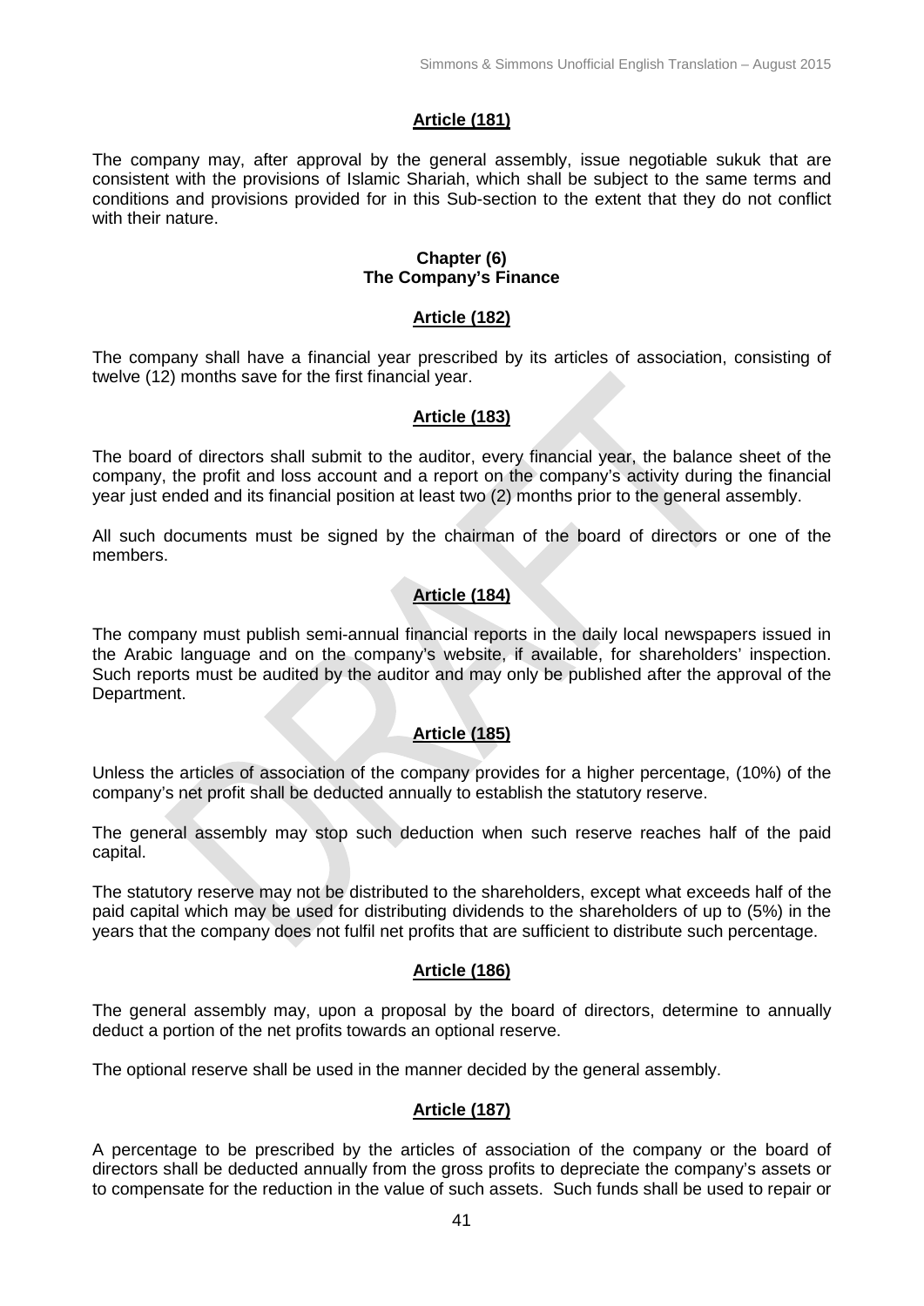## Article (181)

The company may, after approval by the general assembly, issue negotiable sukuk that are consistent with the provisions of Islamic Shariah, which shall be subject to the same terms and conditions and provisions provided for in this Sub-section to the extent that they do not conflict with their nature.

## Chapter (6)
## The Company's Finance

## Article (182)

The company shall have a financial year prescribed by its articles of association, consisting of twelve (12) months save for the first financial year.

## Article (183)

The board of directors shall submit to the auditor, every financial year, the balance sheet of the company, the profit and loss account and a report on the company's activity during the financial year just ended and its financial position at least two (2) months prior to the general assembly.

All such documents must be signed by the chairman of the board of directors or one of the members.

## Article (184)

The company must publish semi-annual financial reports in the daily local newspapers issued in the Arabic language and on the company's website, if available, for shareholders' inspection. Such reports must be audited by the auditor and may only be published after the approval of the Department.

## Article (185)

Unless the articles of association of the company provides for a higher percentage, (10%) of the company's net profit shall be deducted annually to establish the statutory reserve.

The general assembly may stop such deduction when such reserve reaches half of the paid capital.

The statutory reserve may not be distributed to the shareholders, except what exceeds half of the paid capital which may be used for distributing dividends to the shareholders of up to (5%) in the years that the company does not fulfil net profits that are sufficient to distribute such percentage.

## Article (186)

The general assembly may, upon a proposal by the board of directors, determine to annually deduct a portion of the net profits towards an optional reserve.

The optional reserve shall be used in the manner decided by the general assembly.

## Article (187)

A percentage to be prescribed by the articles of association of the company or the board of directors shall be deducted annually from the gross profits to depreciate the company's assets or to compensate for the reduction in the value of such assets. Such funds shall be used to repair or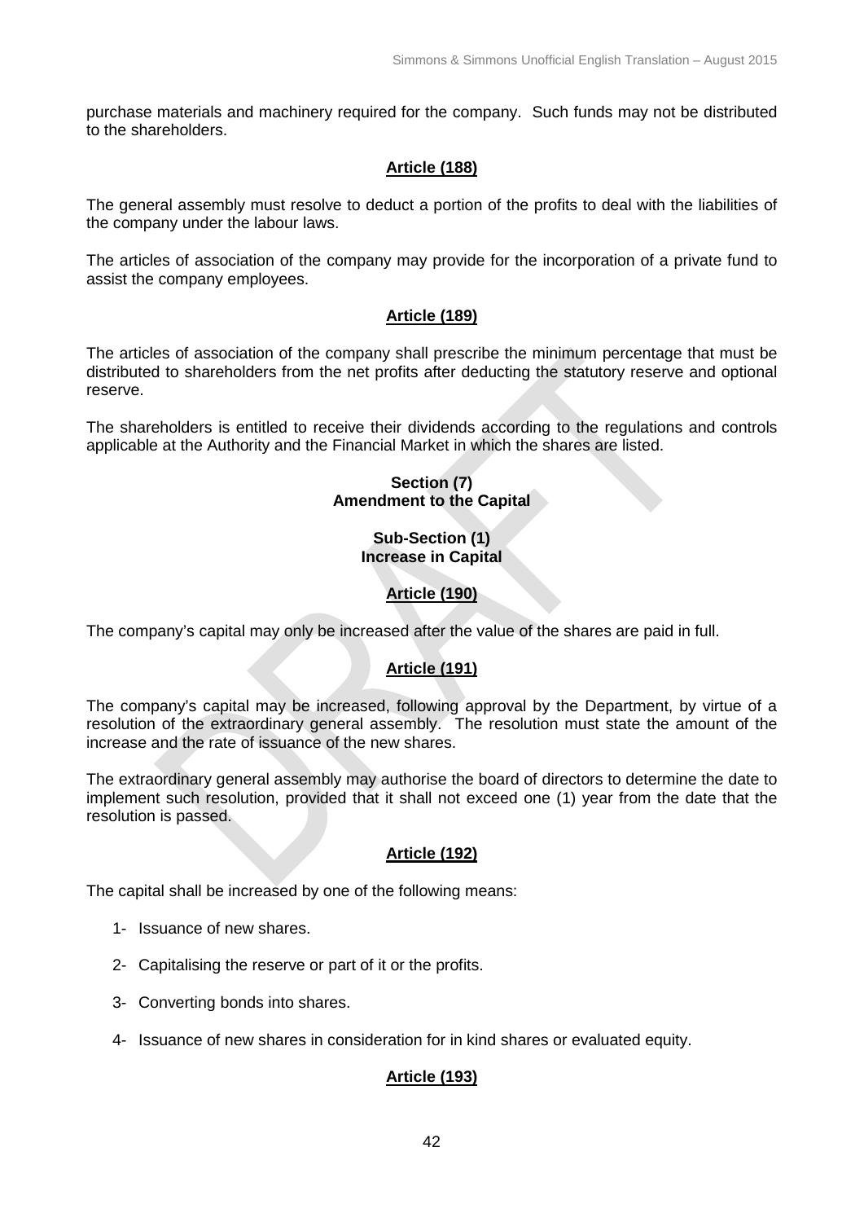purchase materials and machinery required for the company. Such funds may not be distributed to the shareholders.

**Article (188)**

The general assembly must resolve to deduct a portion of the profits to deal with the liabilities of the company under the labour laws.

The articles of association of the company may provide for the incorporation of a private fund to assist the company employees.

**Article (189)**

The articles of association of the company shall prescribe the minimum percentage that must be distributed to shareholders from the net profits after deducting the statutory reserve and optional reserve.

The shareholders is entitled to receive their dividends according to the regulations and controls applicable at the Authority and the Financial Market in which the shares are listed.

## Section (7)
## Amendment to the Capital

### Sub-Section (1)
### Increase in Capital

**Article (190)**

The company's capital may only be increased after the value of the shares are paid in full.

**Article (191)**

The company's capital may be increased, following approval by the Department, by virtue of a resolution of the extraordinary general assembly. The resolution must state the amount of the increase and the rate of issuance of the new shares.

The extraordinary general assembly may authorise the board of directors to determine the date to implement such resolution, provided that it shall not exceed one (1) year from the date that the resolution is passed.

**Article (192)**

The capital shall be increased by one of the following means:

1- Issuance of new shares.

2- Capitalising the reserve or part of it or the profits.

3- Converting bonds into shares.

4- Issuance of new shares in consideration for in kind shares or evaluated equity.

**Article (193)**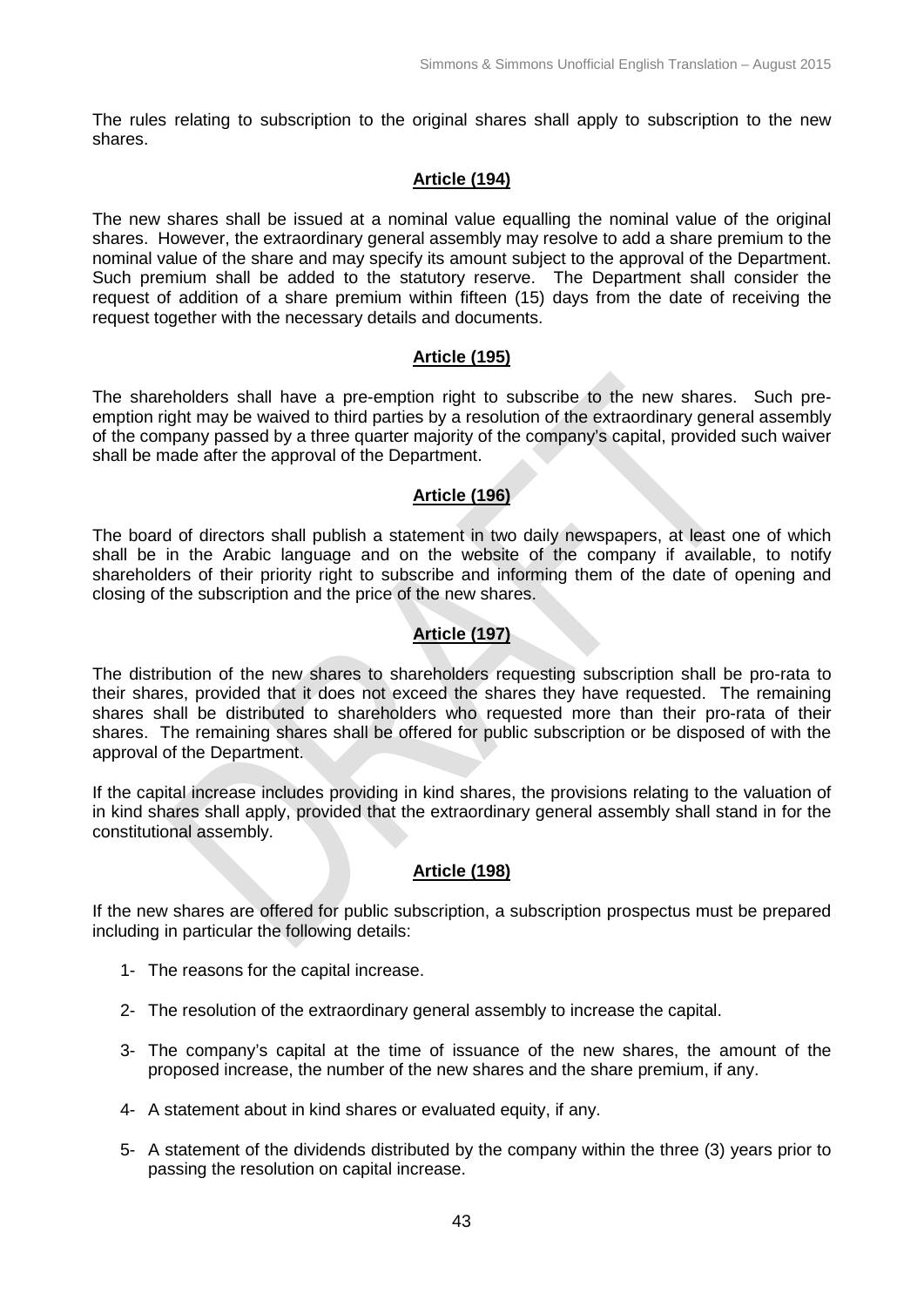The rules relating to subscription to the original shares shall apply to subscription to the new shares.

## Article (194)

The new shares shall be issued at a nominal value equalling the nominal value of the original shares. However, the extraordinary general assembly may resolve to add a share premium to the nominal value of the share and may specify its amount subject to the approval of the Department. Such premium shall be added to the statutory reserve. The Department shall consider the request of addition of a share premium within fifteen (15) days from the date of receiving the request together with the necessary details and documents.

## Article (195)

The shareholders shall have a pre-emption right to subscribe to the new shares. Such pre-emption right may be waived to third parties by a resolution of the extraordinary general assembly of the company passed by a three quarter majority of the company's capital, provided such waiver shall be made after the approval of the Department.

## Article (196)

The board of directors shall publish a statement in two daily newspapers, at least one of which shall be in the Arabic language and on the website of the company if available, to notify shareholders of their priority right to subscribe and informing them of the date of opening and closing of the subscription and the price of the new shares.

## Article (197)

The distribution of the new shares to shareholders requesting subscription shall be pro-rata to their shares, provided that it does not exceed the shares they have requested. The remaining shares shall be distributed to shareholders who requested more than their pro-rata of their shares. The remaining shares shall be offered for public subscription or be disposed of with the approval of the Department.

If the capital increase includes providing in kind shares, the provisions relating to the valuation of in kind shares shall apply, provided that the extraordinary general assembly shall stand in for the constitutional assembly.

## Article (198)

If the new shares are offered for public subscription, a subscription prospectus must be prepared including in particular the following details:

1- The reasons for the capital increase.

2- The resolution of the extraordinary general assembly to increase the capital.

3- The company's capital at the time of issuance of the new shares, the amount of the proposed increase, the number of the new shares and the share premium, if any.

4- A statement about in kind shares or evaluated equity, if any.

5- A statement of the dividends distributed by the company within the three (3) years prior to passing the resolution on capital increase.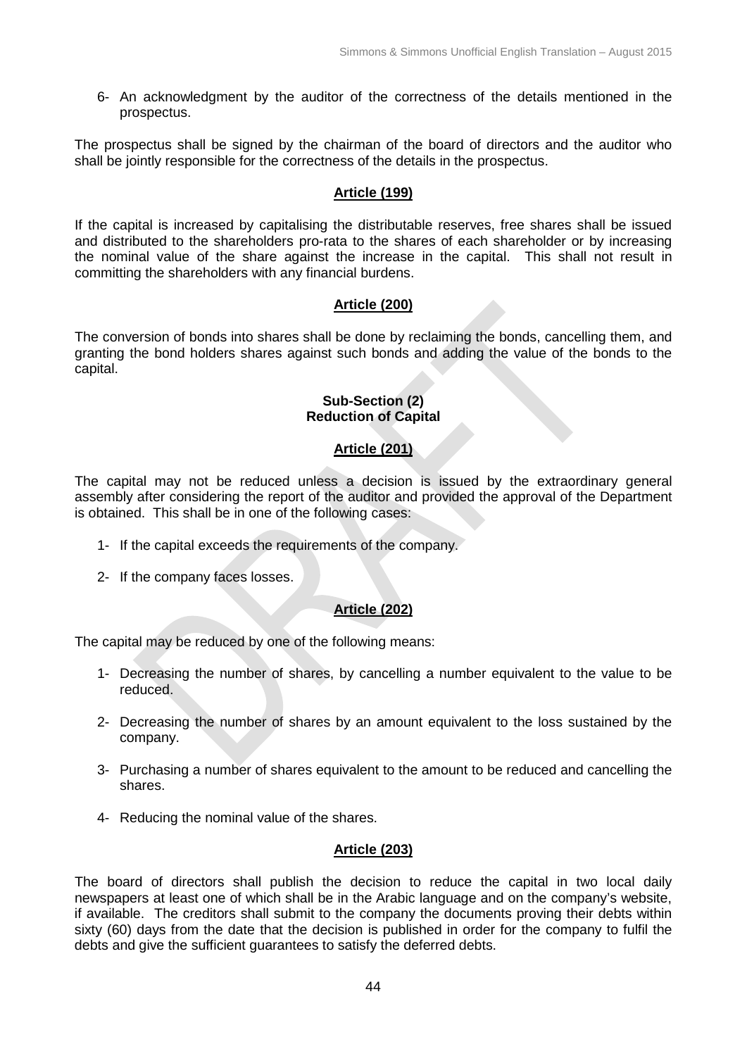6- An acknowledgment by the auditor of the correctness of the details mentioned in the prospectus.

The prospectus shall be signed by the chairman of the board of directors and the auditor who shall be jointly responsible for the correctness of the details in the prospectus.

**Article (199)**

If the capital is increased by capitalising the distributable reserves, free shares shall be issued and distributed to the shareholders pro-rata to the shares of each shareholder or by increasing the nominal value of the share against the increase in the capital. This shall not result in committing the shareholders with any financial burdens.

**Article (200)**

The conversion of bonds into shares shall be done by reclaiming the bonds, cancelling them, and granting the bond holders shares against such bonds and adding the value of the bonds to the capital.

**Sub-Section (2)**
**Reduction of Capital**

**Article (201)**

The capital may not be reduced unless a decision is issued by the extraordinary general assembly after considering the report of the auditor and provided the approval of the Department is obtained. This shall be in one of the following cases:

1- If the capital exceeds the requirements of the company.

2- If the company faces losses.

**Article (202)**

The capital may be reduced by one of the following means:

1- Decreasing the number of shares, by cancelling a number equivalent to the value to be reduced.

2- Decreasing the number of shares by an amount equivalent to the loss sustained by the company.

3- Purchasing a number of shares equivalent to the amount to be reduced and cancelling the shares.

4- Reducing the nominal value of the shares.

**Article (203)**

The board of directors shall publish the decision to reduce the capital in two local daily newspapers at least one of which shall be in the Arabic language and on the company's website, if available. The creditors shall submit to the company the documents proving their debts within sixty (60) days from the date that the decision is published in order for the company to fulfil the debts and give the sufficient guarantees to satisfy the deferred debts.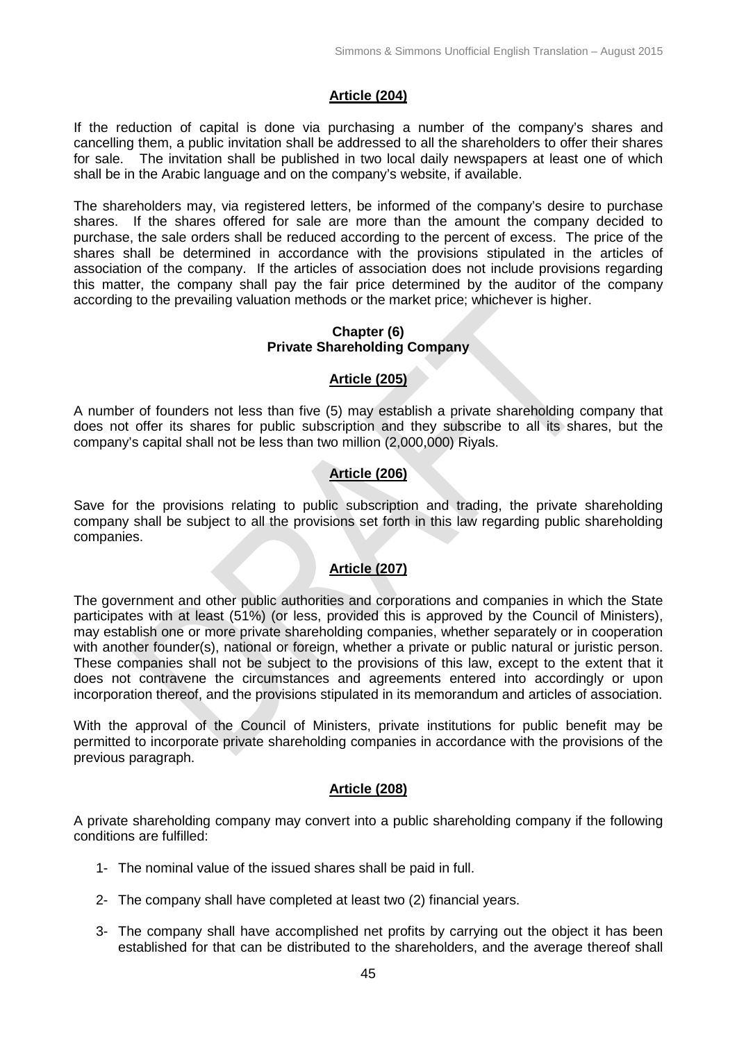**Article (204)**

If the reduction of capital is done via purchasing a number of the company's shares and cancelling them, a public invitation shall be addressed to all the shareholders to offer their shares for sale. The invitation shall be published in two local daily newspapers at least one of which shall be in the Arabic language and on the company's website, if available.

The shareholders may, via registered letters, be informed of the company's desire to purchase shares. If the shares offered for sale are more than the amount the company decided to purchase, the sale orders shall be reduced according to the percent of excess. The price of the shares shall be determined in accordance with the provisions stipulated in the articles of association of the company. If the articles of association does not include provisions regarding this matter, the company shall pay the fair price determined by the auditor of the company according to the prevailing valuation methods or the market price; whichever is higher.

## Chapter (6)
## Private Shareholding Company

**Article (205)**

A number of founders not less than five (5) may establish a private shareholding company that does not offer its shares for public subscription and they subscribe to all its shares, but the company's capital shall not be less than two million (2,000,000) Riyals.

**Article (206)**

Save for the provisions relating to public subscription and trading, the private shareholding company shall be subject to all the provisions set forth in this law regarding public shareholding companies.

**Article (207)**

The government and other public authorities and corporations and companies in which the State participates with at least (51%) (or less, provided this is approved by the Council of Ministers), may establish one or more private shareholding companies, whether separately or in cooperation with another founder(s), national or foreign, whether a private or public natural or juristic person. These companies shall not be subject to the provisions of this law, except to the extent that it does not contravene the circumstances and agreements entered into accordingly or upon incorporation thereof, and the provisions stipulated in its memorandum and articles of association.

With the approval of the Council of Ministers, private institutions for public benefit may be permitted to incorporate private shareholding companies in accordance with the provisions of the previous paragraph.

**Article (208)**

A private shareholding company may convert into a public shareholding company if the following conditions are fulfilled:

1- The nominal value of the issued shares shall be paid in full.

2- The company shall have completed at least two (2) financial years.

3- The company shall have accomplished net profits by carrying out the object it has been established for that can be distributed to the shareholders, and the average thereof shall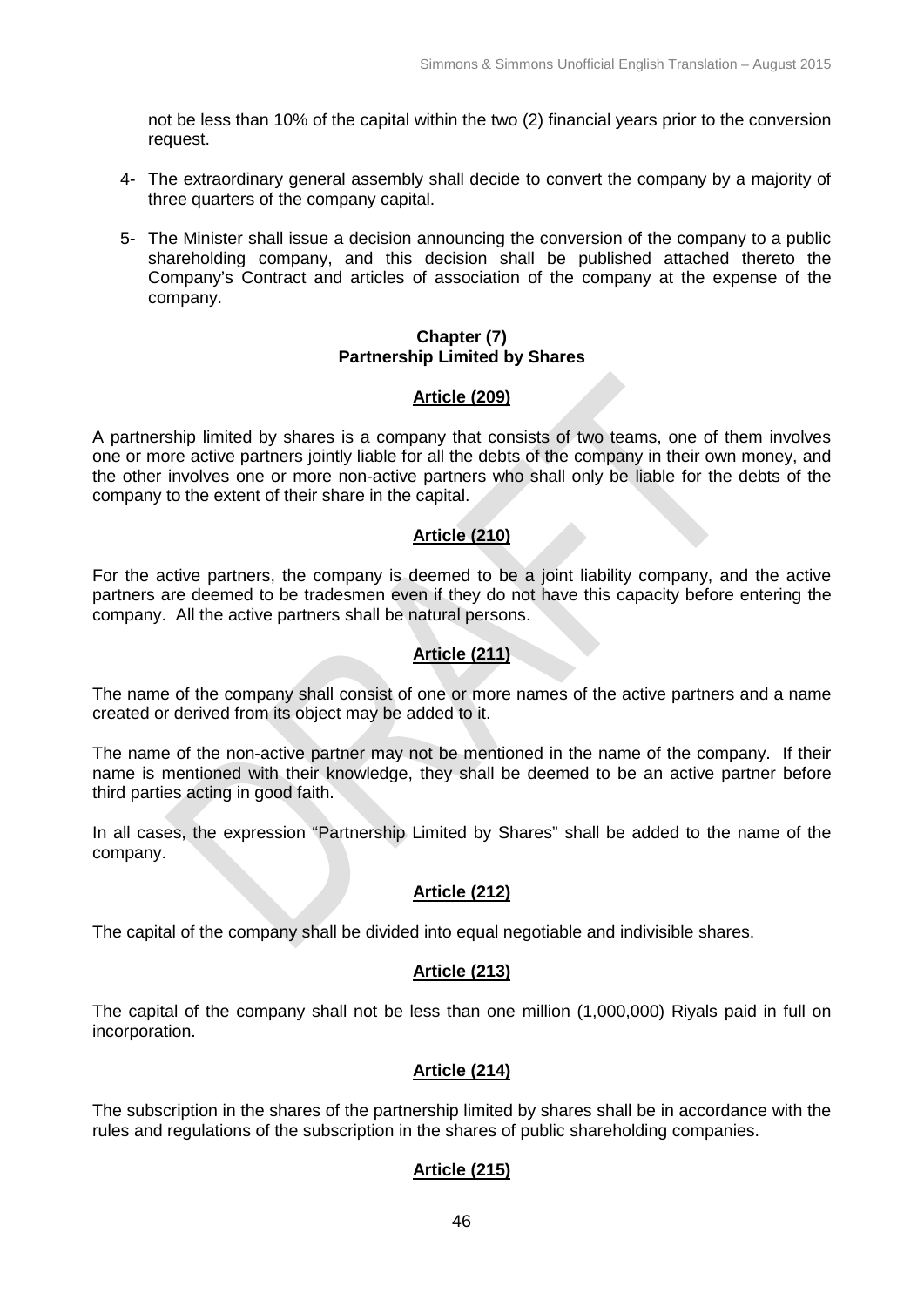not be less than 10% of the capital within the two (2) financial years prior to the conversion request.

4- The extraordinary general assembly shall decide to convert the company by a majority of three quarters of the company capital.

5- The Minister shall issue a decision announcing the conversion of the company to a public shareholding company, and this decision shall be published attached thereto the Company's Contract and articles of association of the company at the expense of the company.

## Chapter (7)
## Partnership Limited by Shares

### Article (209)

A partnership limited by shares is a company that consists of two teams, one of them involves one or more active partners jointly liable for all the debts of the company in their own money, and the other involves one or more non-active partners who shall only be liable for the debts of the company to the extent of their share in the capital.

### Article (210)

For the active partners, the company is deemed to be a joint liability company, and the active partners are deemed to be tradesmen even if they do not have this capacity before entering the company. All the active partners shall be natural persons.

### Article (211)

The name of the company shall consist of one or more names of the active partners and a name created or derived from its object may be added to it.

The name of the non-active partner may not be mentioned in the name of the company. If their name is mentioned with their knowledge, they shall be deemed to be an active partner before third parties acting in good faith.

In all cases, the expression "Partnership Limited by Shares" shall be added to the name of the company.

### Article (212)

The capital of the company shall be divided into equal negotiable and indivisible shares.

### Article (213)

The capital of the company shall not be less than one million (1,000,000) Riyals paid in full on incorporation.

### Article (214)

The subscription in the shares of the partnership limited by shares shall be in accordance with the rules and regulations of the subscription in the shares of public shareholding companies.

### Article (215)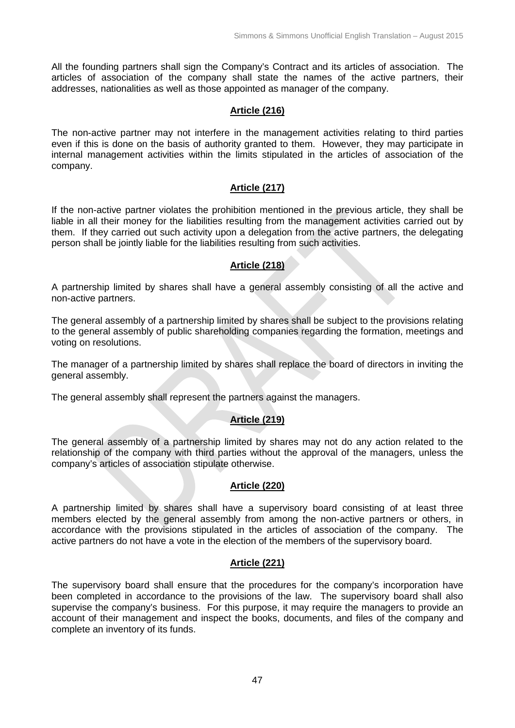All the founding partners shall sign the Company's Contract and its articles of association. The articles of association of the company shall state the names of the active partners, their addresses, nationalities as well as those appointed as manager of the company.

## Article (216)

The non-active partner may not interfere in the management activities relating to third parties even if this is done on the basis of authority granted to them. However, they may participate in internal management activities within the limits stipulated in the articles of association of the company.

## Article (217)

If the non-active partner violates the prohibition mentioned in the previous article, they shall be liable in all their money for the liabilities resulting from the management activities carried out by them. If they carried out such activity upon a delegation from the active partners, the delegating person shall be jointly liable for the liabilities resulting from such activities.

## Article (218)

A partnership limited by shares shall have a general assembly consisting of all the active and non-active partners.

The general assembly of a partnership limited by shares shall be subject to the provisions relating to the general assembly of public shareholding companies regarding the formation, meetings and voting on resolutions.

The manager of a partnership limited by shares shall replace the board of directors in inviting the general assembly.

The general assembly shall represent the partners against the managers.

## Article (219)

The general assembly of a partnership limited by shares may not do any action related to the relationship of the company with third parties without the approval of the managers, unless the company's articles of association stipulate otherwise.

## Article (220)

A partnership limited by shares shall have a supervisory board consisting of at least three members elected by the general assembly from among the non-active partners or others, in accordance with the provisions stipulated in the articles of association of the company. The active partners do not have a vote in the election of the members of the supervisory board.

## Article (221)

The supervisory board shall ensure that the procedures for the company's incorporation have been completed in accordance to the provisions of the law. The supervisory board shall also supervise the company's business. For this purpose, it may require the managers to provide an account of their management and inspect the books, documents, and files of the company and complete an inventory of its funds.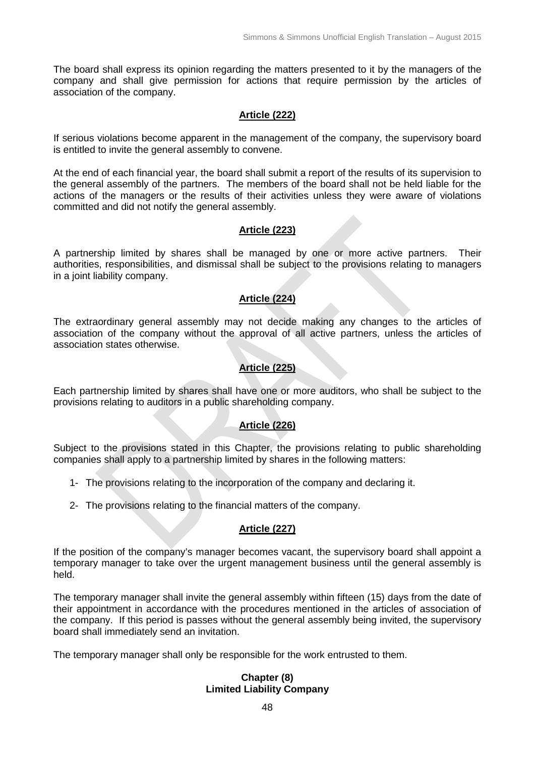The board shall express its opinion regarding the matters presented to it by the managers of the company and shall give permission for actions that require permission by the articles of association of the company.

## Article (222)

If serious violations become apparent in the management of the company, the supervisory board is entitled to invite the general assembly to convene.

At the end of each financial year, the board shall submit a report of the results of its supervision to the general assembly of the partners. The members of the board shall not be held liable for the actions of the managers or the results of their activities unless they were aware of violations committed and did not notify the general assembly.

## Article (223)

A partnership limited by shares shall be managed by one or more active partners. Their authorities, responsibilities, and dismissal shall be subject to the provisions relating to managers in a joint liability company.

## Article (224)

The extraordinary general assembly may not decide making any changes to the articles of association of the company without the approval of all active partners, unless the articles of association states otherwise.

## Article (225)

Each partnership limited by shares shall have one or more auditors, who shall be subject to the provisions relating to auditors in a public shareholding company.

## Article (226)

Subject to the provisions stated in this Chapter, the provisions relating to public shareholding companies shall apply to a partnership limited by shares in the following matters:

1- The provisions relating to the incorporation of the company and declaring it.

2- The provisions relating to the financial matters of the company.

## Article (227)

If the position of the company's manager becomes vacant, the supervisory board shall appoint a temporary manager to take over the urgent management business until the general assembly is held.

The temporary manager shall invite the general assembly within fifteen (15) days from the date of their appointment in accordance with the procedures mentioned in the articles of association of the company. If this period is passes without the general assembly being invited, the supervisory board shall immediately send an invitation.

The temporary manager shall only be responsible for the work entrusted to them.

# Chapter (8)
# Limited Liability Company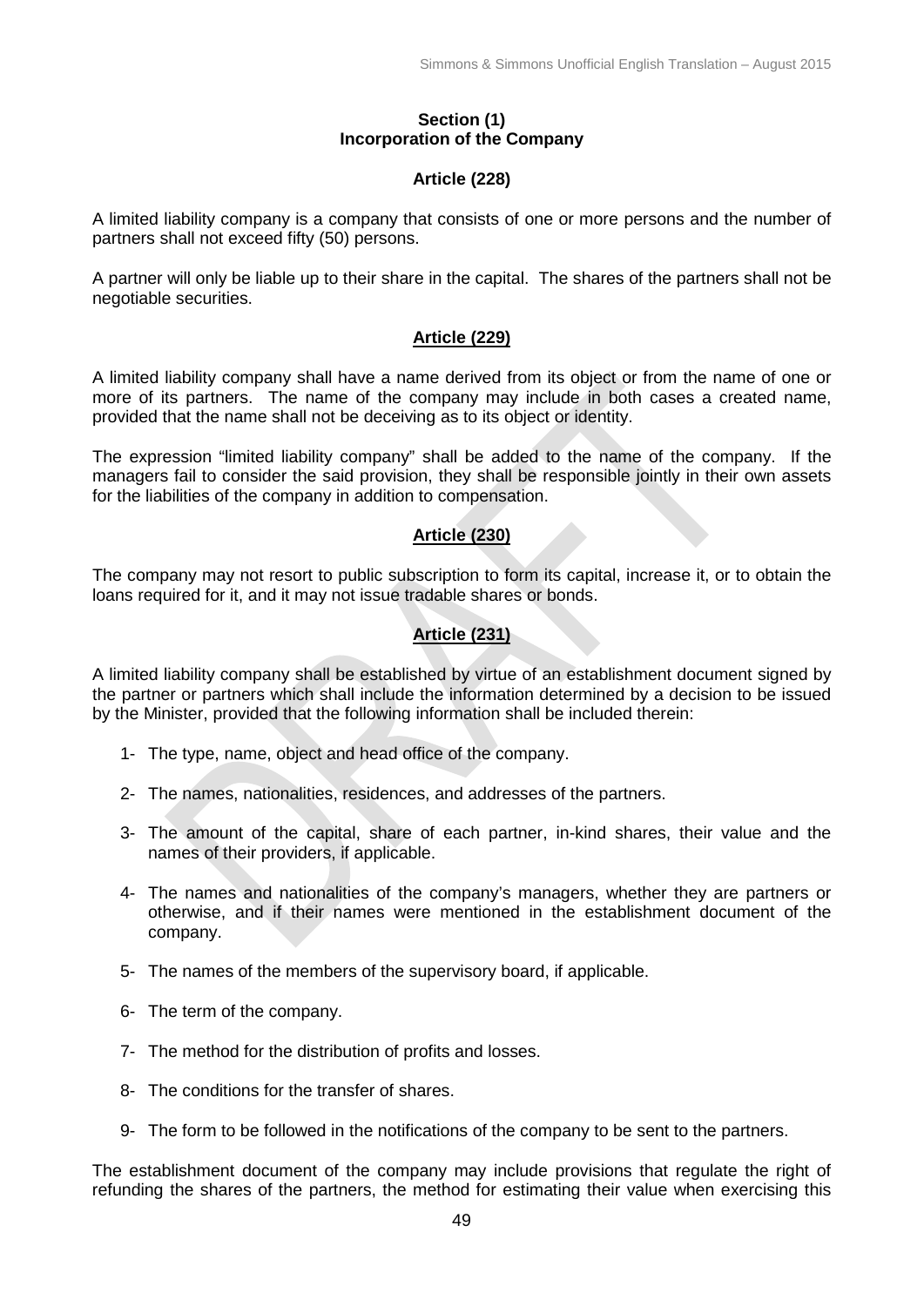## Section (1)
## Incorporation of the Company

### Article (228)

A limited liability company is a company that consists of one or more persons and the number of partners shall not exceed fifty (50) persons.

A partner will only be liable up to their share in the capital. The shares of the partners shall not be negotiable securities.

### Article (229)

A limited liability company shall have a name derived from its object or from the name of one or more of its partners. The name of the company may include in both cases a created name, provided that the name shall not be deceiving as to its object or identity.

The expression "limited liability company" shall be added to the name of the company. If the managers fail to consider the said provision, they shall be responsible jointly in their own assets for the liabilities of the company in addition to compensation.

### Article (230)

The company may not resort to public subscription to form its capital, increase it, or to obtain the loans required for it, and it may not issue tradable shares or bonds.

### Article (231)

A limited liability company shall be established by virtue of an establishment document signed by the partner or partners which shall include the information determined by a decision to be issued by the Minister, provided that the following information shall be included therein:

1- The type, name, object and head office of the company.

2- The names, nationalities, residences, and addresses of the partners.

3- The amount of the capital, share of each partner, in-kind shares, their value and the names of their providers, if applicable.

4- The names and nationalities of the company's managers, whether they are partners or otherwise, and if their names were mentioned in the establishment document of the company.

5- The names of the members of the supervisory board, if applicable.

6- The term of the company.

7- The method for the distribution of profits and losses.

8- The conditions for the transfer of shares.

9- The form to be followed in the notifications of the company to be sent to the partners.

The establishment document of the company may include provisions that regulate the right of refunding the shares of the partners, the method for estimating their value when exercising this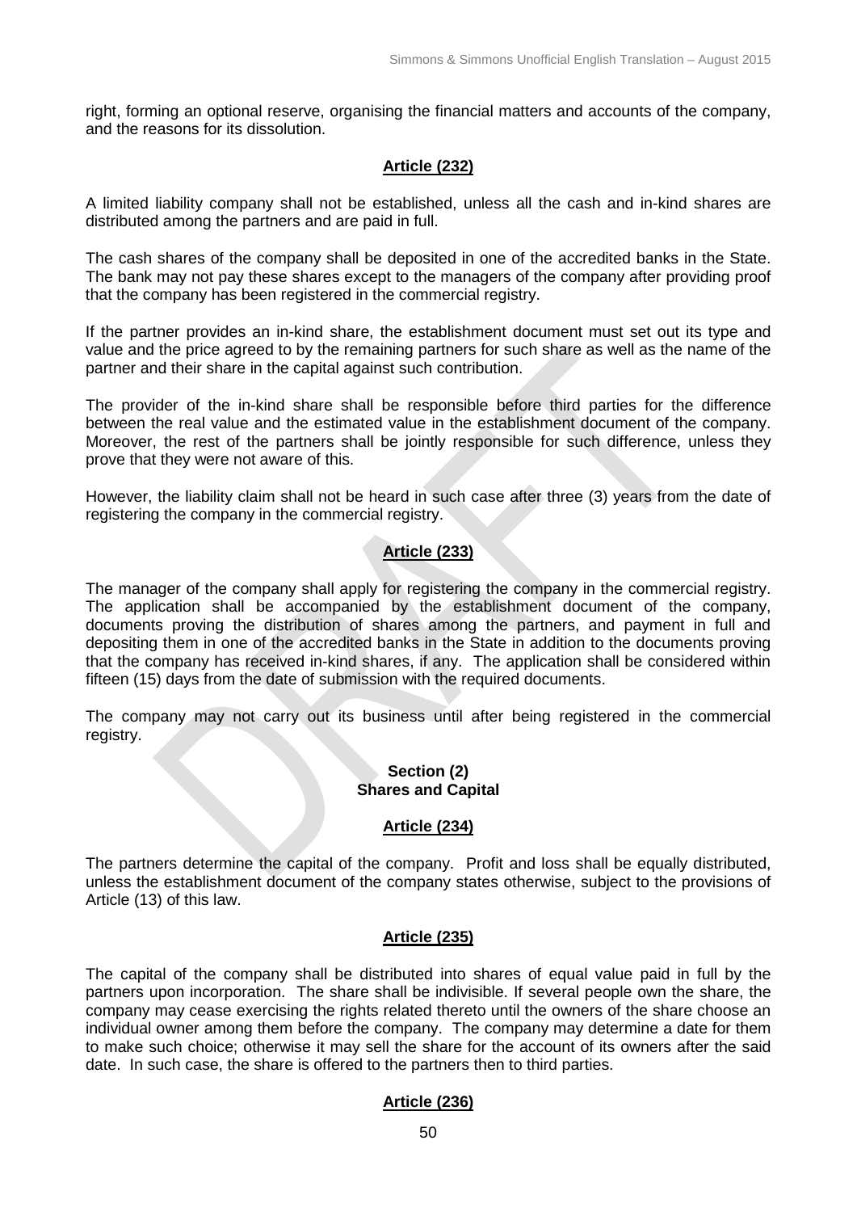right, forming an optional reserve, organising the financial matters and accounts of the company, and the reasons for its dissolution.

## Article (232)

A limited liability company shall not be established, unless all the cash and in-kind shares are distributed among the partners and are paid in full.

The cash shares of the company shall be deposited in one of the accredited banks in the State. The bank may not pay these shares except to the managers of the company after providing proof that the company has been registered in the commercial registry.

If the partner provides an in-kind share, the establishment document must set out its type and value and the price agreed to by the remaining partners for such share as well as the name of the partner and their share in the capital against such contribution.

The provider of the in-kind share shall be responsible before third parties for the difference between the real value and the estimated value in the establishment document of the company. Moreover, the rest of the partners shall be jointly responsible for such difference, unless they prove that they were not aware of this.

However, the liability claim shall not be heard in such case after three (3) years from the date of registering the company in the commercial registry.

## Article (233)

The manager of the company shall apply for registering the company in the commercial registry. The application shall be accompanied by the establishment document of the company, documents proving the distribution of shares among the partners, and payment in full and depositing them in one of the accredited banks in the State in addition to the documents proving that the company has received in-kind shares, if any. The application shall be considered within fifteen (15) days from the date of submission with the required documents.

The company may not carry out its business until after being registered in the commercial registry.

## Section (2)
## Shares and Capital

## Article (234)

The partners determine the capital of the company. Profit and loss shall be equally distributed, unless the establishment document of the company states otherwise, subject to the provisions of Article (13) of this law.

## Article (235)

The capital of the company shall be distributed into shares of equal value paid in full by the partners upon incorporation. The share shall be indivisible. If several people own the share, the company may cease exercising the rights related thereto until the owners of the share choose an individual owner among them before the company. The company may determine a date for them to make such choice; otherwise it may sell the share for the account of its owners after the said date. In such case, the share is offered to the partners then to third parties.

## Article (236)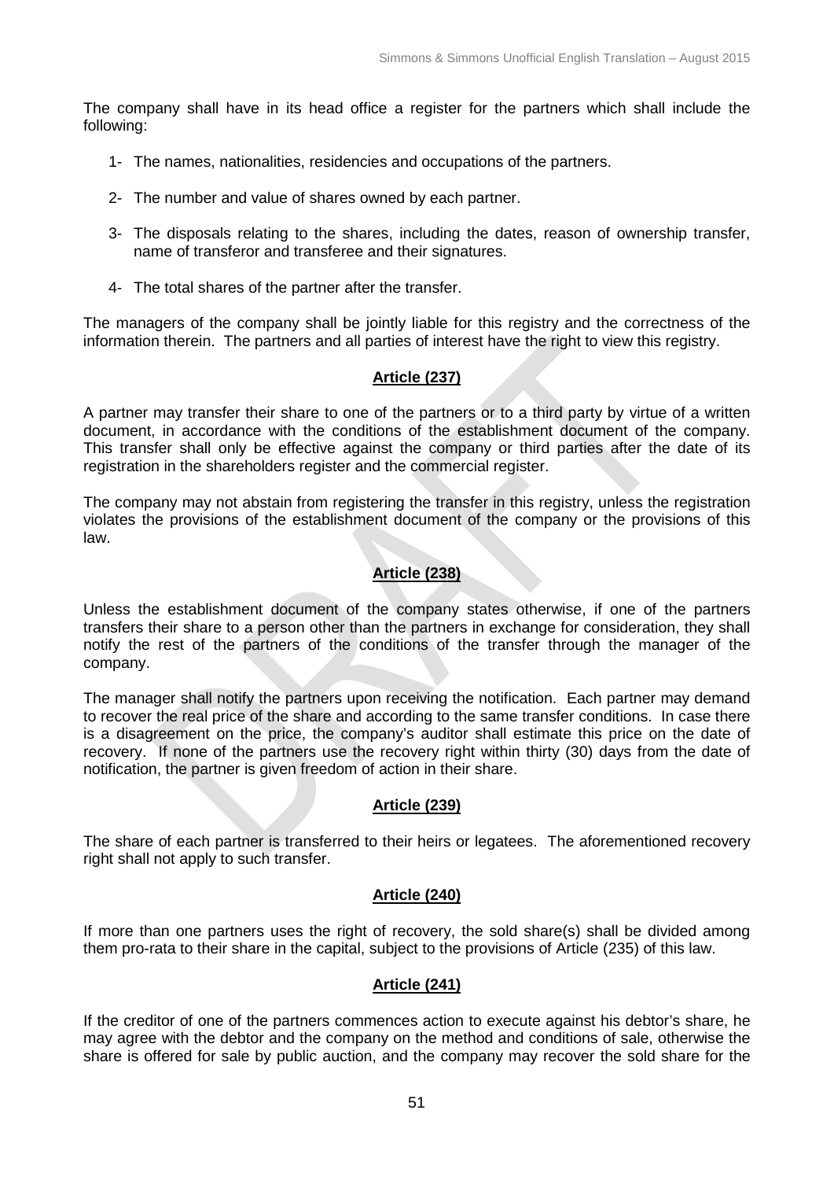The company shall have in its head office a register for the partners which shall include the following:

1- The names, nationalities, residencies and occupations of the partners.

2- The number and value of shares owned by each partner.

3- The disposals relating to the shares, including the dates, reason of ownership transfer, name of transferor and transferee and their signatures.

4- The total shares of the partner after the transfer.

The managers of the company shall be jointly liable for this registry and the correctness of the information therein. The partners and all parties of interest have the right to view this registry.

## Article (237)

A partner may transfer their share to one of the partners or to a third party by virtue of a written document, in accordance with the conditions of the establishment document of the company. This transfer shall only be effective against the company or third parties after the date of its registration in the shareholders register and the commercial register.

The company may not abstain from registering the transfer in this registry, unless the registration violates the provisions of the establishment document of the company or the provisions of this law.

## Article (238)

Unless the establishment document of the company states otherwise, if one of the partners transfers their share to a person other than the partners in exchange for consideration, they shall notify the rest of the partners of the conditions of the transfer through the manager of the company.

The manager shall notify the partners upon receiving the notification. Each partner may demand to recover the real price of the share and according to the same transfer conditions. In case there is a disagreement on the price, the company's auditor shall estimate this price on the date of recovery. If none of the partners use the recovery right within thirty (30) days from the date of notification, the partner is given freedom of action in their share.

## Article (239)

The share of each partner is transferred to their heirs or legatees. The aforementioned recovery right shall not apply to such transfer.

## Article (240)

If more than one partners uses the right of recovery, the sold share(s) shall be divided among them pro-rata to their share in the capital, subject to the provisions of Article (235) of this law.

## Article (241)

If the creditor of one of the partners commences action to execute against his debtor's share, he may agree with the debtor and the company on the method and conditions of sale, otherwise the share is offered for sale by public auction, and the company may recover the sold share for the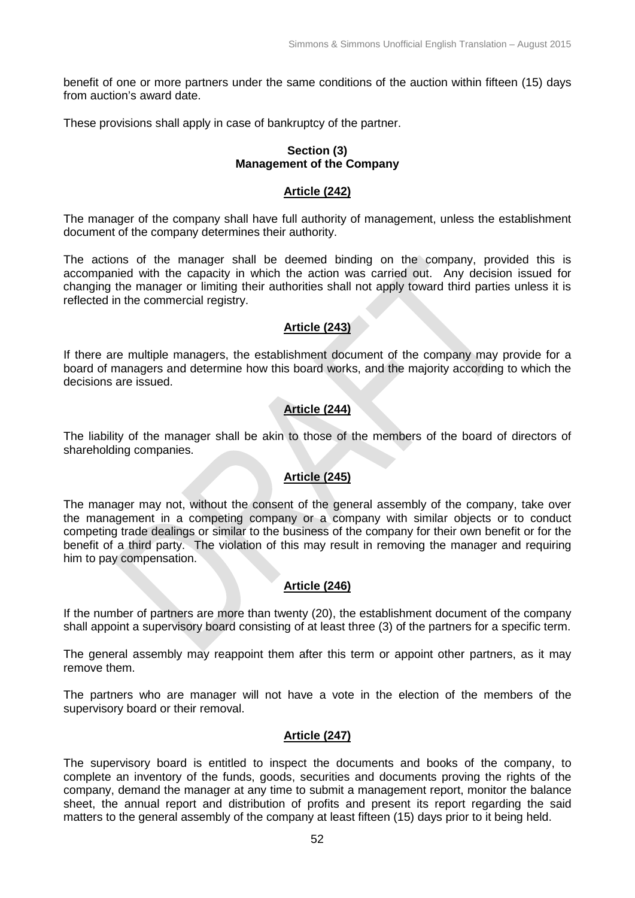benefit of one or more partners under the same conditions of the auction within fifteen (15) days from auction's award date.

These provisions shall apply in case of bankruptcy of the partner.

## Section (3)
## Management of the Company

### Article (242)

The manager of the company shall have full authority of management, unless the establishment document of the company determines their authority.

The actions of the manager shall be deemed binding on the company, provided this is accompanied with the capacity in which the action was carried out. Any decision issued for changing the manager or limiting their authorities shall not apply toward third parties unless it is reflected in the commercial registry.

### Article (243)

If there are multiple managers, the establishment document of the company may provide for a board of managers and determine how this board works, and the majority according to which the decisions are issued.

### Article (244)

The liability of the manager shall be akin to those of the members of the board of directors of shareholding companies.

### Article (245)

The manager may not, without the consent of the general assembly of the company, take over the management in a competing company or a company with similar objects or to conduct competing trade dealings or similar to the business of the company for their own benefit or for the benefit of a third party. The violation of this may result in removing the manager and requiring him to pay compensation.

### Article (246)

If the number of partners are more than twenty (20), the establishment document of the company shall appoint a supervisory board consisting of at least three (3) of the partners for a specific term.

The general assembly may reappoint them after this term or appoint other partners, as it may remove them.

The partners who are manager will not have a vote in the election of the members of the supervisory board or their removal.

### Article (247)

The supervisory board is entitled to inspect the documents and books of the company, to complete an inventory of the funds, goods, securities and documents proving the rights of the company, demand the manager at any time to submit a management report, monitor the balance sheet, the annual report and distribution of profits and present its report regarding the said matters to the general assembly of the company at least fifteen (15) days prior to it being held.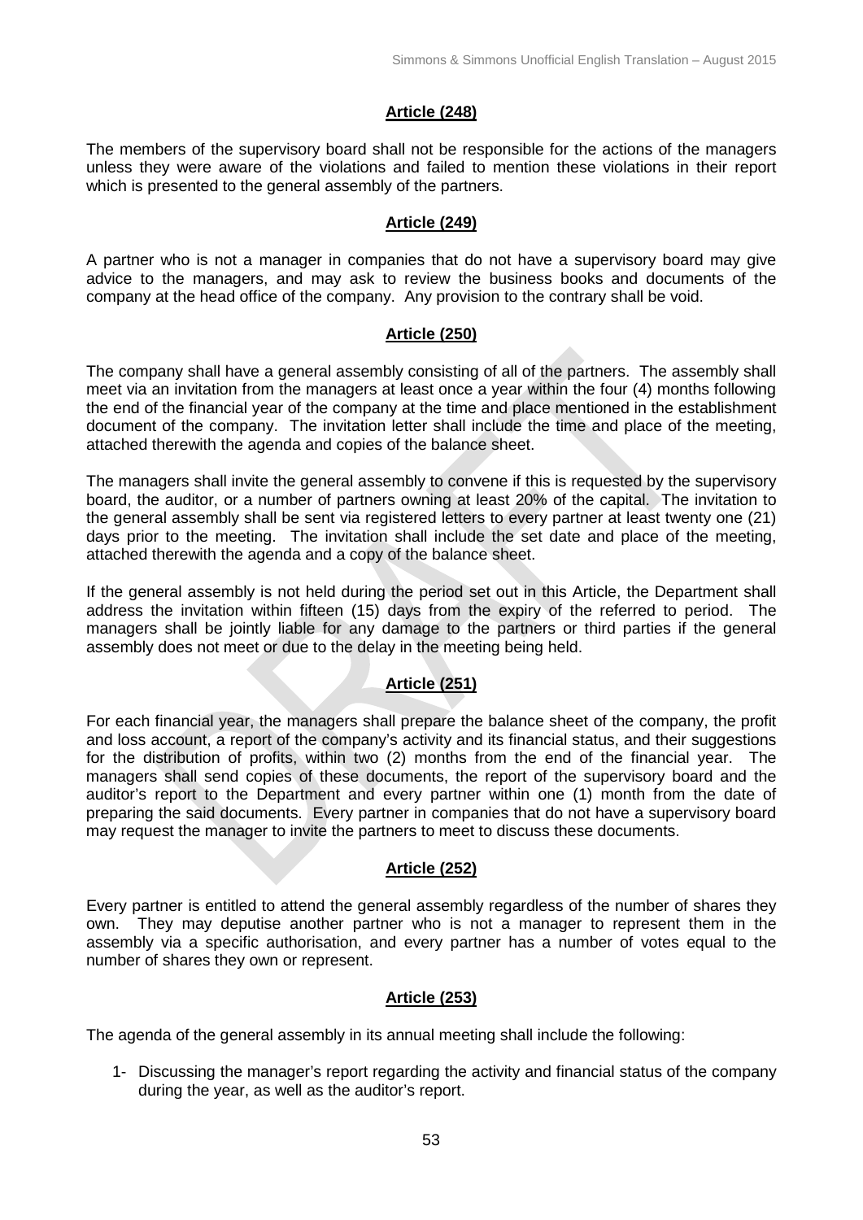### Article (248)

The members of the supervisory board shall not be responsible for the actions of the managers unless they were aware of the violations and failed to mention these violations in their report which is presented to the general assembly of the partners.

### Article (249)

A partner who is not a manager in companies that do not have a supervisory board may give advice to the managers, and may ask to review the business books and documents of the company at the head office of the company. Any provision to the contrary shall be void.

### Article (250)

The company shall have a general assembly consisting of all of the partners. The assembly shall meet via an invitation from the managers at least once a year within the four (4) months following the end of the financial year of the company at the time and place mentioned in the establishment document of the company. The invitation letter shall include the time and place of the meeting, attached therewith the agenda and copies of the balance sheet.

The managers shall invite the general assembly to convene if this is requested by the supervisory board, the auditor, or a number of partners owning at least 20% of the capital. The invitation to the general assembly shall be sent via registered letters to every partner at least twenty one (21) days prior to the meeting. The invitation shall include the set date and place of the meeting, attached therewith the agenda and a copy of the balance sheet.

If the general assembly is not held during the period set out in this Article, the Department shall address the invitation within fifteen (15) days from the expiry of the referred to period. The managers shall be jointly liable for any damage to the partners or third parties if the general assembly does not meet or due to the delay in the meeting being held.

### Article (251)

For each financial year, the managers shall prepare the balance sheet of the company, the profit and loss account, a report of the company's activity and its financial status, and their suggestions for the distribution of profits, within two (2) months from the end of the financial year. The managers shall send copies of these documents, the report of the supervisory board and the auditor's report to the Department and every partner within one (1) month from the date of preparing the said documents. Every partner in companies that do not have a supervisory board may request the manager to invite the partners to meet to discuss these documents.

### Article (252)

Every partner is entitled to attend the general assembly regardless of the number of shares they own. They may deputise another partner who is not a manager to represent them in the assembly via a specific authorisation, and every partner has a number of votes equal to the number of shares they own or represent.

### Article (253)

The agenda of the general assembly in its annual meeting shall include the following:

1- Discussing the manager's report regarding the activity and financial status of the company during the year, as well as the auditor's report.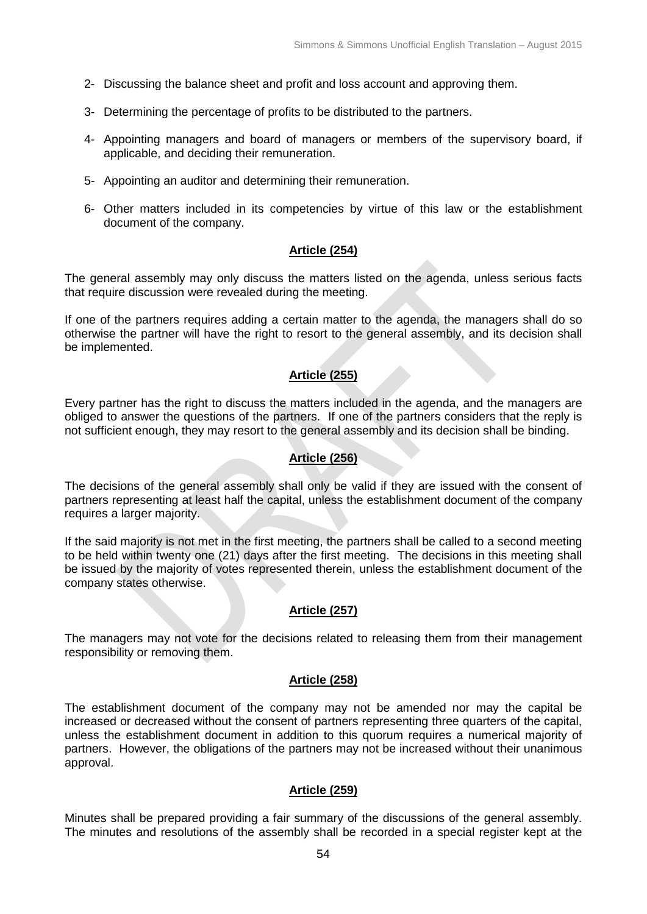2- Discussing the balance sheet and profit and loss account and approving them.

3- Determining the percentage of profits to be distributed to the partners.

4- Appointing managers and board of managers or members of the supervisory board, if applicable, and deciding their remuneration.

5- Appointing an auditor and determining their remuneration.

6- Other matters included in its competencies by virtue of this law or the establishment document of the company.

### Article (254)

The general assembly may only discuss the matters listed on the agenda, unless serious facts that require discussion were revealed during the meeting.

If one of the partners requires adding a certain matter to the agenda, the managers shall do so otherwise the partner will have the right to resort to the general assembly, and its decision shall be implemented.

### Article (255)

Every partner has the right to discuss the matters included in the agenda, and the managers are obliged to answer the questions of the partners. If one of the partners considers that the reply is not sufficient enough, they may resort to the general assembly and its decision shall be binding.

### Article (256)

The decisions of the general assembly shall only be valid if they are issued with the consent of partners representing at least half the capital, unless the establishment document of the company requires a larger majority.

If the said majority is not met in the first meeting, the partners shall be called to a second meeting to be held within twenty one (21) days after the first meeting. The decisions in this meeting shall be issued by the majority of votes represented therein, unless the establishment document of the company states otherwise.

### Article (257)

The managers may not vote for the decisions related to releasing them from their management responsibility or removing them.

### Article (258)

The establishment document of the company may not be amended nor may the capital be increased or decreased without the consent of partners representing three quarters of the capital, unless the establishment document in addition to this quorum requires a numerical majority of partners. However, the obligations of the partners may not be increased without their unanimous approval.

### Article (259)

Minutes shall be prepared providing a fair summary of the discussions of the general assembly. The minutes and resolutions of the assembly shall be recorded in a special register kept at the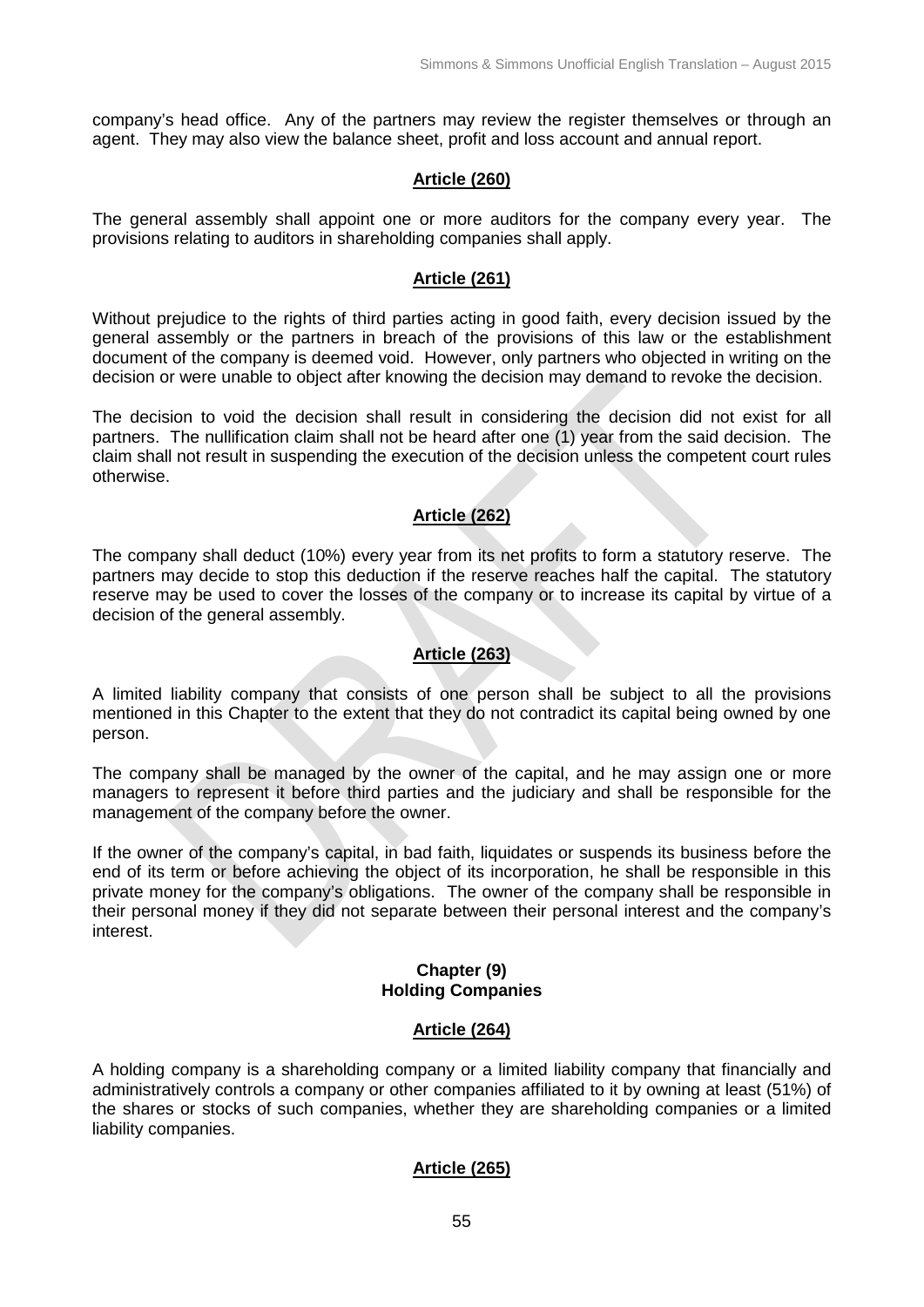company's head office. Any of the partners may review the register themselves or through an agent. They may also view the balance sheet, profit and loss account and annual report.

### Article (260)

The general assembly shall appoint one or more auditors for the company every year. The provisions relating to auditors in shareholding companies shall apply.

### Article (261)

Without prejudice to the rights of third parties acting in good faith, every decision issued by the general assembly or the partners in breach of the provisions of this law or the establishment document of the company is deemed void. However, only partners who objected in writing on the decision or were unable to object after knowing the decision may demand to revoke the decision.

The decision to void the decision shall result in considering the decision did not exist for all partners. The nullification claim shall not be heard after one (1) year from the said decision. The claim shall not result in suspending the execution of the decision unless the competent court rules otherwise.

### Article (262)

The company shall deduct (10%) every year from its net profits to form a statutory reserve. The partners may decide to stop this deduction if the reserve reaches half the capital. The statutory reserve may be used to cover the losses of the company or to increase its capital by virtue of a decision of the general assembly.

### Article (263)

A limited liability company that consists of one person shall be subject to all the provisions mentioned in this Chapter to the extent that they do not contradict its capital being owned by one person.

The company shall be managed by the owner of the capital, and he may assign one or more managers to represent it before third parties and the judiciary and shall be responsible for the management of the company before the owner.

If the owner of the company's capital, in bad faith, liquidates or suspends its business before the end of its term or before achieving the object of its incorporation, he shall be responsible in this private money for the company's obligations. The owner of the company shall be responsible in their personal money if they did not separate between their personal interest and the company's interest.

## Chapter (9)
## Holding Companies

### Article (264)

A holding company is a shareholding company or a limited liability company that financially and administratively controls a company or other companies affiliated to it by owning at least (51%) of the shares or stocks of such companies, whether they are shareholding companies or a limited liability companies.

### Article (265)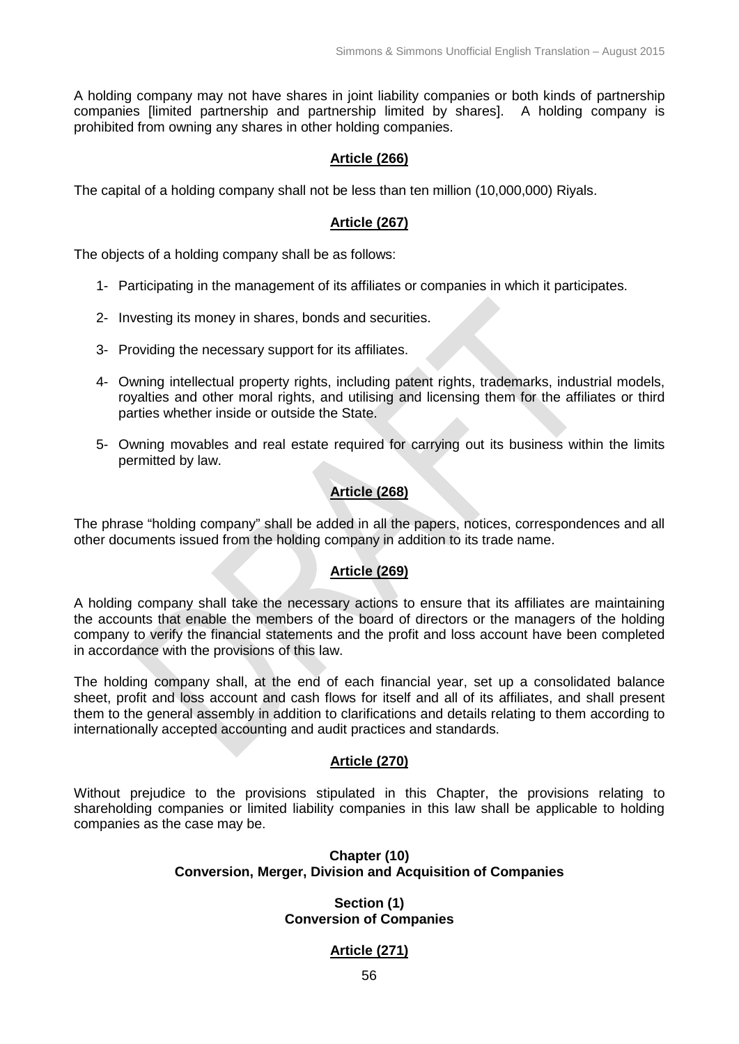A holding company may not have shares in joint liability companies or both kinds of partnership companies [limited partnership and partnership limited by shares]. A holding company is prohibited from owning any shares in other holding companies.

**Article (266)**

The capital of a holding company shall not be less than ten million (10,000,000) Riyals.

**Article (267)**

The objects of a holding company shall be as follows:

1- Participating in the management of its affiliates or companies in which it participates.

2- Investing its money in shares, bonds and securities.

3- Providing the necessary support for its affiliates.

4- Owning intellectual property rights, including patent rights, trademarks, industrial models, royalties and other moral rights, and utilising and licensing them for the affiliates or third parties whether inside or outside the State.

5- Owning movables and real estate required for carrying out its business within the limits permitted by law.

**Article (268)**

The phrase "holding company" shall be added in all the papers, notices, correspondences and all other documents issued from the holding company in addition to its trade name.

**Article (269)**

A holding company shall take the necessary actions to ensure that its affiliates are maintaining the accounts that enable the members of the board of directors or the managers of the holding company to verify the financial statements and the profit and loss account have been completed in accordance with the provisions of this law.

The holding company shall, at the end of each financial year, set up a consolidated balance sheet, profit and loss account and cash flows for itself and all of its affiliates, and shall present them to the general assembly in addition to clarifications and details relating to them according to internationally accepted accounting and audit practices and standards.

**Article (270)**

Without prejudice to the provisions stipulated in this Chapter, the provisions relating to shareholding companies or limited liability companies in this law shall be applicable to holding companies as the case may be.

## Chapter (10)
## Conversion, Merger, Division and Acquisition of Companies

### Section (1)
### Conversion of Companies

**Article (271)**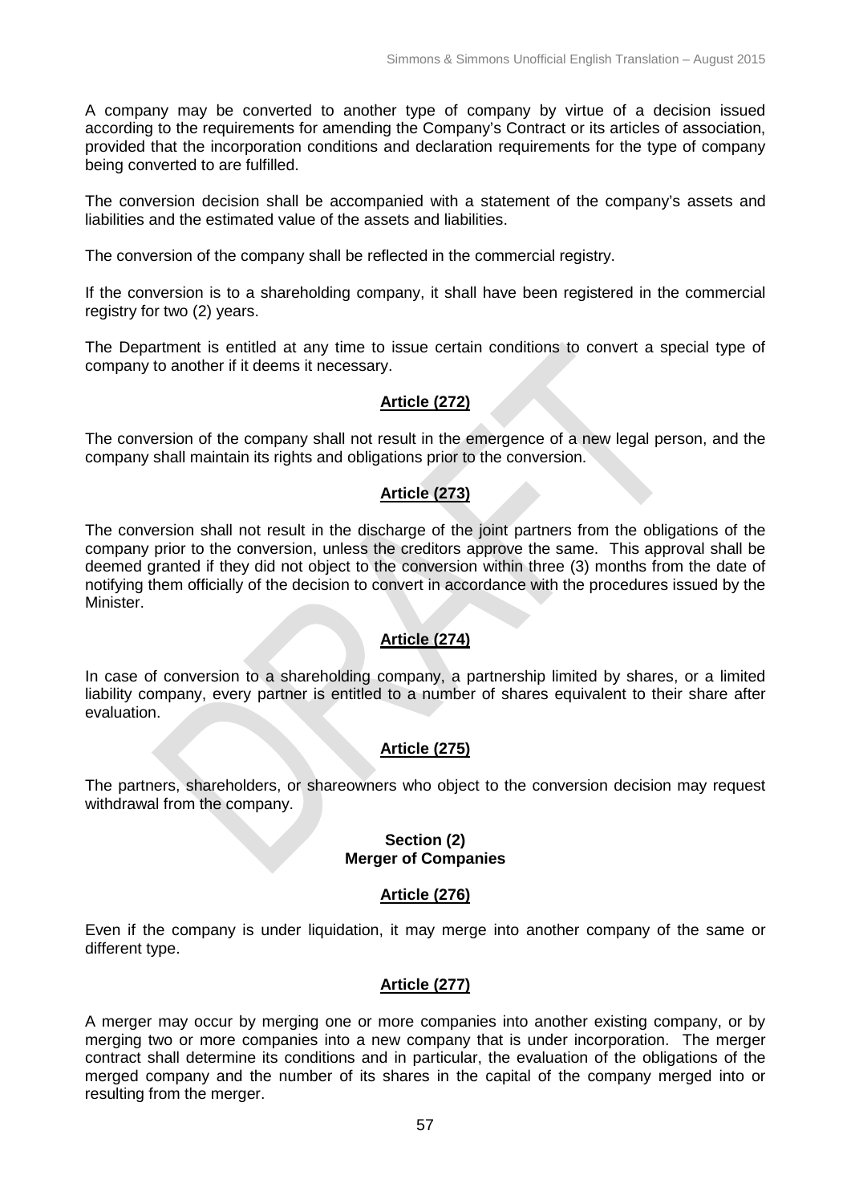A company may be converted to another type of company by virtue of a decision issued according to the requirements for amending the Company's Contract or its articles of association, provided that the incorporation conditions and declaration requirements for the type of company being converted to are fulfilled.

The conversion decision shall be accompanied with a statement of the company's assets and liabilities and the estimated value of the assets and liabilities.

The conversion of the company shall be reflected in the commercial registry.

If the conversion is to a shareholding company, it shall have been registered in the commercial registry for two (2) years.

The Department is entitled at any time to issue certain conditions to convert a special type of company to another if it deems it necessary.

### Article (272)

The conversion of the company shall not result in the emergence of a new legal person, and the company shall maintain its rights and obligations prior to the conversion.

### Article (273)

The conversion shall not result in the discharge of the joint partners from the obligations of the company prior to the conversion, unless the creditors approve the same. This approval shall be deemed granted if they did not object to the conversion within three (3) months from the date of notifying them officially of the decision to convert in accordance with the procedures issued by the Minister.

### Article (274)

In case of conversion to a shareholding company, a partnership limited by shares, or a limited liability company, every partner is entitled to a number of shares equivalent to their share after evaluation.

### Article (275)

The partners, shareholders, or shareowners who object to the conversion decision may request withdrawal from the company.

## Section (2)
## Merger of Companies

### Article (276)

Even if the company is under liquidation, it may merge into another company of the same or different type.

### Article (277)

A merger may occur by merging one or more companies into another existing company, or by merging two or more companies into a new company that is under incorporation. The merger contract shall determine its conditions and in particular, the evaluation of the obligations of the merged company and the number of its shares in the capital of the company merged into or resulting from the merger.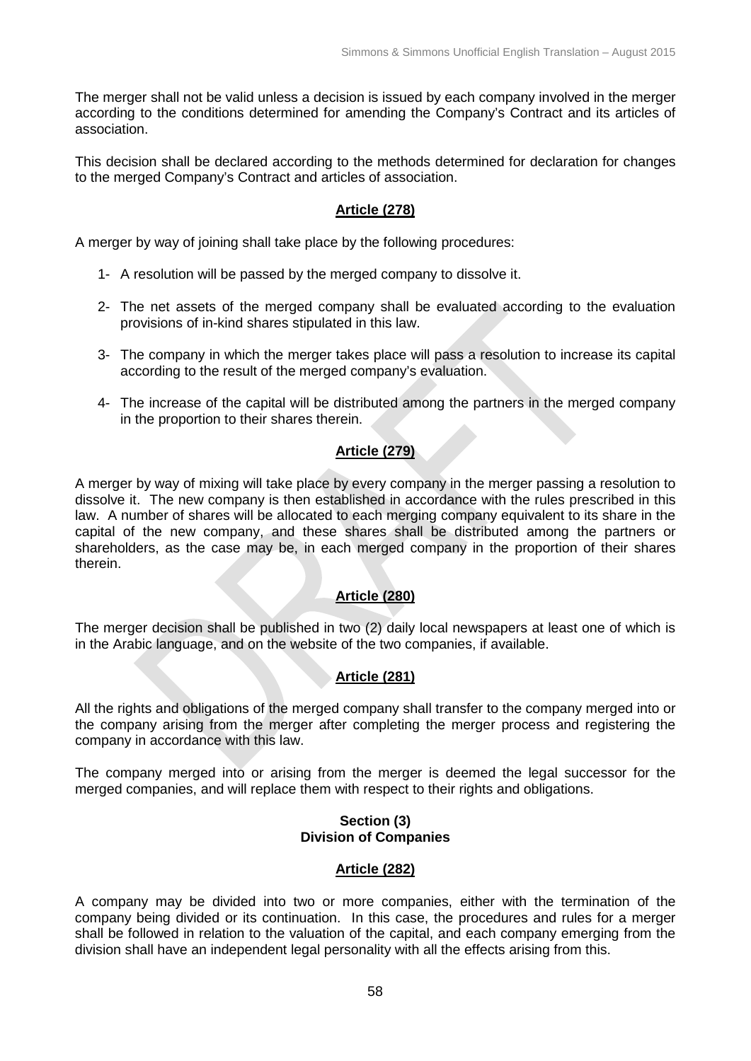The merger shall not be valid unless a decision is issued by each company involved in the merger according to the conditions determined for amending the Company's Contract and its articles of association.

This decision shall be declared according to the methods determined for declaration for changes to the merged Company's Contract and articles of association.

**Article (278)**

A merger by way of joining shall take place by the following procedures:

1- A resolution will be passed by the merged company to dissolve it.

2- The net assets of the merged company shall be evaluated according to the evaluation provisions of in-kind shares stipulated in this law.

3- The company in which the merger takes place will pass a resolution to increase its capital according to the result of the merged company's evaluation.

4- The increase of the capital will be distributed among the partners in the merged company in the proportion to their shares therein.

**Article (279)**

A merger by way of mixing will take place by every company in the merger passing a resolution to dissolve it. The new company is then established in accordance with the rules prescribed in this law. A number of shares will be allocated to each merging company equivalent to its share in the capital of the new company, and these shares shall be distributed among the partners or shareholders, as the case may be, in each merged company in the proportion of their shares therein.

**Article (280)**

The merger decision shall be published in two (2) daily local newspapers at least one of which is in the Arabic language, and on the website of the two companies, if available.

**Article (281)**

All the rights and obligations of the merged company shall transfer to the company merged into or the company arising from the merger after completing the merger process and registering the company in accordance with this law.

The company merged into or arising from the merger is deemed the legal successor for the merged companies, and will replace them with respect to their rights and obligations.

**Section (3)**
**Division of Companies**

**Article (282)**

A company may be divided into two or more companies, either with the termination of the company being divided or its continuation. In this case, the procedures and rules for a merger shall be followed in relation to the valuation of the capital, and each company emerging from the division shall have an independent legal personality with all the effects arising from this.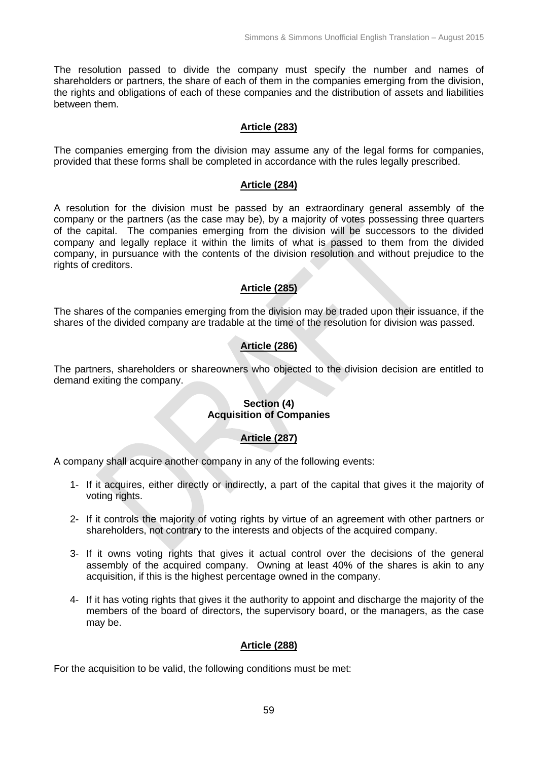The resolution passed to divide the company must specify the number and names of shareholders or partners, the share of each of them in the companies emerging from the division, the rights and obligations of each of these companies and the distribution of assets and liabilities between them.

### Article (283)

The companies emerging from the division may assume any of the legal forms for companies, provided that these forms shall be completed in accordance with the rules legally prescribed.

### Article (284)

A resolution for the division must be passed by an extraordinary general assembly of the company or the partners (as the case may be), by a majority of votes possessing three quarters of the capital. The companies emerging from the division will be successors to the divided company and legally replace it within the limits of what is passed to them from the divided company, in pursuance with the contents of the division resolution and without prejudice to the rights of creditors.

### Article (285)

The shares of the companies emerging from the division may be traded upon their issuance, if the shares of the divided company are tradable at the time of the resolution for division was passed.

### Article (286)

The partners, shareholders or shareowners who objected to the division decision are entitled to demand exiting the company.

## Section (4)
## Acquisition of Companies

### Article (287)

A company shall acquire another company in any of the following events:

1- If it acquires, either directly or indirectly, a part of the capital that gives it the majority of voting rights.

2- If it controls the majority of voting rights by virtue of an agreement with other partners or shareholders, not contrary to the interests and objects of the acquired company.

3- If it owns voting rights that gives it actual control over the decisions of the general assembly of the acquired company. Owning at least 40% of the shares is akin to any acquisition, if this is the highest percentage owned in the company.

4- If it has voting rights that gives it the authority to appoint and discharge the majority of the members of the board of directors, the supervisory board, or the managers, as the case may be.

### Article (288)

For the acquisition to be valid, the following conditions must be met: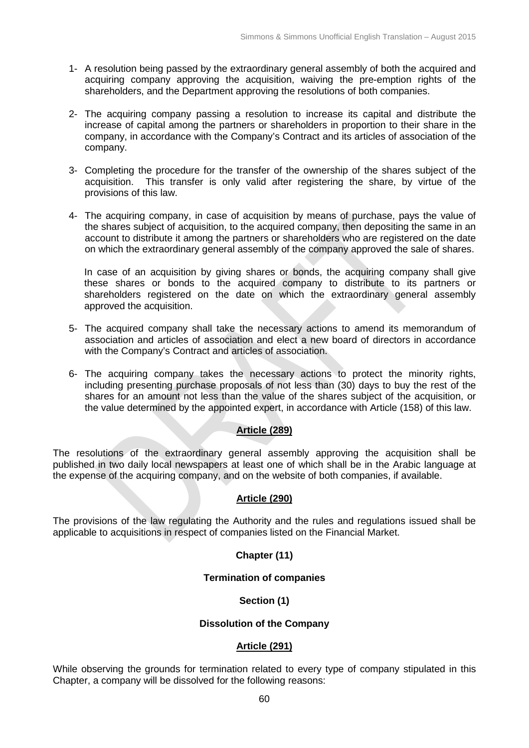1- A resolution being passed by the extraordinary general assembly of both the acquired and acquiring company approving the acquisition, waiving the pre-emption rights of the shareholders, and the Department approving the resolutions of both companies.

2- The acquiring company passing a resolution to increase its capital and distribute the increase of capital among the partners or shareholders in proportion to their share in the company, in accordance with the Company's Contract and its articles of association of the company.

3- Completing the procedure for the transfer of the ownership of the shares subject of the acquisition. This transfer is only valid after registering the share, by virtue of the provisions of this law.

4- The acquiring company, in case of acquisition by means of purchase, pays the value of the shares subject of acquisition, to the acquired company, then depositing the same in an account to distribute it among the partners or shareholders who are registered on the date on which the extraordinary general assembly of the company approved the sale of shares.

   In case of an acquisition by giving shares or bonds, the acquiring company shall give these shares or bonds to the acquired company to distribute to its partners or shareholders registered on the date on which the extraordinary general assembly approved the acquisition.

5- The acquired company shall take the necessary actions to amend its memorandum of association and articles of association and elect a new board of directors in accordance with the Company's Contract and articles of association.

6- The acquiring company takes the necessary actions to protect the minority rights, including presenting purchase proposals of not less than (30) days to buy the rest of the shares for an amount not less than the value of the shares subject of the acquisition, or the value determined by the appointed expert, in accordance with Article (158) of this law.

### Article (289)

The resolutions of the extraordinary general assembly approving the acquisition shall be published in two daily local newspapers at least one of which shall be in the Arabic language at the expense of the acquiring company, and on the website of both companies, if available.

### Article (290)

The provisions of the law regulating the Authority and the rules and regulations issued shall be applicable to acquisitions in respect of companies listed on the Financial Market.

## Chapter (11)

## Termination of companies

## Section (1)

## Dissolution of the Company

### Article (291)

While observing the grounds for termination related to every type of company stipulated in this Chapter, a company will be dissolved for the following reasons: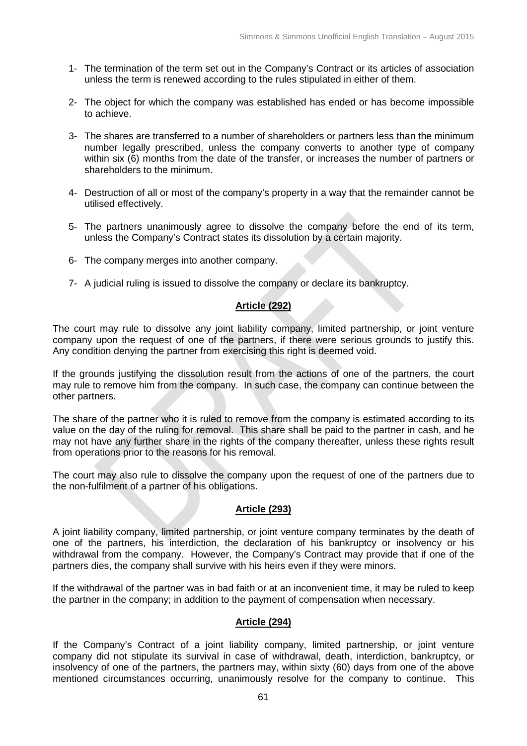1- The termination of the term set out in the Company's Contract or its articles of association unless the term is renewed according to the rules stipulated in either of them.

2- The object for which the company was established has ended or has become impossible to achieve.

3- The shares are transferred to a number of shareholders or partners less than the minimum number legally prescribed, unless the company converts to another type of company within six (6) months from the date of the transfer, or increases the number of partners or shareholders to the minimum.

4- Destruction of all or most of the company's property in a way that the remainder cannot be utilised effectively.

5- The partners unanimously agree to dissolve the company before the end of its term, unless the Company's Contract states its dissolution by a certain majority.

6- The company merges into another company.

7- A judicial ruling is issued to dissolve the company or declare its bankruptcy.

**Article (292)**

The court may rule to dissolve any joint liability company, limited partnership, or joint venture company upon the request of one of the partners, if there were serious grounds to justify this. Any condition denying the partner from exercising this right is deemed void.

If the grounds justifying the dissolution result from the actions of one of the partners, the court may rule to remove him from the company. In such case, the company can continue between the other partners.

The share of the partner who it is ruled to remove from the company is estimated according to its value on the day of the ruling for removal. This share shall be paid to the partner in cash, and he may not have any further share in the rights of the company thereafter, unless these rights result from operations prior to the reasons for his removal.

The court may also rule to dissolve the company upon the request of one of the partners due to the non-fulfilment of a partner of his obligations.

**Article (293)**

A joint liability company, limited partnership, or joint venture company terminates by the death of one of the partners, his interdiction, the declaration of his bankruptcy or insolvency or his withdrawal from the company. However, the Company's Contract may provide that if one of the partners dies, the company shall survive with his heirs even if they were minors.

If the withdrawal of the partner was in bad faith or at an inconvenient time, it may be ruled to keep the partner in the company; in addition to the payment of compensation when necessary.

**Article (294)**

If the Company's Contract of a joint liability company, limited partnership, or joint venture company did not stipulate its survival in case of withdrawal, death, interdiction, bankruptcy, or insolvency of one of the partners, the partners may, within sixty (60) days from one of the above mentioned circumstances occurring, unanimously resolve for the company to continue. This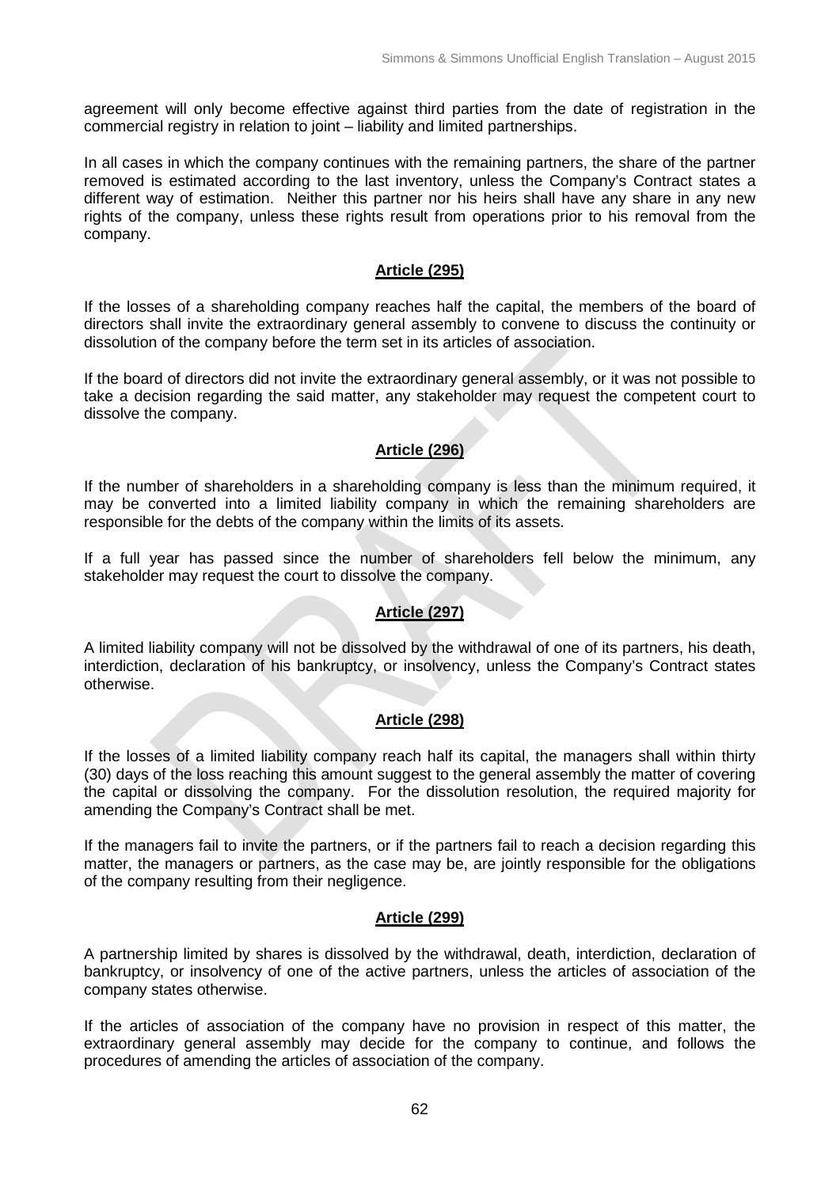agreement will only become effective against third parties from the date of registration in the commercial registry in relation to joint – liability and limited partnerships.

In all cases in which the company continues with the remaining partners, the share of the partner removed is estimated according to the last inventory, unless the Company's Contract states a different way of estimation. Neither this partner nor his heirs shall have any share in any new rights of the company, unless these rights result from operations prior to his removal from the company.

## Article (295)

If the losses of a shareholding company reaches half the capital, the members of the board of directors shall invite the extraordinary general assembly to convene to discuss the continuity or dissolution of the company before the term set in its articles of association.

If the board of directors did not invite the extraordinary general assembly, or it was not possible to take a decision regarding the said matter, any stakeholder may request the competent court to dissolve the company.

## Article (296)

If the number of shareholders in a shareholding company is less than the minimum required, it may be converted into a limited liability company in which the remaining shareholders are responsible for the debts of the company within the limits of its assets.

If a full year has passed since the number of shareholders fell below the minimum, any stakeholder may request the court to dissolve the company.

## Article (297)

A limited liability company will not be dissolved by the withdrawal of one of its partners, his death, interdiction, declaration of his bankruptcy, or insolvency, unless the Company's Contract states otherwise.

## Article (298)

If the losses of a limited liability company reach half its capital, the managers shall within thirty (30) days of the loss reaching this amount suggest to the general assembly the matter of covering the capital or dissolving the company. For the dissolution resolution, the required majority for amending the Company's Contract shall be met.

If the managers fail to invite the partners, or if the partners fail to reach a decision regarding this matter, the managers or partners, as the case may be, are jointly responsible for the obligations of the company resulting from their negligence.

## Article (299)

A partnership limited by shares is dissolved by the withdrawal, death, interdiction, declaration of bankruptcy, or insolvency of one of the active partners, unless the articles of association of the company states otherwise.

If the articles of association of the company have no provision in respect of this matter, the extraordinary general assembly may decide for the company to continue, and follows the procedures of amending the articles of association of the company.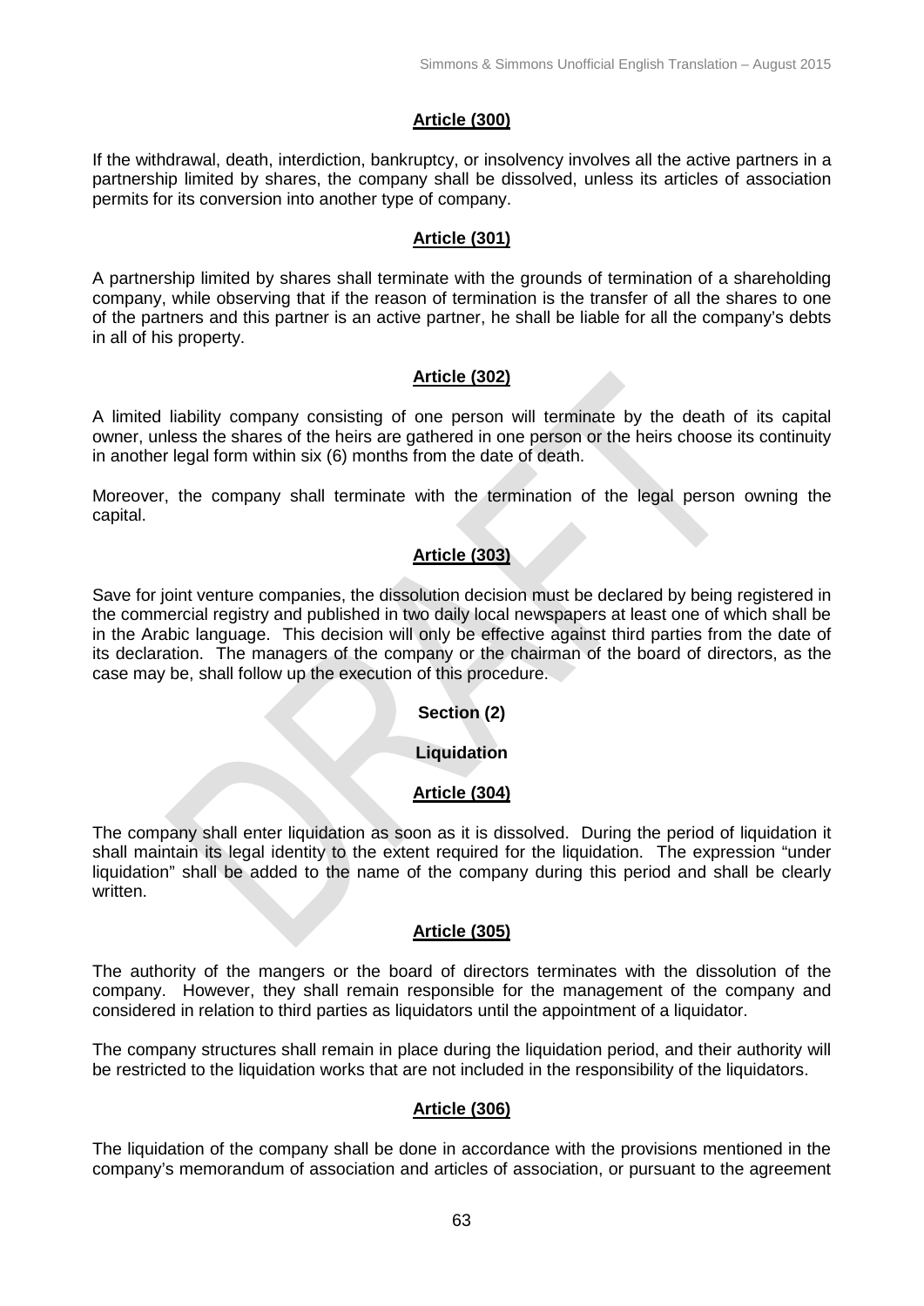**Article (300)**

If the withdrawal, death, interdiction, bankruptcy, or insolvency involves all the active partners in a partnership limited by shares, the company shall be dissolved, unless its articles of association permits for its conversion into another type of company.

**Article (301)**

A partnership limited by shares shall terminate with the grounds of termination of a shareholding company, while observing that if the reason of termination is the transfer of all the shares to one of the partners and this partner is an active partner, he shall be liable for all the company's debts in all of his property.

**Article (302)**

A limited liability company consisting of one person will terminate by the death of its capital owner, unless the shares of the heirs are gathered in one person or the heirs choose its continuity in another legal form within six (6) months from the date of death.

Moreover, the company shall terminate with the termination of the legal person owning the capital.

**Article (303)**

Save for joint venture companies, the dissolution decision must be declared by being registered in the commercial registry and published in two daily local newspapers at least one of which shall be in the Arabic language. This decision will only be effective against third parties from the date of its declaration. The managers of the company or the chairman of the board of directors, as the case may be, shall follow up the execution of this procedure.

## Section (2)

## Liquidation

**Article (304)**

The company shall enter liquidation as soon as it is dissolved. During the period of liquidation it shall maintain its legal identity to the extent required for the liquidation. The expression "under liquidation" shall be added to the name of the company during this period and shall be clearly written.

**Article (305)**

The authority of the mangers or the board of directors terminates with the dissolution of the company. However, they shall remain responsible for the management of the company and considered in relation to third parties as liquidators until the appointment of a liquidator.

The company structures shall remain in place during the liquidation period, and their authority will be restricted to the liquidation works that are not included in the responsibility of the liquidators.

**Article (306)**

The liquidation of the company shall be done in accordance with the provisions mentioned in the company's memorandum of association and articles of association, or pursuant to the agreement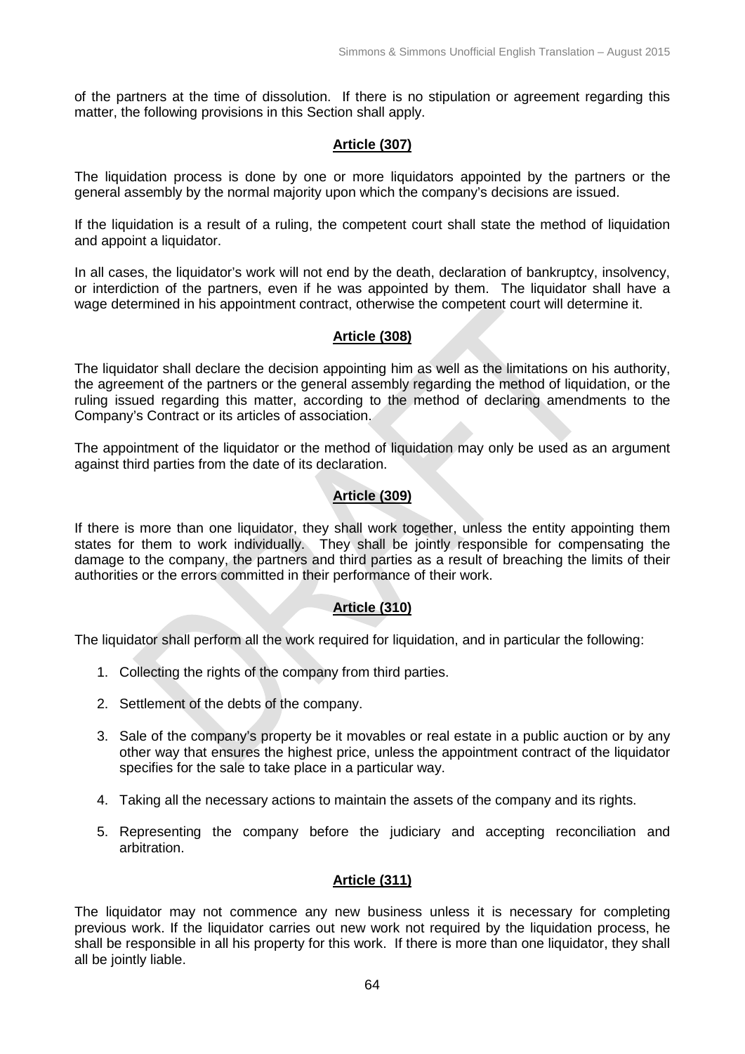of the partners at the time of dissolution. If there is no stipulation or agreement regarding this matter, the following provisions in this Section shall apply.

## Article (307)

The liquidation process is done by one or more liquidators appointed by the partners or the general assembly by the normal majority upon which the company's decisions are issued.

If the liquidation is a result of a ruling, the competent court shall state the method of liquidation and appoint a liquidator.

In all cases, the liquidator's work will not end by the death, declaration of bankruptcy, insolvency, or interdiction of the partners, even if he was appointed by them. The liquidator shall have a wage determined in his appointment contract, otherwise the competent court will determine it.

## Article (308)

The liquidator shall declare the decision appointing him as well as the limitations on his authority, the agreement of the partners or the general assembly regarding the method of liquidation, or the ruling issued regarding this matter, according to the method of declaring amendments to the Company's Contract or its articles of association.

The appointment of the liquidator or the method of liquidation may only be used as an argument against third parties from the date of its declaration.

## Article (309)

If there is more than one liquidator, they shall work together, unless the entity appointing them states for them to work individually. They shall be jointly responsible for compensating the damage to the company, the partners and third parties as a result of breaching the limits of their authorities or the errors committed in their performance of their work.

## Article (310)

The liquidator shall perform all the work required for liquidation, and in particular the following:

1. Collecting the rights of the company from third parties.
2. Settlement of the debts of the company.
3. Sale of the company's property be it movables or real estate in a public auction or by any other way that ensures the highest price, unless the appointment contract of the liquidator specifies for the sale to take place in a particular way.
4. Taking all the necessary actions to maintain the assets of the company and its rights.
5. Representing the company before the judiciary and accepting reconciliation and arbitration.

## Article (311)

The liquidator may not commence any new business unless it is necessary for completing previous work. If the liquidator carries out new work not required by the liquidation process, he shall be responsible in all his property for this work. If there is more than one liquidator, they shall all be jointly liable.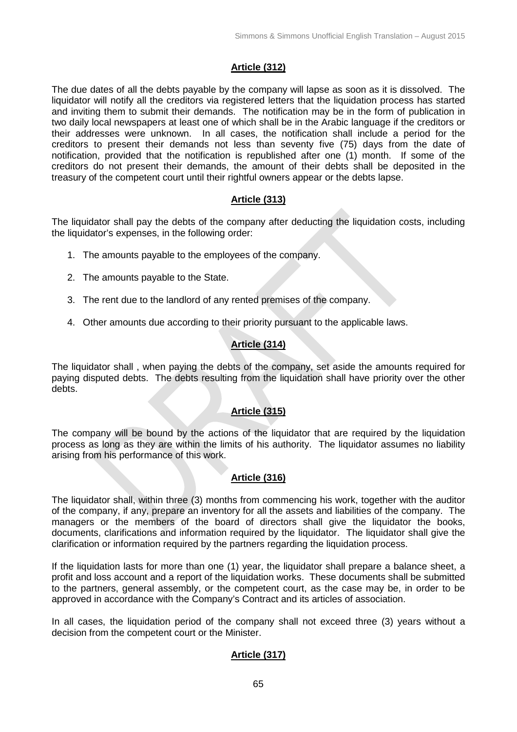## Article (312)

The due dates of all the debts payable by the company will lapse as soon as it is dissolved. The liquidator will notify all the creditors via registered letters that the liquidation process has started and inviting them to submit their demands. The notification may be in the form of publication in two daily local newspapers at least one of which shall be in the Arabic language if the creditors or their addresses were unknown. In all cases, the notification shall include a period for the creditors to present their demands not less than seventy five (75) days from the date of notification, provided that the notification is republished after one (1) month. If some of the creditors do not present their demands, the amount of their debts shall be deposited in the treasury of the competent court until their rightful owners appear or the debts lapse.

## Article (313)

The liquidator shall pay the debts of the company after deducting the liquidation costs, including the liquidator's expenses, in the following order:

1. The amounts payable to the employees of the company.
2. The amounts payable to the State.
3. The rent due to the landlord of any rented premises of the company.
4. Other amounts due according to their priority pursuant to the applicable laws.

## Article (314)

The liquidator shall , when paying the debts of the company, set aside the amounts required for paying disputed debts. The debts resulting from the liquidation shall have priority over the other debts.

## Article (315)

The company will be bound by the actions of the liquidator that are required by the liquidation process as long as they are within the limits of his authority. The liquidator assumes no liability arising from his performance of this work.

## Article (316)

The liquidator shall, within three (3) months from commencing his work, together with the auditor of the company, if any, prepare an inventory for all the assets and liabilities of the company. The managers or the members of the board of directors shall give the liquidator the books, documents, clarifications and information required by the liquidator. The liquidator shall give the clarification or information required by the partners regarding the liquidation process.

If the liquidation lasts for more than one (1) year, the liquidator shall prepare a balance sheet, a profit and loss account and a report of the liquidation works. These documents shall be submitted to the partners, general assembly, or the competent court, as the case may be, in order to be approved in accordance with the Company's Contract and its articles of association.

In all cases, the liquidation period of the company shall not exceed three (3) years without a decision from the competent court or the Minister.

## Article (317)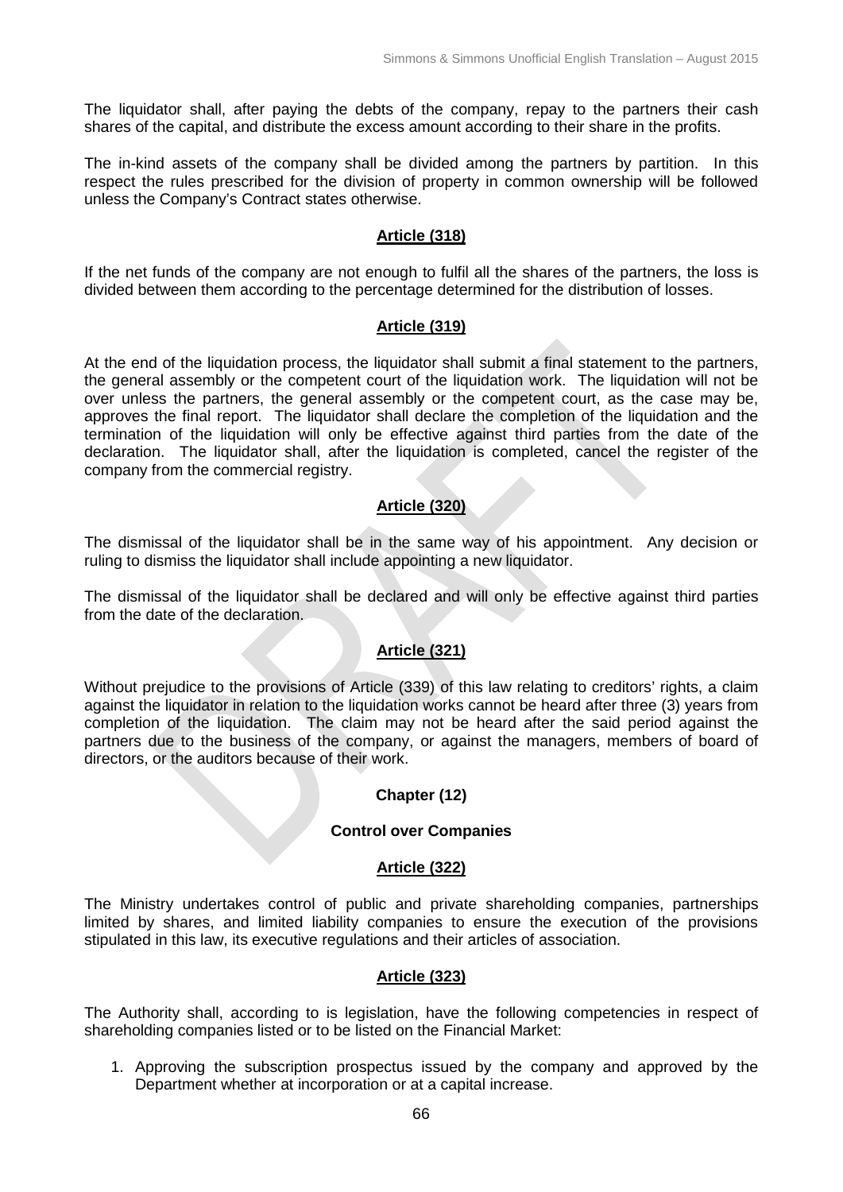The liquidator shall, after paying the debts of the company, repay to the partners their cash shares of the capital, and distribute the excess amount according to their share in the profits.

The in-kind assets of the company shall be divided among the partners by partition. In this respect the rules prescribed for the division of property in common ownership will be followed unless the Company's Contract states otherwise.

**Article (318)**

If the net funds of the company are not enough to fulfil all the shares of the partners, the loss is divided between them according to the percentage determined for the distribution of losses.

**Article (319)**

At the end of the liquidation process, the liquidator shall submit a final statement to the partners, the general assembly or the competent court of the liquidation work. The liquidation will not be over unless the partners, the general assembly or the competent court, as the case may be, approves the final report. The liquidator shall declare the completion of the liquidation and the termination of the liquidation will only be effective against third parties from the date of the declaration. The liquidator shall, after the liquidation is completed, cancel the register of the company from the commercial registry.

**Article (320)**

The dismissal of the liquidator shall be in the same way of his appointment. Any decision or ruling to dismiss the liquidator shall include appointing a new liquidator.

The dismissal of the liquidator shall be declared and will only be effective against third parties from the date of the declaration.

**Article (321)**

Without prejudice to the provisions of Article (339) of this law relating to creditors' rights, a claim against the liquidator in relation to the liquidation works cannot be heard after three (3) years from completion of the liquidation. The claim may not be heard after the said period against the partners due to the business of the company, or against the managers, members of board of directors, or the auditors because of their work.

## Chapter (12)

## Control over Companies

**Article (322)**

The Ministry undertakes control of public and private shareholding companies, partnerships limited by shares, and limited liability companies to ensure the execution of the provisions stipulated in this law, its executive regulations and their articles of association.

**Article (323)**

The Authority shall, according to is legislation, have the following competencies in respect of shareholding companies listed or to be listed on the Financial Market:

1. Approving the subscription prospectus issued by the company and approved by the Department whether at incorporation or at a capital increase.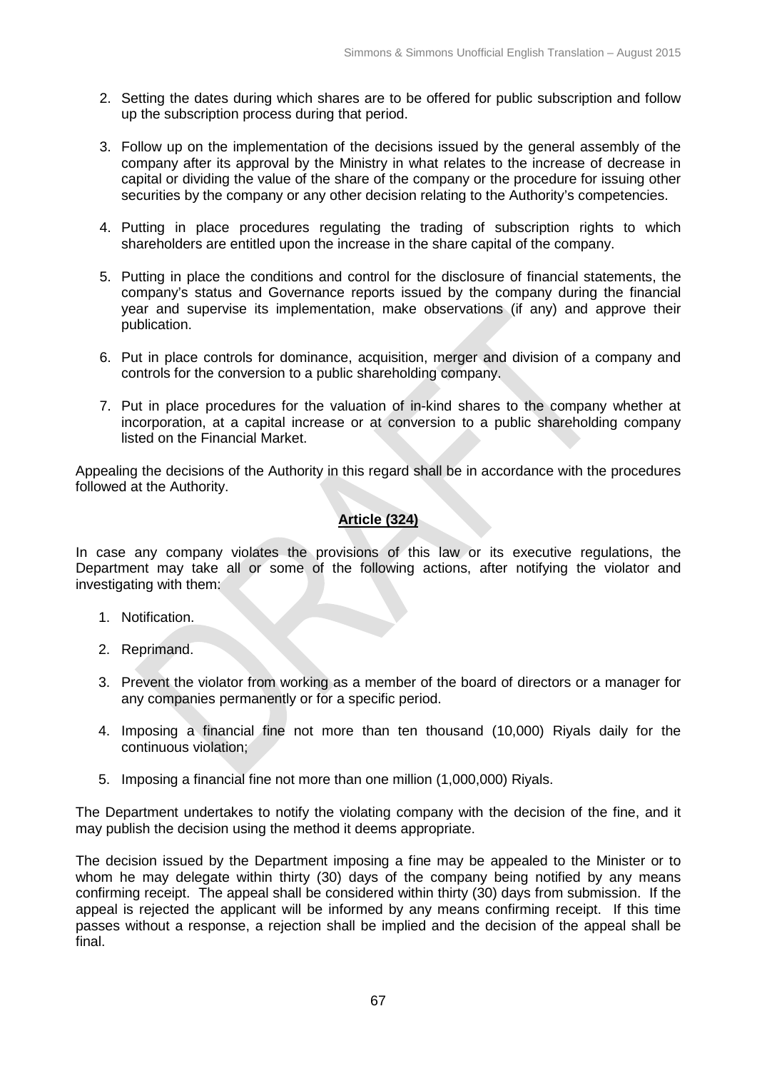2. Setting the dates during which shares are to be offered for public subscription and follow up the subscription process during that period.

3. Follow up on the implementation of the decisions issued by the general assembly of the company after its approval by the Ministry in what relates to the increase of decrease in capital or dividing the value of the share of the company or the procedure for issuing other securities by the company or any other decision relating to the Authority's competencies.

4. Putting in place procedures regulating the trading of subscription rights to which shareholders are entitled upon the increase in the share capital of the company.

5. Putting in place the conditions and control for the disclosure of financial statements, the company's status and Governance reports issued by the company during the financial year and supervise its implementation, make observations (if any) and approve their publication.

6. Put in place controls for dominance, acquisition, merger and division of a company and controls for the conversion to a public shareholding company.

7. Put in place procedures for the valuation of in-kind shares to the company whether at incorporation, at a capital increase or at conversion to a public shareholding company listed on the Financial Market.

Appealing the decisions of the Authority in this regard shall be in accordance with the procedures followed at the Authority.

## Article (324)

In case any company violates the provisions of this law or its executive regulations, the Department may take all or some of the following actions, after notifying the violator and investigating with them:

1. Notification.

2. Reprimand.

3. Prevent the violator from working as a member of the board of directors or a manager for any companies permanently or for a specific period.

4. Imposing a financial fine not more than ten thousand (10,000) Riyals daily for the continuous violation;

5. Imposing a financial fine not more than one million (1,000,000) Riyals.

The Department undertakes to notify the violating company with the decision of the fine, and it may publish the decision using the method it deems appropriate.

The decision issued by the Department imposing a fine may be appealed to the Minister or to whom he may delegate within thirty (30) days of the company being notified by any means confirming receipt. The appeal shall be considered within thirty (30) days from submission. If the appeal is rejected the applicant will be informed by any means confirming receipt. If this time passes without a response, a rejection shall be implied and the decision of the appeal shall be final.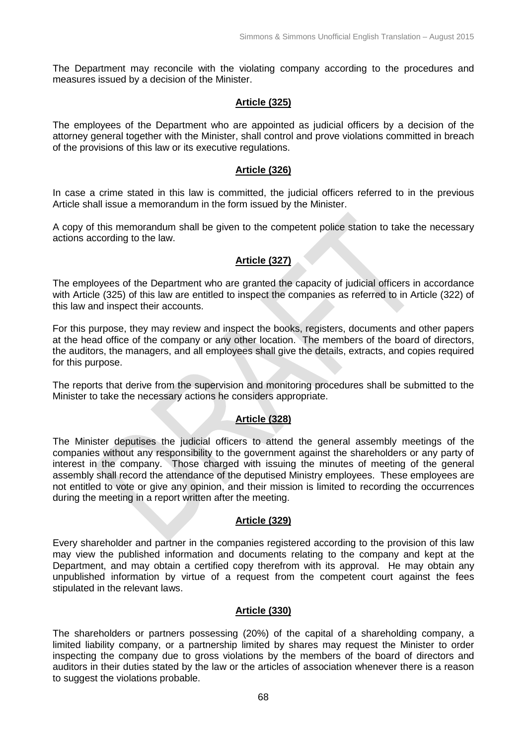The Department may reconcile with the violating company according to the procedures and measures issued by a decision of the Minister.

## Article (325)

The employees of the Department who are appointed as judicial officers by a decision of the attorney general together with the Minister, shall control and prove violations committed in breach of the provisions of this law or its executive regulations.

## Article (326)

In case a crime stated in this law is committed, the judicial officers referred to in the previous Article shall issue a memorandum in the form issued by the Minister.

A copy of this memorandum shall be given to the competent police station to take the necessary actions according to the law.

## Article (327)

The employees of the Department who are granted the capacity of judicial officers in accordance with Article (325) of this law are entitled to inspect the companies as referred to in Article (322) of this law and inspect their accounts.

For this purpose, they may review and inspect the books, registers, documents and other papers at the head office of the company or any other location. The members of the board of directors, the auditors, the managers, and all employees shall give the details, extracts, and copies required for this purpose.

The reports that derive from the supervision and monitoring procedures shall be submitted to the Minister to take the necessary actions he considers appropriate.

## Article (328)

The Minister deputises the judicial officers to attend the general assembly meetings of the companies without any responsibility to the government against the shareholders or any party of interest in the company. Those charged with issuing the minutes of meeting of the general assembly shall record the attendance of the deputised Ministry employees. These employees are not entitled to vote or give any opinion, and their mission is limited to recording the occurrences during the meeting in a report written after the meeting.

## Article (329)

Every shareholder and partner in the companies registered according to the provision of this law may view the published information and documents relating to the company and kept at the Department, and may obtain a certified copy therefrom with its approval. He may obtain any unpublished information by virtue of a request from the competent court against the fees stipulated in the relevant laws.

## Article (330)

The shareholders or partners possessing (20%) of the capital of a shareholding company, a limited liability company, or a partnership limited by shares may request the Minister to order inspecting the company due to gross violations by the members of the board of directors and auditors in their duties stated by the law or the articles of association whenever there is a reason to suggest the violations probable.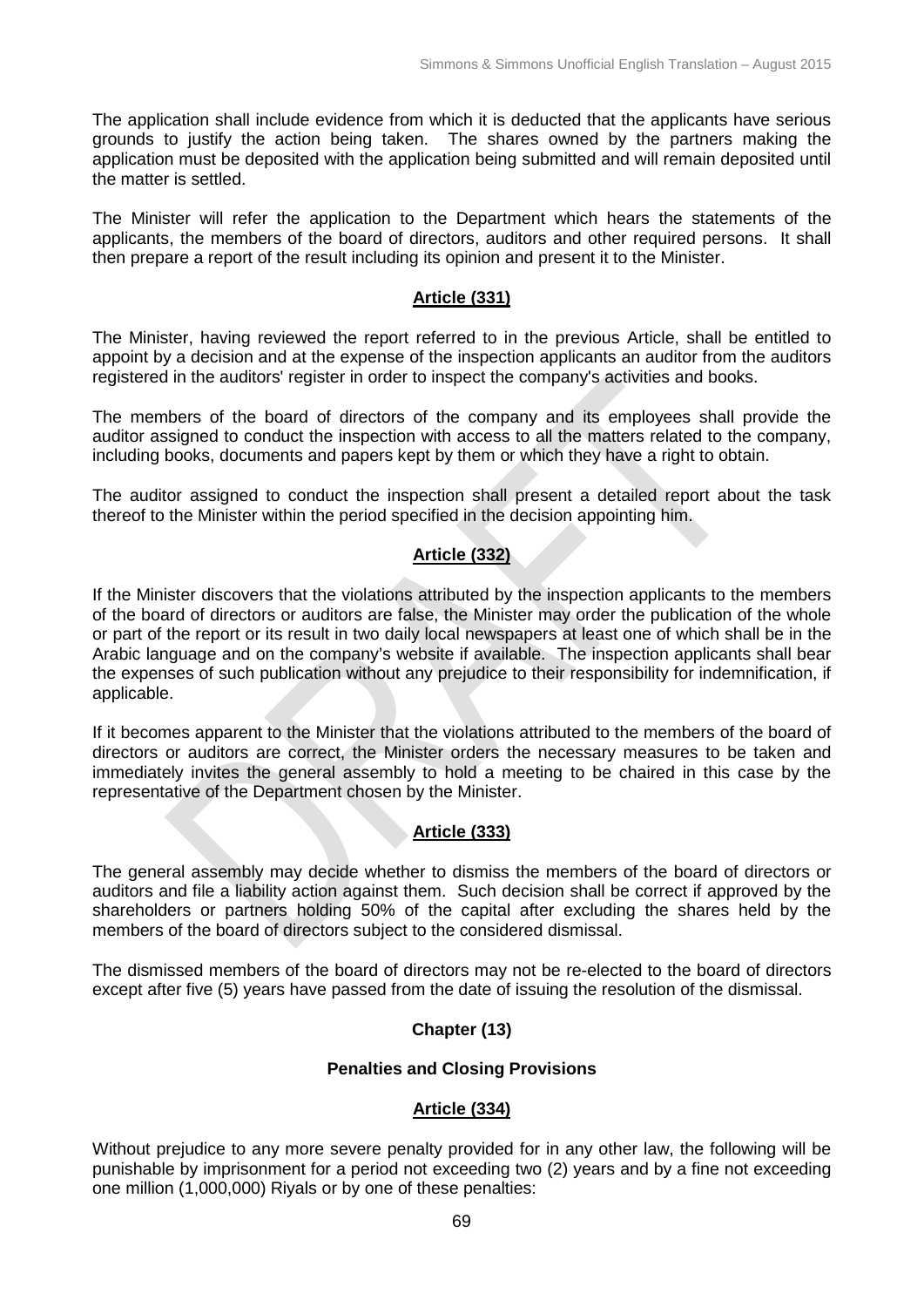The application shall include evidence from which it is deducted that the applicants have serious grounds to justify the action being taken. The shares owned by the partners making the application must be deposited with the application being submitted and will remain deposited until the matter is settled.

The Minister will refer the application to the Department which hears the statements of the applicants, the members of the board of directors, auditors and other required persons. It shall then prepare a report of the result including its opinion and present it to the Minister.

## Article (331)

The Minister, having reviewed the report referred to in the previous Article, shall be entitled to appoint by a decision and at the expense of the inspection applicants an auditor from the auditors registered in the auditors' register in order to inspect the company's activities and books.

The members of the board of directors of the company and its employees shall provide the auditor assigned to conduct the inspection with access to all the matters related to the company, including books, documents and papers kept by them or which they have a right to obtain.

The auditor assigned to conduct the inspection shall present a detailed report about the task thereof to the Minister within the period specified in the decision appointing him.

## Article (332)

If the Minister discovers that the violations attributed by the inspection applicants to the members of the board of directors or auditors are false, the Minister may order the publication of the whole or part of the report or its result in two daily local newspapers at least one of which shall be in the Arabic language and on the company's website if available. The inspection applicants shall bear the expenses of such publication without any prejudice to their responsibility for indemnification, if applicable.

If it becomes apparent to the Minister that the violations attributed to the members of the board of directors or auditors are correct, the Minister orders the necessary measures to be taken and immediately invites the general assembly to hold a meeting to be chaired in this case by the representative of the Department chosen by the Minister.

## Article (333)

The general assembly may decide whether to dismiss the members of the board of directors or auditors and file a liability action against them. Such decision shall be correct if approved by the shareholders or partners holding 50% of the capital after excluding the shares held by the members of the board of directors subject to the considered dismissal.

The dismissed members of the board of directors may not be re-elected to the board of directors except after five (5) years have passed from the date of issuing the resolution of the dismissal.

# Chapter (13)

# Penalties and Closing Provisions

## Article (334)

Without prejudice to any more severe penalty provided for in any other law, the following will be punishable by imprisonment for a period not exceeding two (2) years and by a fine not exceeding one million (1,000,000) Riyals or by one of these penalties: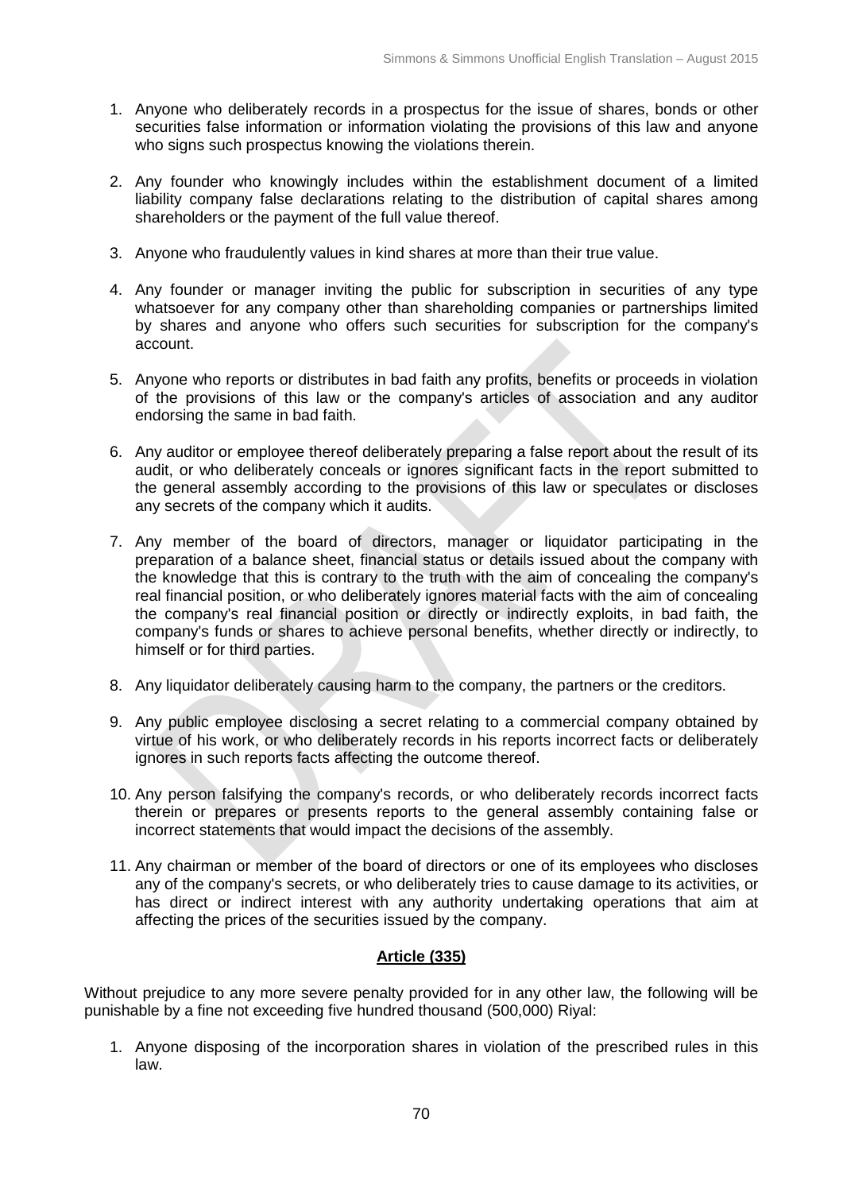1. Anyone who deliberately records in a prospectus for the issue of shares, bonds or other securities false information or information violating the provisions of this law and anyone who signs such prospectus knowing the violations therein.

2. Any founder who knowingly includes within the establishment document of a limited liability company false declarations relating to the distribution of capital shares among shareholders or the payment of the full value thereof.

3. Anyone who fraudulently values in kind shares at more than their true value.

4. Any founder or manager inviting the public for subscription in securities of any type whatsoever for any company other than shareholding companies or partnerships limited by shares and anyone who offers such securities for subscription for the company's account.

5. Anyone who reports or distributes in bad faith any profits, benefits or proceeds in violation of the provisions of this law or the company's articles of association and any auditor endorsing the same in bad faith.

6. Any auditor or employee thereof deliberately preparing a false report about the result of its audit, or who deliberately conceals or ignores significant facts in the report submitted to the general assembly according to the provisions of this law or speculates or discloses any secrets of the company which it audits.

7. Any member of the board of directors, manager or liquidator participating in the preparation of a balance sheet, financial status or details issued about the company with the knowledge that this is contrary to the truth with the aim of concealing the company's real financial position, or who deliberately ignores material facts with the aim of concealing the company's real financial position or directly or indirectly exploits, in bad faith, the company's funds or shares to achieve personal benefits, whether directly or indirectly, to himself or for third parties.

8. Any liquidator deliberately causing harm to the company, the partners or the creditors.

9. Any public employee disclosing a secret relating to a commercial company obtained by virtue of his work, or who deliberately records in his reports incorrect facts or deliberately ignores in such reports facts affecting the outcome thereof.

10. Any person falsifying the company's records, or who deliberately records incorrect facts therein or prepares or presents reports to the general assembly containing false or incorrect statements that would impact the decisions of the assembly.

11. Any chairman or member of the board of directors or one of its employees who discloses any of the company's secrets, or who deliberately tries to cause damage to its activities, or has direct or indirect interest with any authority undertaking operations that aim at affecting the prices of the securities issued by the company.

## Article (335)

Without prejudice to any more severe penalty provided for in any other law, the following will be punishable by a fine not exceeding five hundred thousand (500,000) Riyal:

1. Anyone disposing of the incorporation shares in violation of the prescribed rules in this law.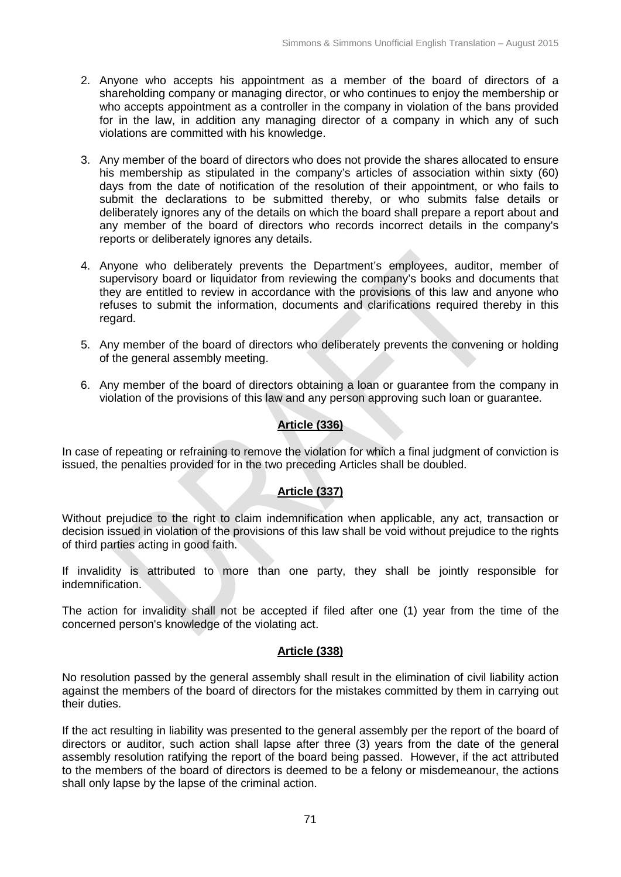2. Anyone who accepts his appointment as a member of the board of directors of a shareholding company or managing director, or who continues to enjoy the membership or who accepts appointment as a controller in the company in violation of the bans provided for in the law, in addition any managing director of a company in which any of such violations are committed with his knowledge.

3. Any member of the board of directors who does not provide the shares allocated to ensure his membership as stipulated in the company's articles of association within sixty (60) days from the date of notification of the resolution of their appointment, or who fails to submit the declarations to be submitted thereby, or who submits false details or deliberately ignores any of the details on which the board shall prepare a report about and any member of the board of directors who records incorrect details in the company's reports or deliberately ignores any details.

4. Anyone who deliberately prevents the Department's employees, auditor, member of supervisory board or liquidator from reviewing the company's books and documents that they are entitled to review in accordance with the provisions of this law and anyone who refuses to submit the information, documents and clarifications required thereby in this regard.

5. Any member of the board of directors who deliberately prevents the convening or holding of the general assembly meeting.

6. Any member of the board of directors obtaining a loan or guarantee from the company in violation of the provisions of this law and any person approving such loan or guarantee.

## Article (336)

In case of repeating or refraining to remove the violation for which a final judgment of conviction is issued, the penalties provided for in the two preceding Articles shall be doubled.

## Article (337)

Without prejudice to the right to claim indemnification when applicable, any act, transaction or decision issued in violation of the provisions of this law shall be void without prejudice to the rights of third parties acting in good faith.

If invalidity is attributed to more than one party, they shall be jointly responsible for indemnification.

The action for invalidity shall not be accepted if filed after one (1) year from the time of the concerned person's knowledge of the violating act.

## Article (338)

No resolution passed by the general assembly shall result in the elimination of civil liability action against the members of the board of directors for the mistakes committed by them in carrying out their duties.

If the act resulting in liability was presented to the general assembly per the report of the board of directors or auditor, such action shall lapse after three (3) years from the date of the general assembly resolution ratifying the report of the board being passed. However, if the act attributed to the members of the board of directors is deemed to be a felony or misdemeanour, the actions shall only lapse by the lapse of the criminal action.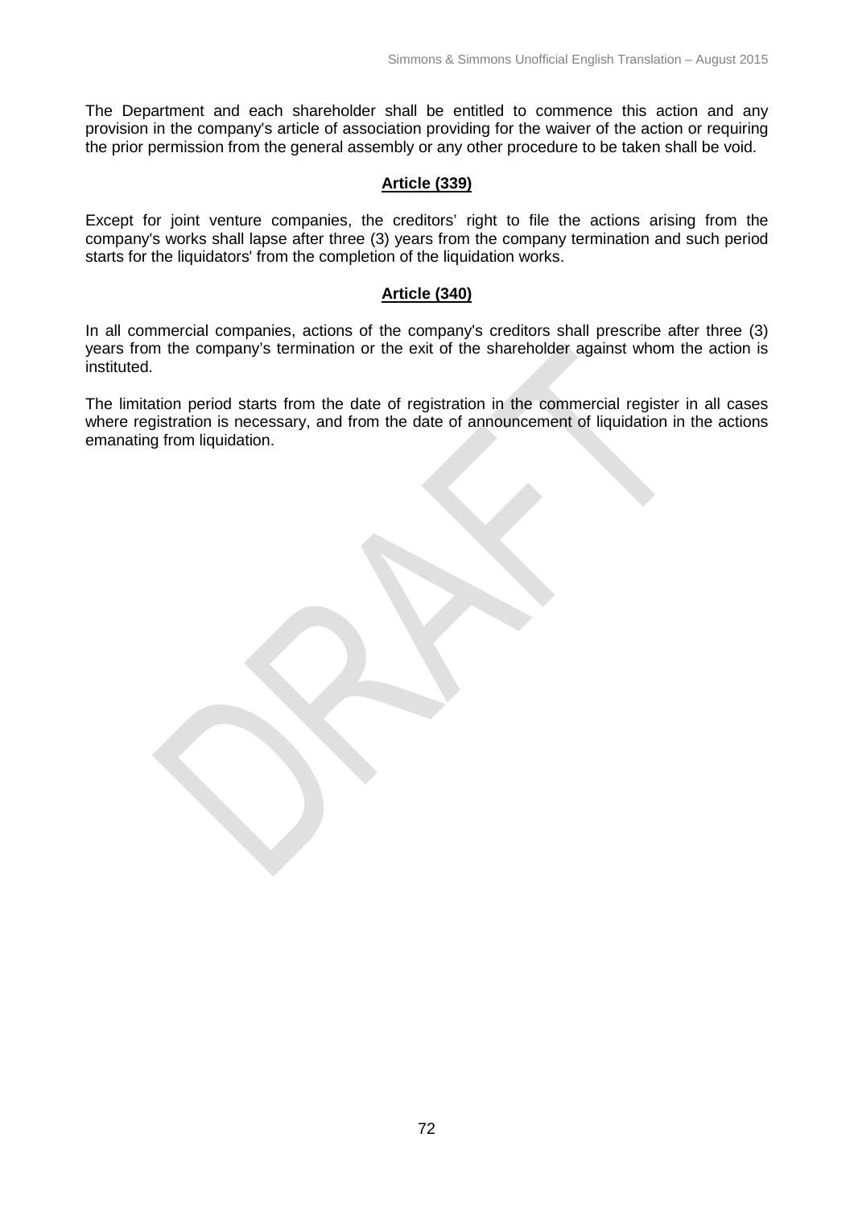The Department and each shareholder shall be entitled to commence this action and any provision in the company's article of association providing for the waiver of the action or requiring the prior permission from the general assembly or any other procedure to be taken shall be void.

**Article (339)**

Except for joint venture companies, the creditors' right to file the actions arising from the company's works shall lapse after three (3) years from the company termination and such period starts for the liquidators' from the completion of the liquidation works.

**Article (340)**

In all commercial companies, actions of the company's creditors shall prescribe after three (3) years from the company's termination or the exit of the shareholder against whom the action is instituted.

The limitation period starts from the date of registration in the commercial register in all cases where registration is necessary, and from the date of announcement of liquidation in the actions emanating from liquidation.